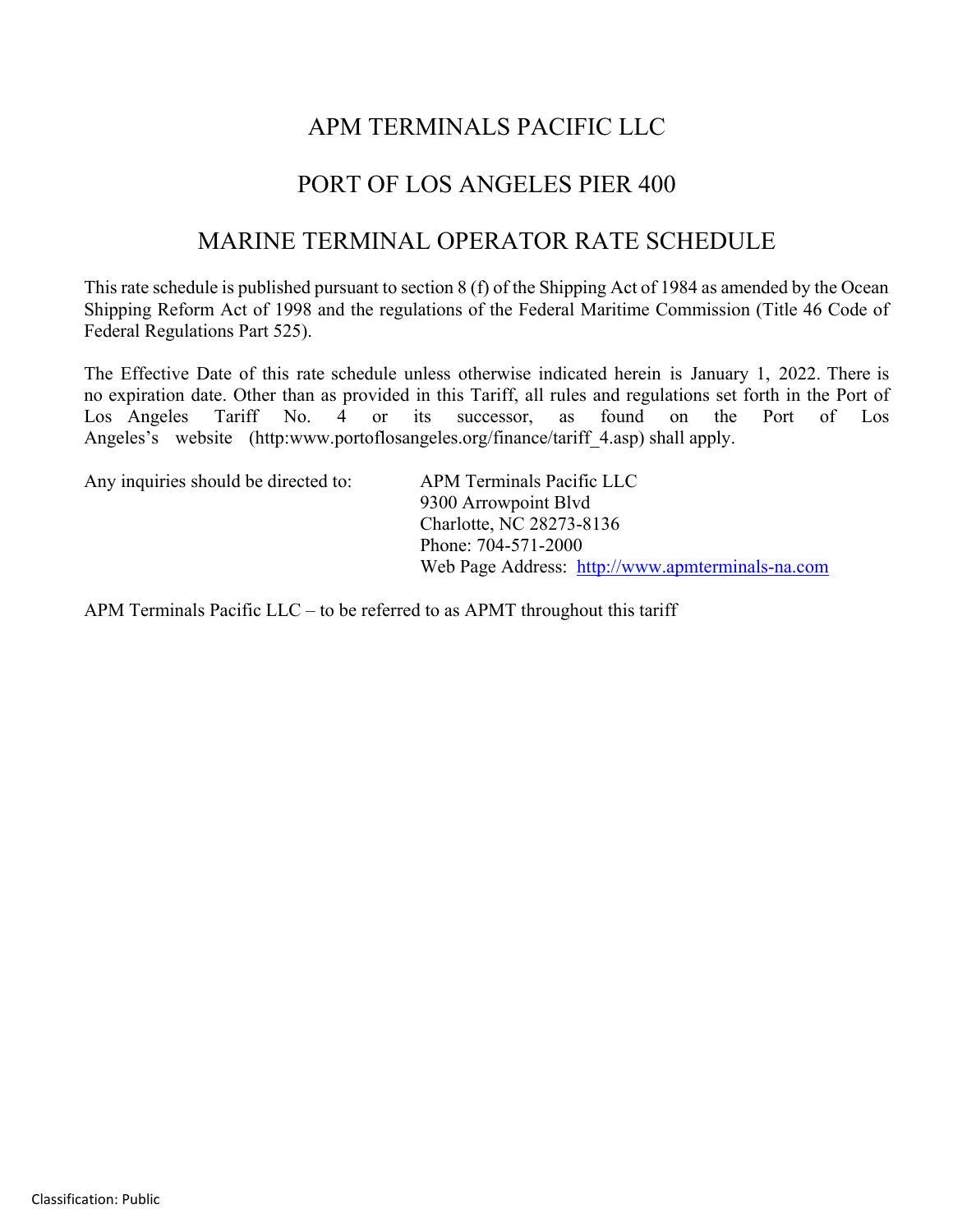# APM TERMINALS PACIFIC LLC

## PORT OF LOS ANGELES PIER 400

## MARINE TERMINAL OPERATOR RATE SCHEDULE

This rate schedule is published pursuant to section 8 (f) of the Shipping Act of 1984 as amended by the Ocean Shipping Reform Act of 1998 and the regulations of the Federal Maritime Commission (Title 46 Code of Federal Regulations Part 525).

The Effective Date of this rate schedule unless otherwise indicated herein is January 1, 2022. There is no expiration date. Other than as provided in this Tariff, all rules and regulations set forth in the Port of Los Angeles Tariff No. 4 or its successor, as found on the Port of Los Angeles's website (http:www.portoflosangeles.org/finance/tariff_4.asp) shall apply.

Any inquiries should be directed to:

APM Terminals Pacific LLC
9300 Arrowpoint Blvd
Charlotte, NC 28273-8136
Phone: 704-571-2000
Web Page Address: [http://www.apmterminals-na.com](http://www.apmterminals-na.com)

APM Terminals Pacific LLC – to be referred to as APMT throughout this tariff

Classification: Public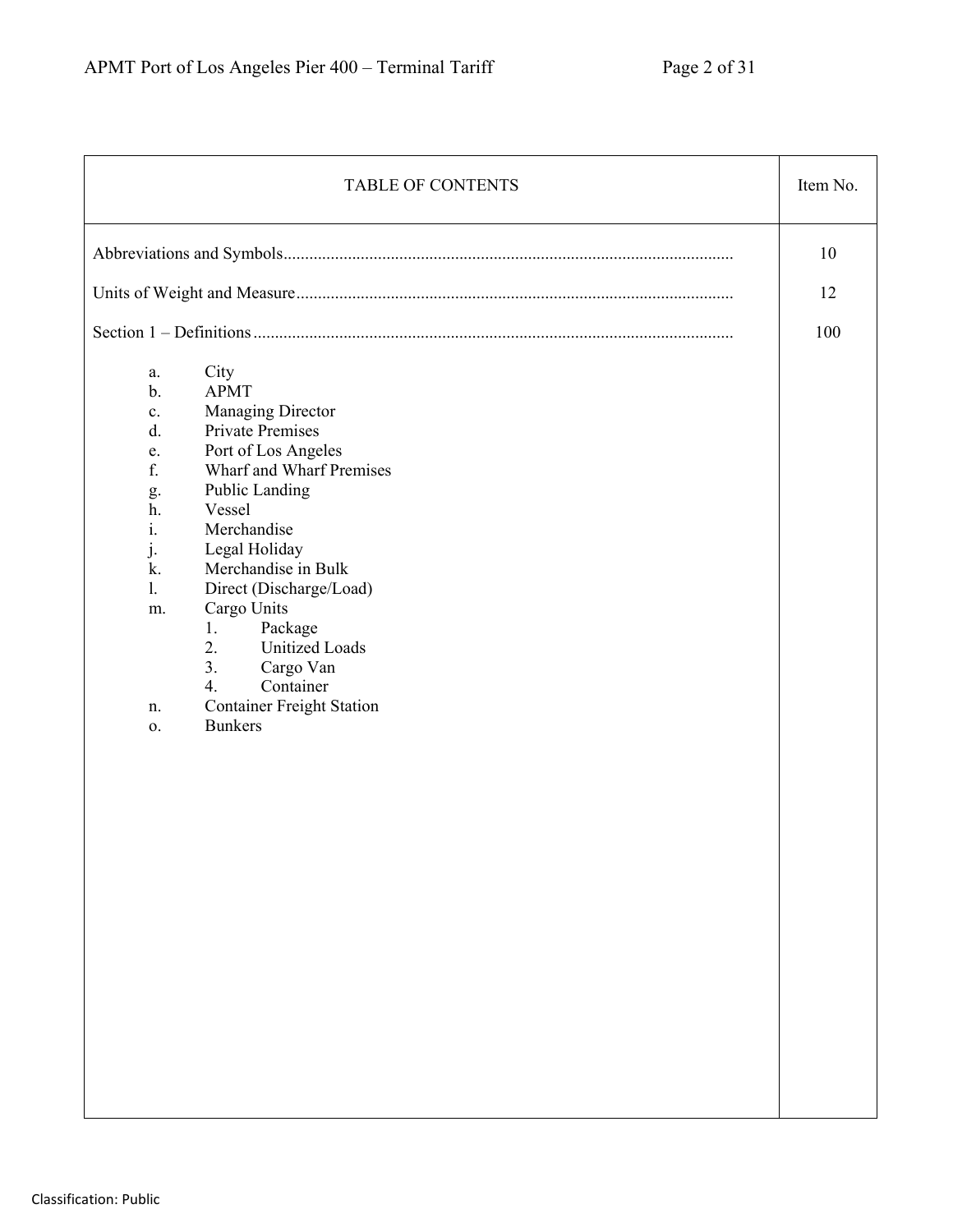| TABLE OF CONTENTS | Item No. |
|---|---|
| Abbreviations and Symbols........................................................................................................ | 10 |
| Units of Weight and Measure..................................................................................................... | 12 |
| Section 1 – Definitions............................................................................................................... | 100 |

a. City
b. APMT
c. Managing Director
d. Private Premises
e. Port of Los Angeles
f. Wharf and Wharf Premises
g. Public Landing
h. Vessel
i. Merchandise
j. Legal Holiday
k. Merchandise in Bulk
l. Direct (Discharge/Load)
m. Cargo Units
   1. Package
   2. Unitized Loads
   3. Cargo Van
   4. Container
n. Container Freight Station
o. Bunkers

Classification: Public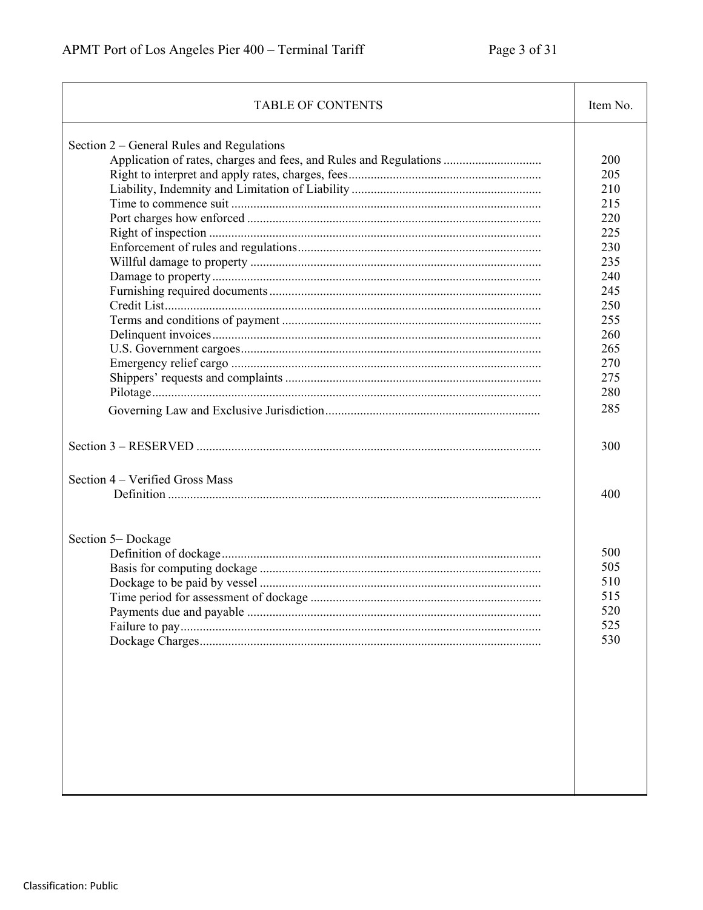| TABLE OF CONTENTS | Item No. |
| --- | --- |
| **Section 2 – General Rules and Regulations** | |
| Application of rates, charges and fees, and Rules and Regulations | 200 |
| Right to interpret and apply rates, charges, fees | 205 |
| Liability, Indemnity and Limitation of Liability | 210 |
| Time to commence suit | 215 |
| Port charges how enforced | 220 |
| Right of inspection | 225 |
| Enforcement of rules and regulations | 230 |
| Willful damage to property | 235 |
| Damage to property | 240 |
| Furnishing required documents | 245 |
| Credit List | 250 |
| Terms and conditions of payment | 255 |
| Delinquent invoices | 260 |
| U.S. Government cargoes | 265 |
| Emergency relief cargo | 270 |
| Shippers' requests and complaints | 275 |
| Pilotage | 280 |
| Governing Law and Exclusive Jurisdiction | 285 |
| **Section 3 – RESERVED** | 300 |
| **Section 4 – Verified Gross Mass** | |
| Definition | 400 |
| **Section 5– Dockage** | |
| Definition of dockage | 500 |
| Basis for computing dockage | 505 |
| Dockage to be paid by vessel | 510 |
| Time period for assessment of dockage | 515 |
| Payments due and payable | 520 |
| Failure to pay | 525 |
| Dockage Charges | 530 |

Classification: Public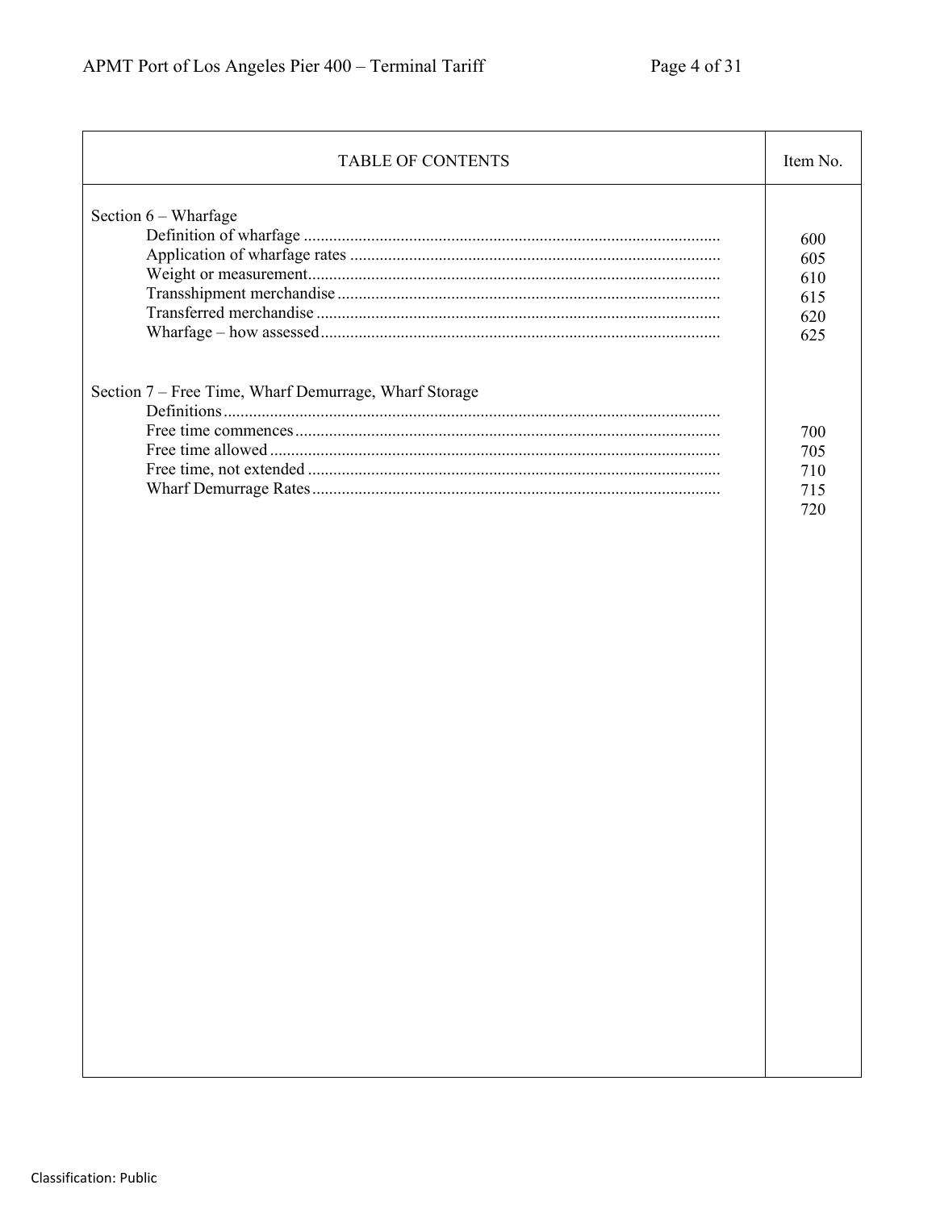| TABLE OF CONTENTS | Item No. |
|---|---|
| **Section 6 – Wharfage** | |
| Definition of wharfage | 600 |
| Application of wharfage rates | 605 |
| Weight or measurement | 610 |
| Transshipment merchandise | 615 |
| Transferred merchandise | 620 |
| Wharfage – how assessed | 625 |
| **Section 7 – Free Time, Wharf Demurrage, Wharf Storage** | |
| Definitions | |
| Free time commences | 700 |
| Free time allowed | 705 |
| Free time, not extended | 710 |
| Wharf Demurrage Rates | 715 |
| | 720 |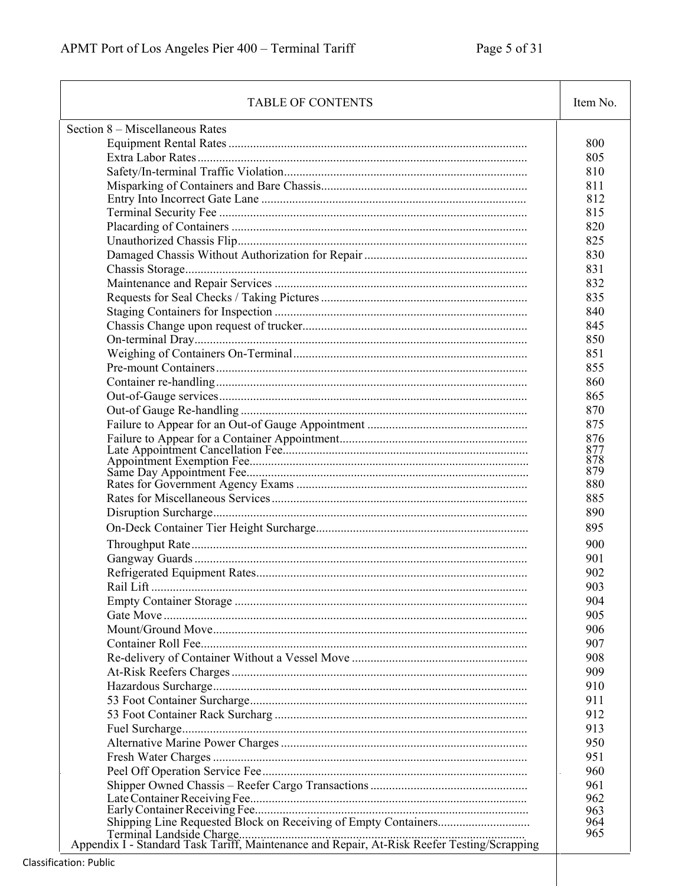| TABLE OF CONTENTS | Item No. |
|---|---|
| Section 8 – Miscellaneous Rates | |
| Equipment Rental Rates | 800 |
| Extra Labor Rates | 805 |
| Safety/In-terminal Traffic Violation | 810 |
| Misparking of Containers and Bare Chassis | 811 |
| Entry Into Incorrect Gate Lane | 812 |
| Terminal Security Fee | 815 |
| Placarding of Containers | 820 |
| Unauthorized Chassis Flip | 825 |
| Damaged Chassis Without Authorization for Repair | 830 |
| Chassis Storage | 831 |
| Maintenance and Repair Services | 832 |
| Requests for Seal Checks / Taking Pictures | 835 |
| Staging Containers for Inspection | 840 |
| Chassis Change upon request of trucker | 845 |
| On-terminal Dray | 850 |
| Weighing of Containers On-Terminal | 851 |
| Pre-mount Containers | 855 |
| Container re-handling | 860 |
| Out-of-Gauge services | 865 |
| Out-of Gauge Re-handling | 870 |
| Failure to Appear for an Out-of Gauge Appointment | 875 |
| Failure to Appear for a Container Appointment | 876 |
| Late Appointment Cancellation Fee | 877 |
| Appointment Exemption Fee | 878 |
| Same Day Appointment Fee | 879 |
| Rates for Government Agency Exams | 880 |
| Rates for Miscellaneous Services | 885 |
| Disruption Surcharge | 890 |
| On-Deck Container Tier Height Surcharge | 895 |
| Throughput Rate | 900 |
| Gangway Guards | 901 |
| Refrigerated Equipment Rates | 902 |
| Rail Lift | 903 |
| Empty Container Storage | 904 |
| Gate Move | 905 |
| Mount/Ground Move | 906 |
| Container Roll Fee | 907 |
| Re-delivery of Container Without a Vessel Move | 908 |
| At-Risk Reefers Charges | 909 |
| Hazardous Surcharge | 910 |
| 53 Foot Container Surcharge | 911 |
| 53 Foot Container Rack Surcharg | 912 |
| Fuel Surcharge | 913 |
| Alternative Marine Power Charges | 950 |
| Fresh Water Charges | 951 |
| Peel Off Operation Service Fee | 960 |
| Shipper Owned Chassis – Reefer Cargo Transactions | 961 |
| Late Container Receiving Fee | 962 |
| Early Container Receiving Fee | 963 |
| Shipping Line Requested Block on Receiving of Empty Containers | 964 |
| Terminal Landside Charge | 965 |
| Appendix I - Standard Task Tariff, Maintenance and Repair, At-Risk Reefer Testing/Scrapping | |

Classification: Public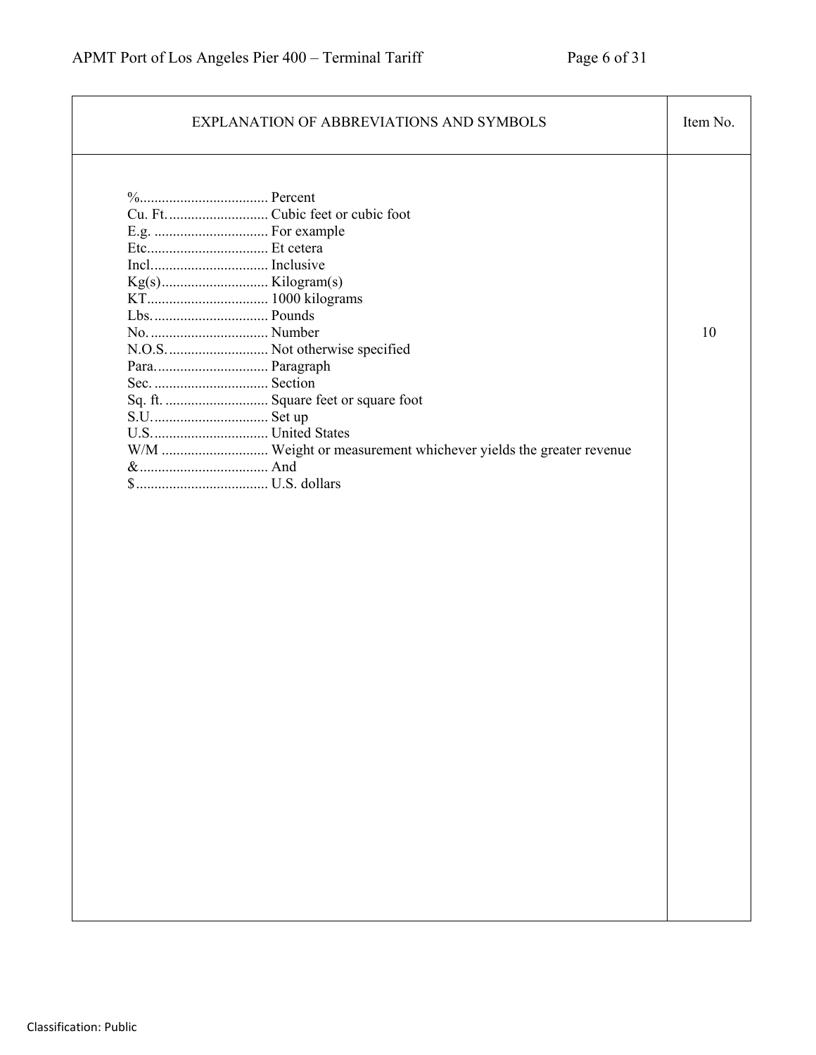| EXPLANATION OF ABBREVIATIONS AND SYMBOLS | Item No. |
|---|---|
| %.................................. Percent<br>Cu. Ft........................... Cubic feet or cubic foot<br>E.g. .............................. For example<br>Etc................................ Et cetera<br>Incl............................... Inclusive<br>Kg(s)............................ Kilogram(s)<br>KT................................ 1000 kilograms<br>Lbs............................... Pounds<br>No................................ Number<br>N.O.S........................... Not otherwise specified<br>Para.............................. Paragraph<br>Sec. .............................. Section<br>Sq. ft. ........................... Square feet or square foot<br>S.U............................... Set up<br>U.S............................... United States<br>W/M ............................ Weight or measurement whichever yields the greater revenue<br>&.................................. And<br>$................................... U.S. dollars | 10 |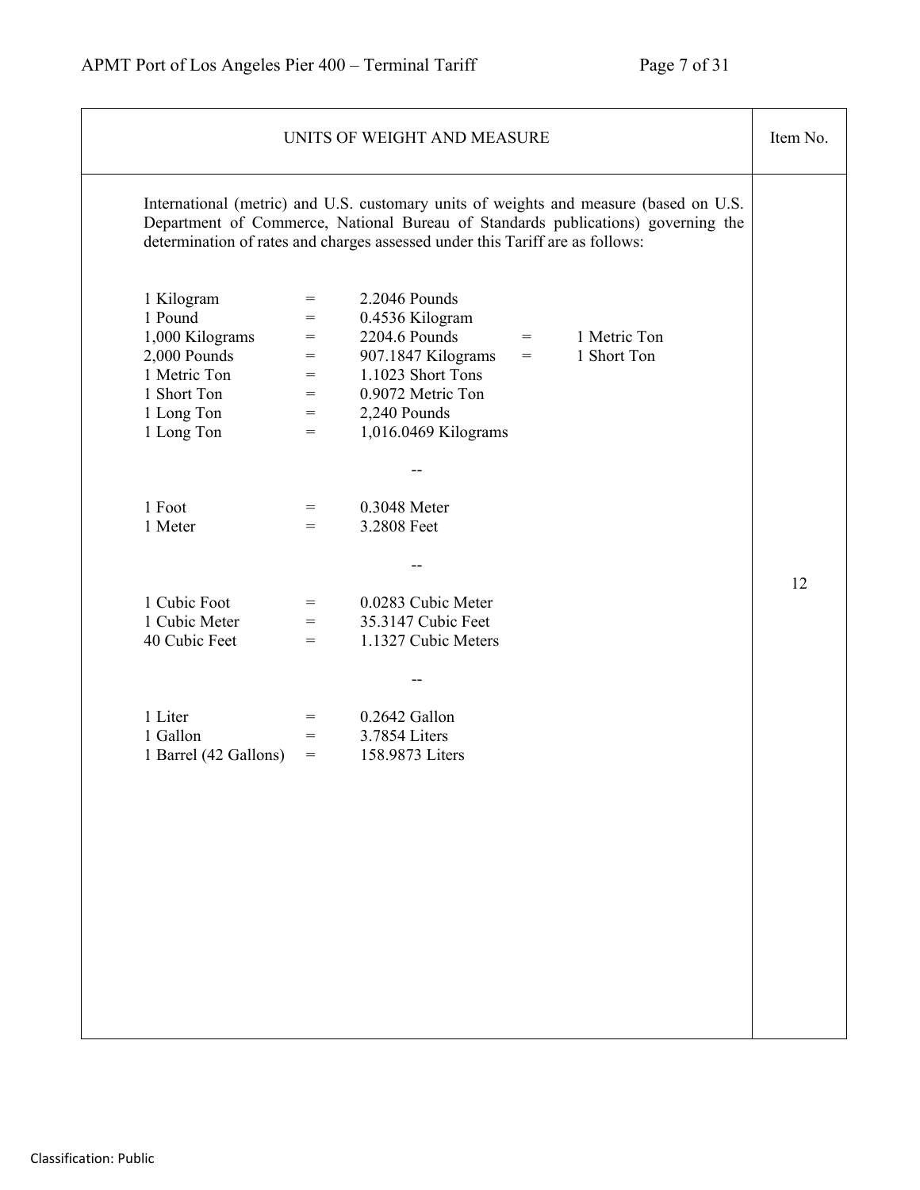| UNITS OF WEIGHT AND MEASURE | Item No. |
|---|---|
| International (metric) and U.S. customary units of weights and measure (based on U.S. Department of Commerce, National Bureau of Standards publications) governing the determination of rates and charges assessed under this Tariff are as follows: | 12 |

| | | | | |
|---|---|---|---|---|
| 1 Kilogram | = | 2.2046 Pounds | | |
| 1 Pound | = | 0.4536 Kilogram | | |
| 1,000 Kilograms | = | 2204.6 Pounds | = | 1 Metric Ton |
| 2,000 Pounds | = | 907.1847 Kilograms | = | 1 Short Ton |
| 1 Metric Ton | = | 1.1023 Short Tons | | |
| 1 Short Ton | = | 0.9072 Metric Ton | | |
| 1 Long Ton | = | 2,240 Pounds | | |
| 1 Long Ton | = | 1,016.0469 Kilograms | | |

--

| | | |
|---|---|---|
| 1 Foot | = | 0.3048 Meter |
| 1 Meter | = | 3.2808 Feet |

--

| | | |
|---|---|---|
| 1 Cubic Foot | = | 0.0283 Cubic Meter |
| 1 Cubic Meter | = | 35.3147 Cubic Feet |
| 40 Cubic Feet | = | 1.1327 Cubic Meters |

--

| | | |
|---|---|---|
| 1 Liter | = | 0.2642 Gallon |
| 1 Gallon | = | 3.7854 Liters |
| 1 Barrel (42 Gallons) | = | 158.9873 Liters |

Classification: Public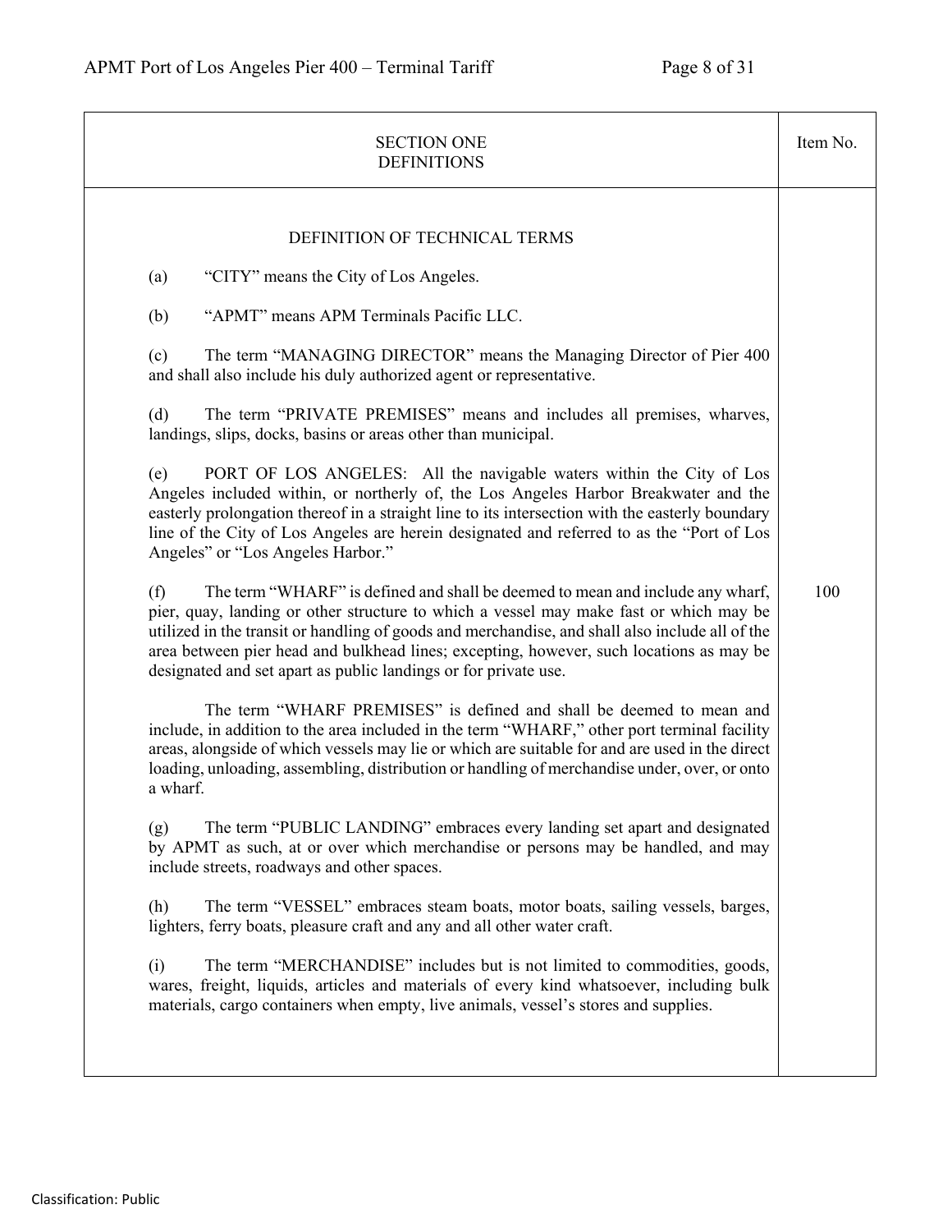| SECTION ONE<br>DEFINITIONS | Item No. |
|---|---|
| **DEFINITION OF TECHNICAL TERMS**<br><br>(a) "CITY" means the City of Los Angeles.<br><br>(b) "APMT" means APM Terminals Pacific LLC.<br><br>(c) The term "MANAGING DIRECTOR" means the Managing Director of Pier 400 and shall also include his duly authorized agent or representative.<br><br>(d) The term "PRIVATE PREMISES" means and includes all premises, wharves, landings, slips, docks, basins or areas other than municipal.<br><br>(e) PORT OF LOS ANGELES: All the navigable waters within the City of Los Angeles included within, or northerly of, the Los Angeles Harbor Breakwater and the easterly prolongation thereof in a straight line to its intersection with the easterly boundary line of the City of Los Angeles are herein designated and referred to as the "Port of Los Angeles" or "Los Angeles Harbor."<br><br>(f) The term "WHARF" is defined and shall be deemed to mean and include any wharf, pier, quay, landing or other structure to which a vessel may make fast or which may be utilized in the transit or handling of goods and merchandise, and shall also include all of the area between pier head and bulkhead lines; excepting, however, such locations as may be designated and set apart as public landings or for private use.<br><br>The term "WHARF PREMISES" is defined and shall be deemed to mean and include, in addition to the area included in the term "WHARF," other port terminal facility areas, alongside of which vessels may lie or which are suitable for and are used in the direct loading, unloading, assembling, distribution or handling of merchandise under, over, or onto a wharf.<br><br>(g) The term "PUBLIC LANDING" embraces every landing set apart and designated by APMT as such, at or over which merchandise or persons may be handled, and may include streets, roadways and other spaces.<br><br>(h) The term "VESSEL" embraces steam boats, motor boats, sailing vessels, barges, lighters, ferry boats, pleasure craft and any and all other water craft.<br><br>(i) The term "MERCHANDISE" includes but is not limited to commodities, goods, wares, freight, liquids, articles and materials of every kind whatsoever, including bulk materials, cargo containers when empty, live animals, vessel's stores and supplies. | 100 |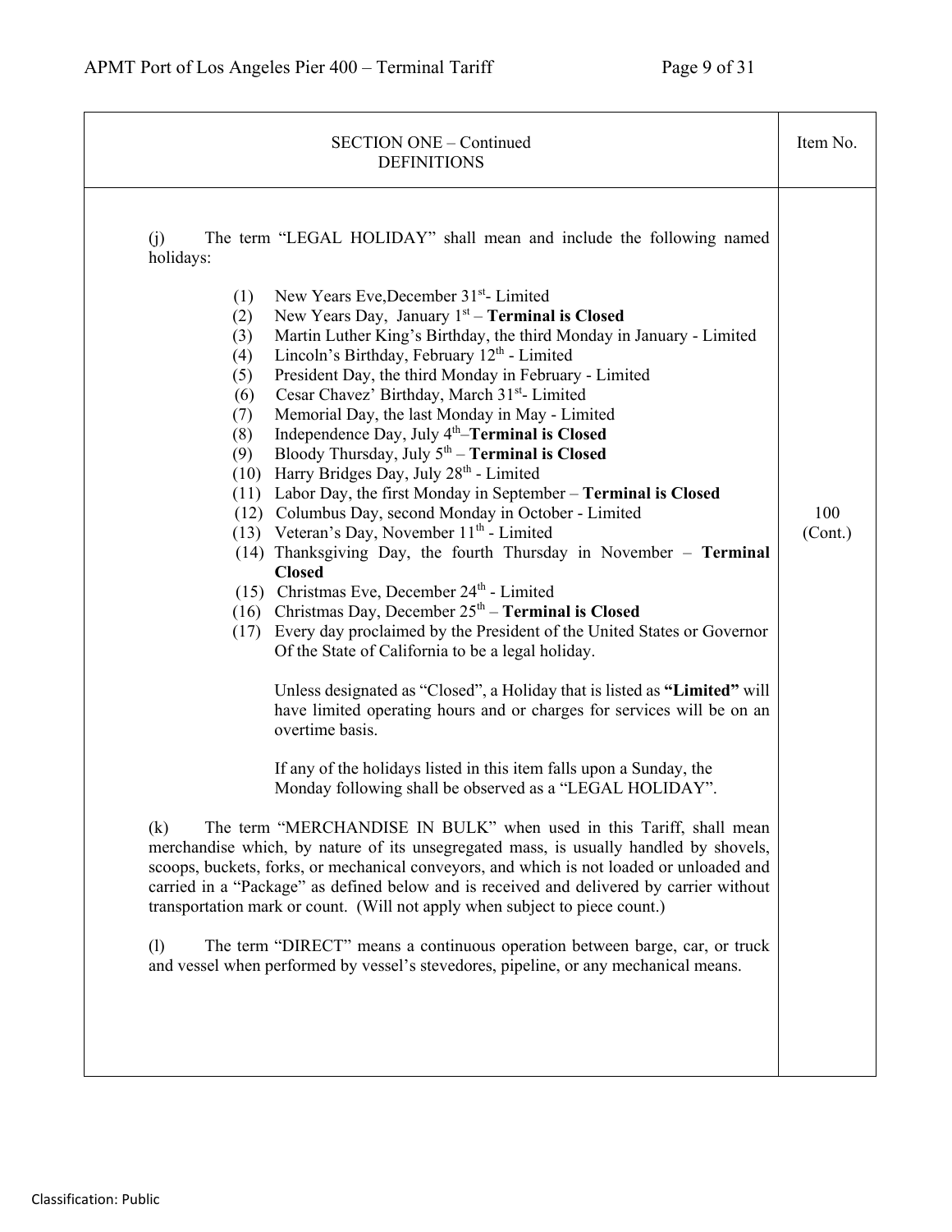| SECTION ONE – Continued<br>DEFINITIONS | Item No. |
|---|---|
| (j) The term "LEGAL HOLIDAY" shall mean and include the following named holidays:<br><br>(1) New Years Eve,December 31st- Limited<br>(2) New Years Day, January 1st – **Terminal is Closed**<br>(3) Martin Luther King's Birthday, the third Monday in January - Limited<br>(4) Lincoln's Birthday, February 12th - Limited<br>(5) President Day, the third Monday in February - Limited<br>(6) Cesar Chavez' Birthday, March 31st- Limited<br>(7) Memorial Day, the last Monday in May - Limited<br>(8) Independence Day, July 4th–**Terminal is Closed**<br>(9) Bloody Thursday, July 5th – **Terminal is Closed**<br>(10) Harry Bridges Day, July 28th - Limited<br>(11) Labor Day, the first Monday in September – **Terminal is Closed**<br>(12) Columbus Day, second Monday in October - Limited<br>(13) Veteran's Day, November 11th - Limited<br>(14) Thanksgiving Day, the fourth Thursday in November – **Terminal Closed**<br>(15) Christmas Eve, December 24th - Limited<br>(16) Christmas Day, December 25th – **Terminal is Closed**<br>(17) Every day proclaimed by the President of the United States or Governor Of the State of California to be a legal holiday.<br><br>Unless designated as "Closed", a Holiday that is listed as **"Limited"** will have limited operating hours and or charges for services will be on an overtime basis.<br><br>If any of the holidays listed in this item falls upon a Sunday, the Monday following shall be observed as a "LEGAL HOLIDAY".<br><br>(k) The term "MERCHANDISE IN BULK" when used in this Tariff, shall mean merchandise which, by nature of its unsegregated mass, is usually handled by shovels, scoops, buckets, forks, or mechanical conveyors, and which is not loaded or unloaded and carried in a "Package" as defined below and is received and delivered by carrier without transportation mark or count. (Will not apply when subject to piece count.)<br><br>(l) The term "DIRECT" means a continuous operation between barge, car, or truck and vessel when performed by vessel's stevedores, pipeline, or any mechanical means. | 100<br>(Cont.) |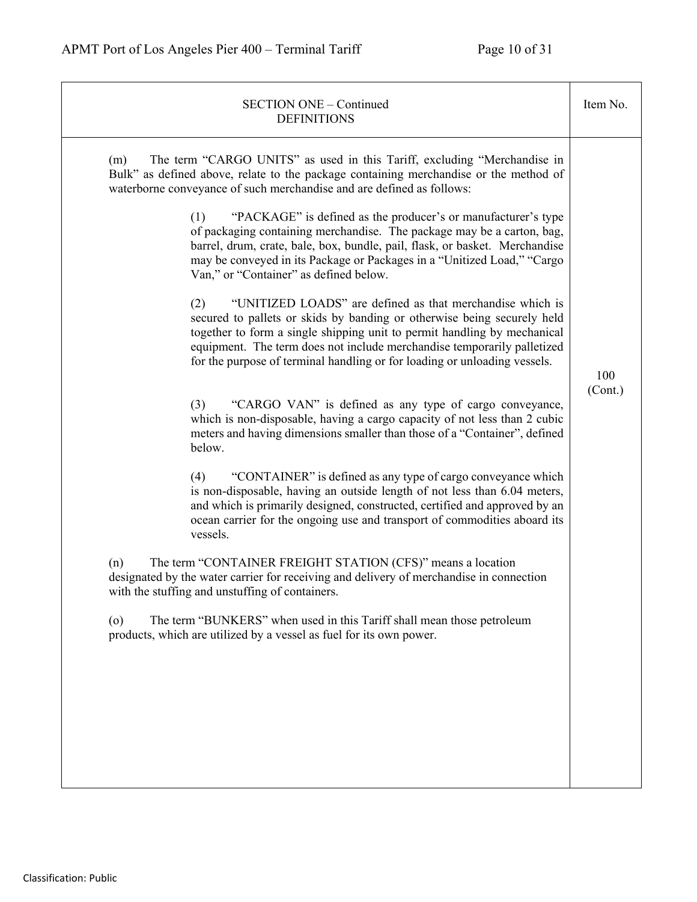| SECTION ONE – Continued<br>DEFINITIONS | Item No. |
|---|---|
| (m) The term "CARGO UNITS" as used in this Tariff, excluding "Merchandise in Bulk" as defined above, relate to the package containing merchandise or the method of waterborne conveyance of such merchandise and are defined as follows:<br><br>(1) "PACKAGE" is defined as the producer's or manufacturer's type of packaging containing merchandise. The package may be a carton, bag, barrel, drum, crate, bale, box, bundle, pail, flask, or basket. Merchandise may be conveyed in its Package or Packages in a "Unitized Load," "Cargo Van," or "Container" as defined below.<br><br>(2) "UNITIZED LOADS" are defined as that merchandise which is secured to pallets or skids by banding or otherwise being securely held together to form a single shipping unit to permit handling by mechanical equipment. The term does not include merchandise temporarily palletized for the purpose of terminal handling or for loading or unloading vessels.<br><br>(3) "CARGO VAN" is defined as any type of cargo conveyance, which is non-disposable, having a cargo capacity of not less than 2 cubic meters and having dimensions smaller than those of a "Container", defined below.<br><br>(4) "CONTAINER" is defined as any type of cargo conveyance which is non-disposable, having an outside length of not less than 6.04 meters, and which is primarily designed, constructed, certified and approved by an ocean carrier for the ongoing use and transport of commodities aboard its vessels.<br><br>(n) The term "CONTAINER FREIGHT STATION (CFS)" means a location designated by the water carrier for receiving and delivery of merchandise in connection with the stuffing and unstuffing of containers.<br><br>(o) The term "BUNKERS" when used in this Tariff shall mean those petroleum products, which are utilized by a vessel as fuel for its own power. | 100<br>(Cont.) |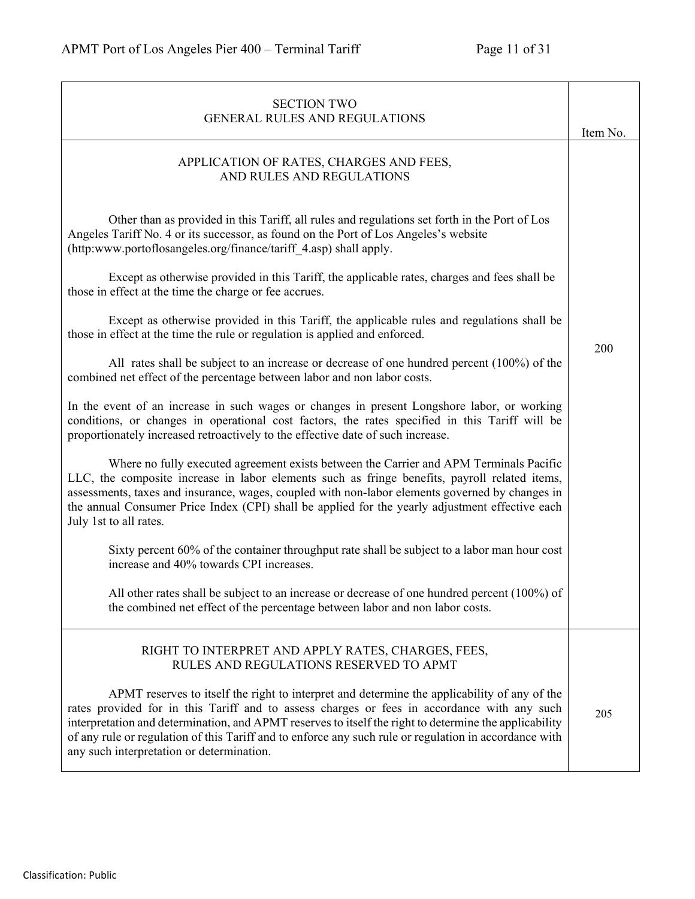| SECTION TWO<br>GENERAL RULES AND REGULATIONS | Item No. |
|---|---|
| APPLICATION OF RATES, CHARGES AND FEES, AND RULES AND REGULATIONS<br><br>Other than as provided in this Tariff, all rules and regulations set forth in the Port of Los Angeles Tariff No. 4 or its successor, as found on the Port of Los Angeles's website (http:www.portoflosangeles.org/finance/tariff_4.asp) shall apply.<br><br>Except as otherwise provided in this Tariff, the applicable rates, charges and fees shall be those in effect at the time the charge or fee accrues.<br><br>Except as otherwise provided in this Tariff, the applicable rules and regulations shall be those in effect at the time the rule or regulation is applied and enforced.<br><br>All rates shall be subject to an increase or decrease of one hundred percent (100%) of the combined net effect of the percentage between labor and non labor costs.<br><br>In the event of an increase in such wages or changes in present Longshore labor, or working conditions, or changes in operational cost factors, the rates specified in this Tariff will be proportionately increased retroactively to the effective date of such increase.<br><br>Where no fully executed agreement exists between the Carrier and APM Terminals Pacific LLC, the composite increase in labor elements such as fringe benefits, payroll related items, assessments, taxes and insurance, wages, coupled with non-labor elements governed by changes in the annual Consumer Price Index (CPI) shall be applied for the yearly adjustment effective each July 1st to all rates.<br><br>Sixty percent 60% of the container throughput rate shall be subject to a labor man hour cost increase and 40% towards CPI increases.<br><br>All other rates shall be subject to an increase or decrease of one hundred percent (100%) of the combined net effect of the percentage between labor and non labor costs. | 200 |
| RIGHT TO INTERPRET AND APPLY RATES, CHARGES, FEES, RULES AND REGULATIONS RESERVED TO APMT<br><br>APMT reserves to itself the right to interpret and determine the applicability of any of the rates provided for in this Tariff and to assess charges or fees in accordance with any such interpretation and determination, and APMT reserves to itself the right to determine the applicability of any rule or regulation of this Tariff and to enforce any such rule or regulation in accordance with any such interpretation or determination. | 205 |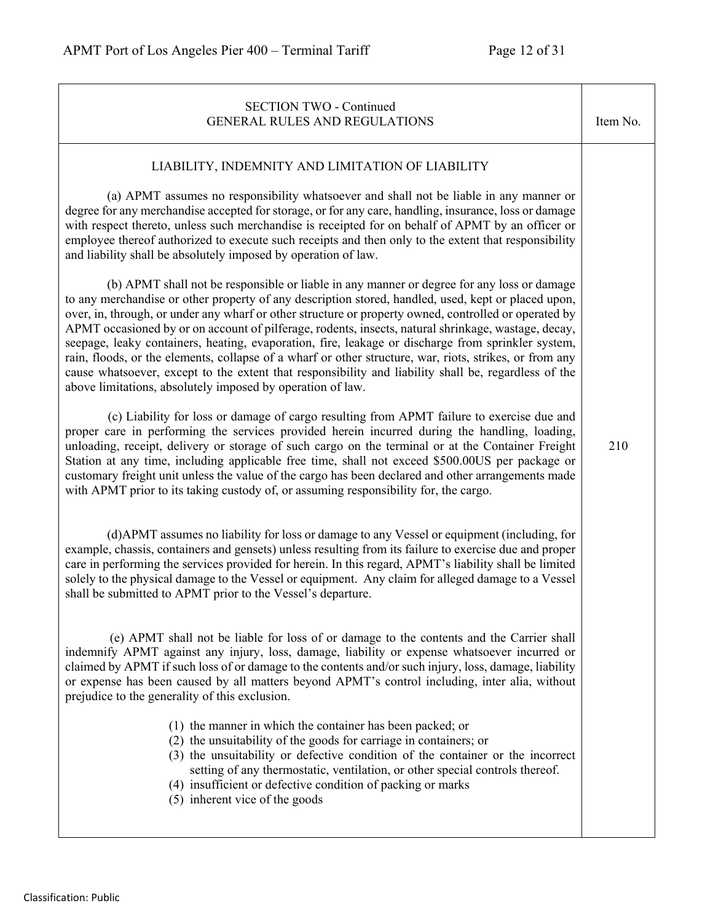| SECTION TWO - Continued<br>GENERAL RULES AND REGULATIONS | Item No. |
|---|---|
| LIABILITY, INDEMNITY AND LIMITATION OF LIABILITY<br><br>(a) APMT assumes no responsibility whatsoever and shall not be liable in any manner or degree for any merchandise accepted for storage, or for any care, handling, insurance, loss or damage with respect thereto, unless such merchandise is receipted for on behalf of APMT by an officer or employee thereof authorized to execute such receipts and then only to the extent that responsibility and liability shall be absolutely imposed by operation of law.<br><br>(b) APMT shall not be responsible or liable in any manner or degree for any loss or damage to any merchandise or other property of any description stored, handled, used, kept or placed upon, over, in, through, or under any wharf or other structure or property owned, controlled or operated by APMT occasioned by or on account of pilferage, rodents, insects, natural shrinkage, wastage, decay, seepage, leaky containers, heating, evaporation, fire, leakage or discharge from sprinkler system, rain, floods, or the elements, collapse of a wharf or other structure, war, riots, strikes, or from any cause whatsoever, except to the extent that responsibility and liability shall be, regardless of the above limitations, absolutely imposed by operation of law.<br><br>(c) Liability for loss or damage of cargo resulting from APMT failure to exercise due and proper care in performing the services provided herein incurred during the handling, loading, unloading, receipt, delivery or storage of such cargo on the terminal or at the Container Freight Station at any time, including applicable free time, shall not exceed $500.00US per package or customary freight unit unless the value of the cargo has been declared and other arrangements made with APMT prior to its taking custody of, or assuming responsibility for, the cargo.<br><br>(d)APMT assumes no liability for loss or damage to any Vessel or equipment (including, for example, chassis, containers and gensets) unless resulting from its failure to exercise due and proper care in performing the services provided for herein. In this regard, APMT's liability shall be limited solely to the physical damage to the Vessel or equipment. Any claim for alleged damage to a Vessel shall be submitted to APMT prior to the Vessel's departure.<br><br>(e) APMT shall not be liable for loss of or damage to the contents and the Carrier shall indemnify APMT against any injury, loss, damage, liability or expense whatsoever incurred or claimed by APMT if such loss of or damage to the contents and/or such injury, loss, damage, liability or expense has been caused by all matters beyond APMT's control including, inter alia, without prejudice to the generality of this exclusion.<br><br>(1) the manner in which the container has been packed; or<br>(2) the unsuitability of the goods for carriage in containers; or<br>(3) the unsuitability or defective condition of the container or the incorrect setting of any thermostatic, ventilation, or other special controls thereof.<br>(4) insufficient or defective condition of packing or marks<br>(5) inherent vice of the goods | 210 |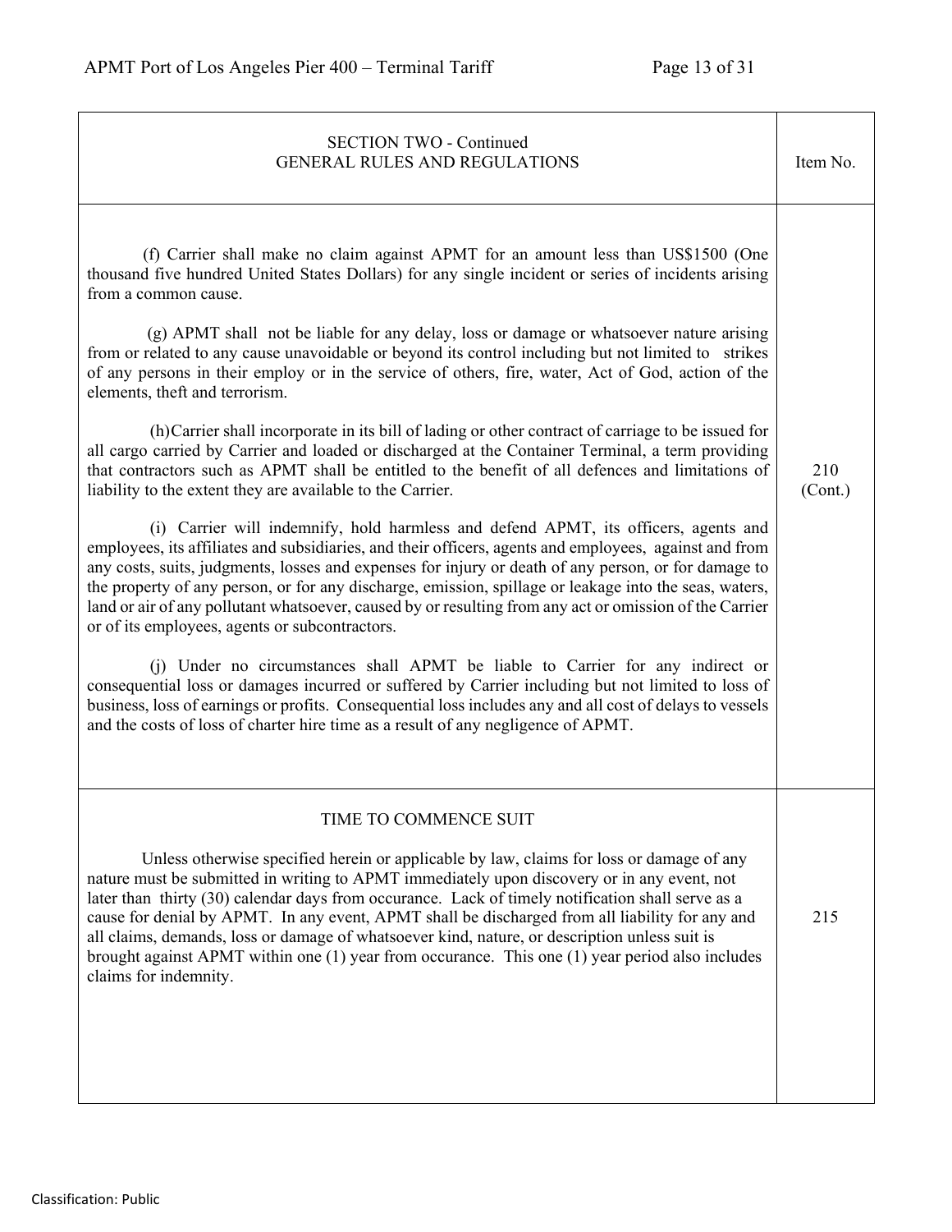| SECTION TWO - Continued<br>GENERAL RULES AND REGULATIONS | Item No. |
|---|---|
| (f) Carrier shall make no claim against APMT for an amount less than US$1500 (One thousand five hundred United States Dollars) for any single incident or series of incidents arising from a common cause.<br><br>(g) APMT shall not be liable for any delay, loss or damage or whatsoever nature arising from or related to any cause unavoidable or beyond its control including but not limited to strikes of any persons in their employ or in the service of others, fire, water, Act of God, action of the elements, theft and terrorism.<br><br>(h)Carrier shall incorporate in its bill of lading or other contract of carriage to be issued for all cargo carried by Carrier and loaded or discharged at the Container Terminal, a term providing that contractors such as APMT shall be entitled to the benefit of all defences and limitations of liability to the extent they are available to the Carrier.<br><br>(i) Carrier will indemnify, hold harmless and defend APMT, its officers, agents and employees, its affiliates and subsidiaries, and their officers, agents and employees, against and from any costs, suits, judgments, losses and expenses for injury or death of any person, or for damage to the property of any person, or for any discharge, emission, spillage or leakage into the seas, waters, land or air of any pollutant whatsoever, caused by or resulting from any act or omission of the Carrier or of its employees, agents or subcontractors.<br><br>(j) Under no circumstances shall APMT be liable to Carrier for any indirect or consequential loss or damages incurred or suffered by Carrier including but not limited to loss of business, loss of earnings or profits. Consequential loss includes any and all cost of delays to vessels and the costs of loss of charter hire time as a result of any negligence of APMT. | 210<br>(Cont.) |
| TIME TO COMMENCE SUIT<br><br>Unless otherwise specified herein or applicable by law, claims for loss or damage of any nature must be submitted in writing to APMT immediately upon discovery or in any event, not later than thirty (30) calendar days from occurance. Lack of timely notification shall serve as a cause for denial by APMT. In any event, APMT shall be discharged from all liability for any and all claims, demands, loss or damage of whatsoever kind, nature, or description unless suit is brought against APMT within one (1) year from occurance. This one (1) year period also includes claims for indemnity. | 215 |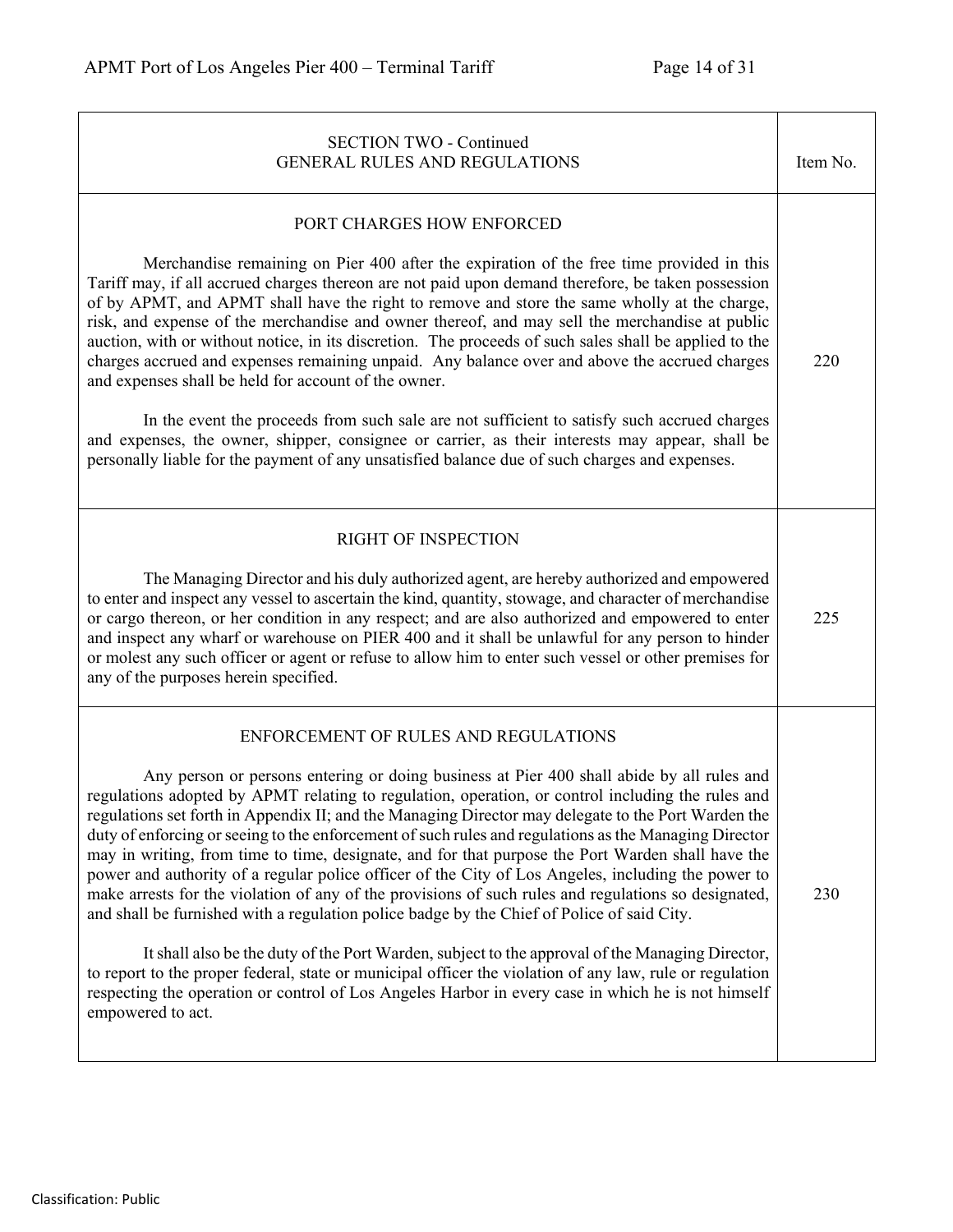| SECTION TWO - Continued<br>GENERAL RULES AND REGULATIONS | Item No. |
|---|---|
| PORT CHARGES HOW ENFORCED<br><br>Merchandise remaining on Pier 400 after the expiration of the free time provided in this Tariff may, if all accrued charges thereon are not paid upon demand therefore, be taken possession of by APMT, and APMT shall have the right to remove and store the same wholly at the charge, risk, and expense of the merchandise and owner thereof, and may sell the merchandise at public auction, with or without notice, in its discretion. The proceeds of such sales shall be applied to the charges accrued and expenses remaining unpaid. Any balance over and above the accrued charges and expenses shall be held for account of the owner.<br><br>In the event the proceeds from such sale are not sufficient to satisfy such accrued charges and expenses, the owner, shipper, consignee or carrier, as their interests may appear, shall be personally liable for the payment of any unsatisfied balance due of such charges and expenses. | 220 |
| RIGHT OF INSPECTION<br><br>The Managing Director and his duly authorized agent, are hereby authorized and empowered to enter and inspect any vessel to ascertain the kind, quantity, stowage, and character of merchandise or cargo thereon, or her condition in any respect; and are also authorized and empowered to enter and inspect any wharf or warehouse on PIER 400 and it shall be unlawful for any person to hinder or molest any such officer or agent or refuse to allow him to enter such vessel or other premises for any of the purposes herein specified. | 225 |
| ENFORCEMENT OF RULES AND REGULATIONS<br><br>Any person or persons entering or doing business at Pier 400 shall abide by all rules and regulations adopted by APMT relating to regulation, operation, or control including the rules and regulations set forth in Appendix II; and the Managing Director may delegate to the Port Warden the duty of enforcing or seeing to the enforcement of such rules and regulations as the Managing Director may in writing, from time to time, designate, and for that purpose the Port Warden shall have the power and authority of a regular police officer of the City of Los Angeles, including the power to make arrests for the violation of any of the provisions of such rules and regulations so designated, and shall be furnished with a regulation police badge by the Chief of Police of said City.<br><br>It shall also be the duty of the Port Warden, subject to the approval of the Managing Director, to report to the proper federal, state or municipal officer the violation of any law, rule or regulation respecting the operation or control of Los Angeles Harbor in every case in which he is not himself empowered to act. | 230 |

Classification: Public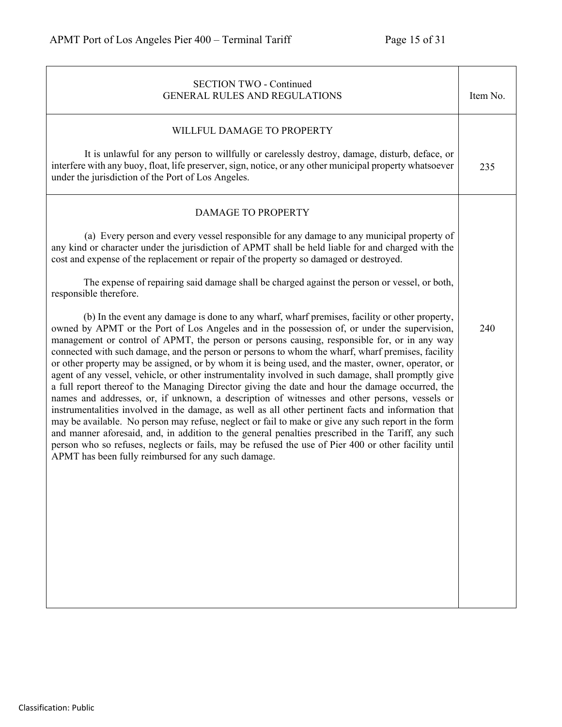| SECTION TWO - Continued<br>GENERAL RULES AND REGULATIONS | Item No. |
|---|---|
| WILLFUL DAMAGE TO PROPERTY<br><br>It is unlawful for any person to willfully or carelessly destroy, damage, disturb, deface, or interfere with any buoy, float, life preserver, sign, notice, or any other municipal property whatsoever under the jurisdiction of the Port of Los Angeles. | 235 |
| DAMAGE TO PROPERTY<br><br>(a) Every person and every vessel responsible for any damage to any municipal property of any kind or character under the jurisdiction of APMT shall be held liable for and charged with the cost and expense of the replacement or repair of the property so damaged or destroyed.<br><br>The expense of repairing said damage shall be charged against the person or vessel, or both, responsible therefore.<br><br>(b) In the event any damage is done to any wharf, wharf premises, facility or other property, owned by APMT or the Port of Los Angeles and in the possession of, or under the supervision, management or control of APMT, the person or persons causing, responsible for, or in any way connected with such damage, and the person or persons to whom the wharf, wharf premises, facility or other property may be assigned, or by whom it is being used, and the master, owner, operator, or agent of any vessel, vehicle, or other instrumentality involved in such damage, shall promptly give a full report thereof to the Managing Director giving the date and hour the damage occurred, the names and addresses, or, if unknown, a description of witnesses and other persons, vessels or instrumentalities involved in the damage, as well as all other pertinent facts and information that may be available. No person may refuse, neglect or fail to make or give any such report in the form and manner aforesaid, and, in addition to the general penalties prescribed in the Tariff, any such person who so refuses, neglects or fails, may be refused the use of Pier 400 or other facility until APMT has been fully reimbursed for any such damage. | 240 |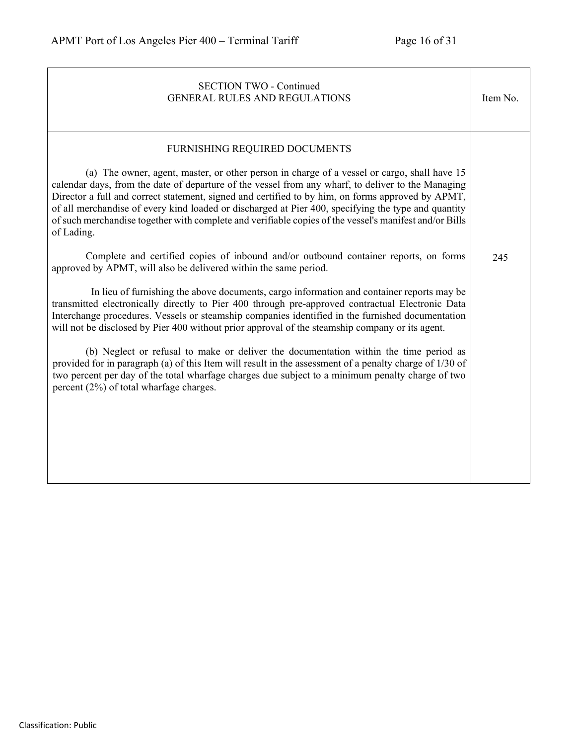| SECTION TWO - Continued<br>GENERAL RULES AND REGULATIONS | Item No. |
|---|---|
| FURNISHING REQUIRED DOCUMENTS<br><br>(a) The owner, agent, master, or other person in charge of a vessel or cargo, shall have 15 calendar days, from the date of departure of the vessel from any wharf, to deliver to the Managing Director a full and correct statement, signed and certified to by him, on forms approved by APMT, of all merchandise of every kind loaded or discharged at Pier 400, specifying the type and quantity of such merchandise together with complete and verifiable copies of the vessel's manifest and/or Bills of Lading.<br><br>Complete and certified copies of inbound and/or outbound container reports, on forms approved by APMT, will also be delivered within the same period.<br><br>In lieu of furnishing the above documents, cargo information and container reports may be transmitted electronically directly to Pier 400 through pre-approved contractual Electronic Data Interchange procedures. Vessels or steamship companies identified in the furnished documentation will not be disclosed by Pier 400 without prior approval of the steamship company or its agent.<br><br>(b) Neglect or refusal to make or deliver the documentation within the time period as provided for in paragraph (a) of this Item will result in the assessment of a penalty charge of 1/30 of two percent per day of the total wharfage charges due subject to a minimum penalty charge of two percent (2%) of total wharfage charges. | 245 |

Classification: Public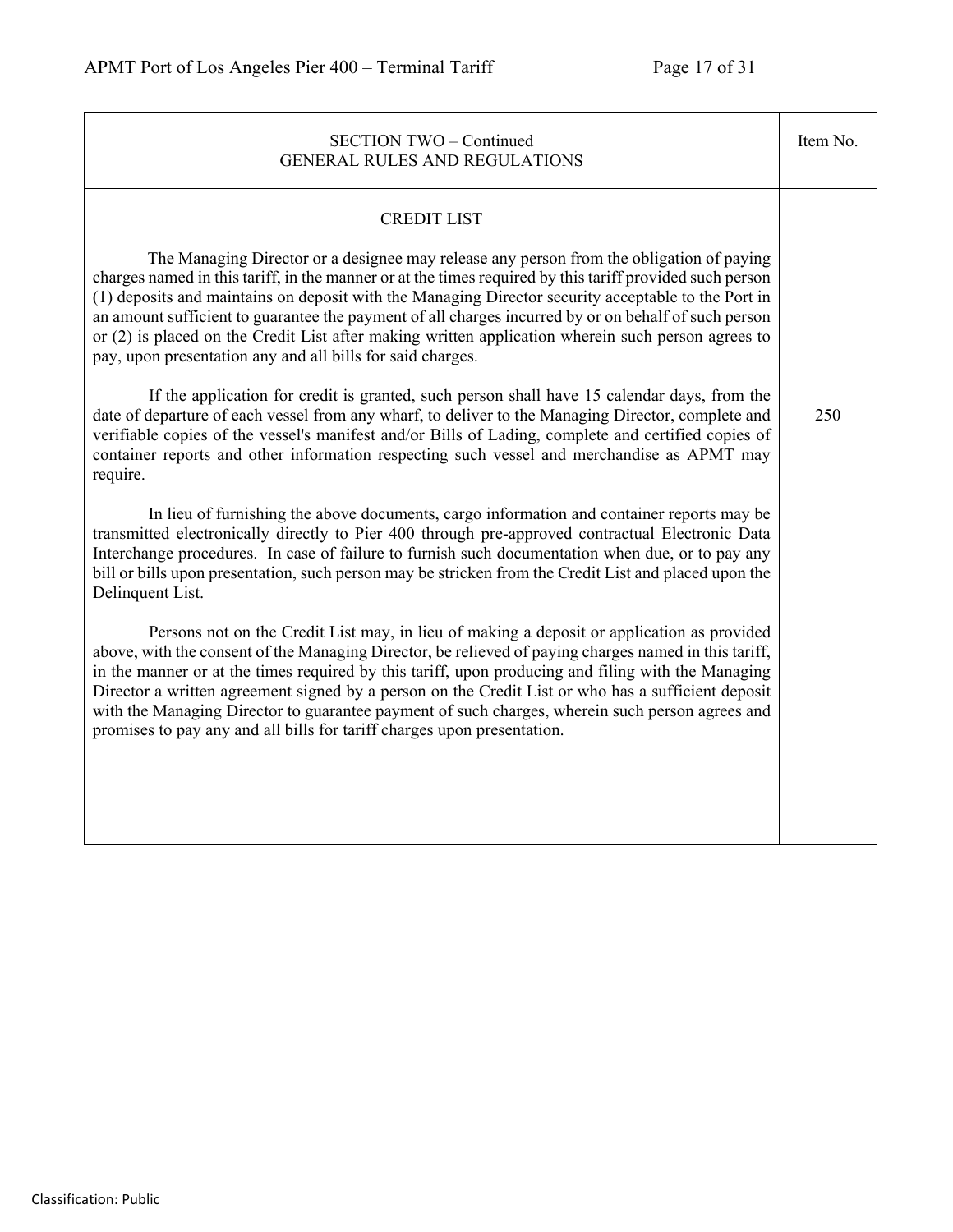| SECTION TWO – Continued<br>GENERAL RULES AND REGULATIONS | Item No. |
|---|---|
| **CREDIT LIST**<br><br>The Managing Director or a designee may release any person from the obligation of paying charges named in this tariff, in the manner or at the times required by this tariff provided such person (1) deposits and maintains on deposit with the Managing Director security acceptable to the Port in an amount sufficient to guarantee the payment of all charges incurred by or on behalf of such person or (2) is placed on the Credit List after making written application wherein such person agrees to pay, upon presentation any and all bills for said charges.<br><br>If the application for credit is granted, such person shall have 15 calendar days, from the date of departure of each vessel from any wharf, to deliver to the Managing Director, complete and verifiable copies of the vessel's manifest and/or Bills of Lading, complete and certified copies of container reports and other information respecting such vessel and merchandise as APMT may require.<br><br>In lieu of furnishing the above documents, cargo information and container reports may be transmitted electronically directly to Pier 400 through pre-approved contractual Electronic Data Interchange procedures. In case of failure to furnish such documentation when due, or to pay any bill or bills upon presentation, such person may be stricken from the Credit List and placed upon the Delinquent List.<br><br>Persons not on the Credit List may, in lieu of making a deposit or application as provided above, with the consent of the Managing Director, be relieved of paying charges named in this tariff, in the manner or at the times required by this tariff, upon producing and filing with the Managing Director a written agreement signed by a person on the Credit List or who has a sufficient deposit with the Managing Director to guarantee payment of such charges, wherein such person agrees and promises to pay any and all bills for tariff charges upon presentation. | 250 |

Classification: Public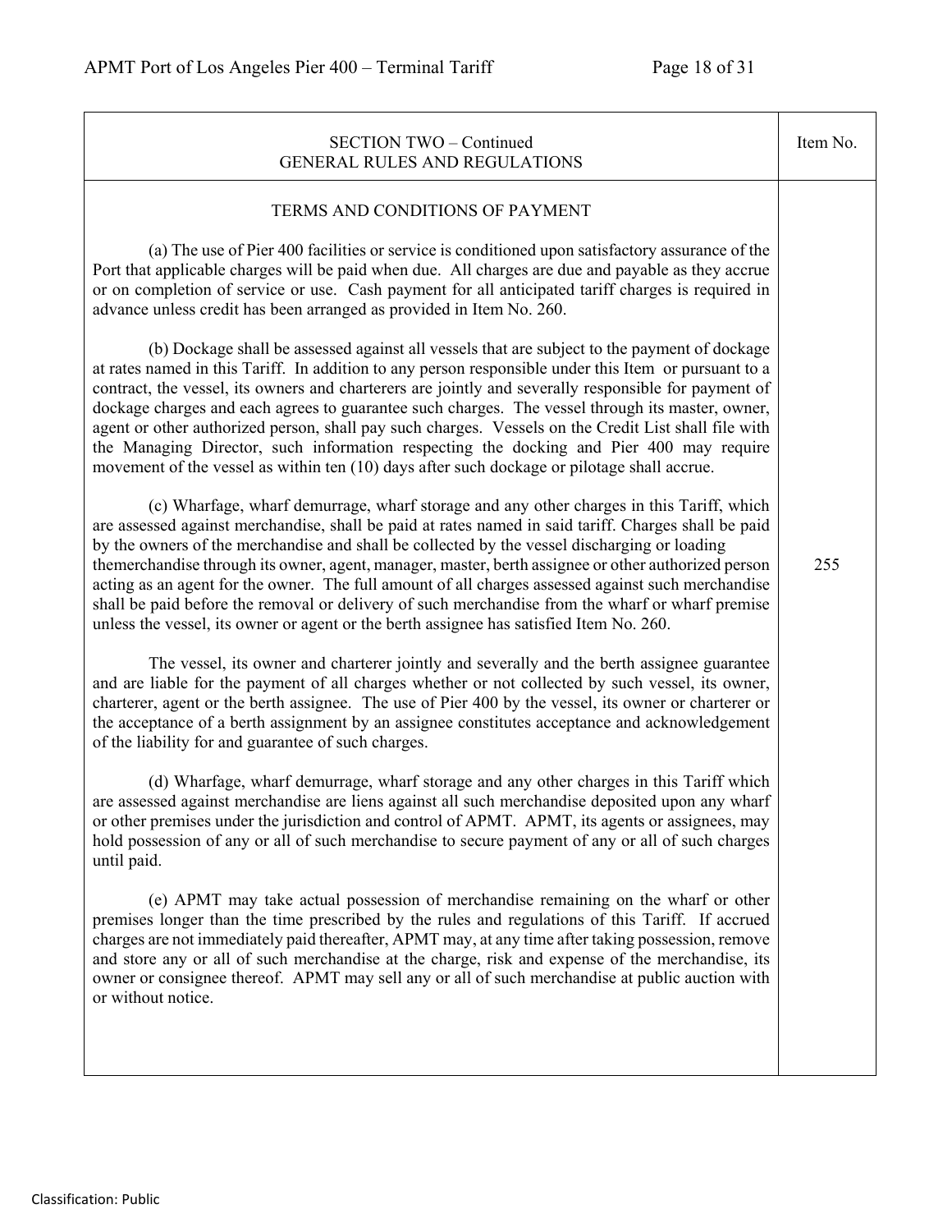| SECTION TWO – Continued<br>GENERAL RULES AND REGULATIONS | Item No. |
|---|---|
| TERMS AND CONDITIONS OF PAYMENT<br><br>(a) The use of Pier 400 facilities or service is conditioned upon satisfactory assurance of the Port that applicable charges will be paid when due. All charges are due and payable as they accrue or on completion of service or use. Cash payment for all anticipated tariff charges is required in advance unless credit has been arranged as provided in Item No. 260.<br><br>(b) Dockage shall be assessed against all vessels that are subject to the payment of dockage at rates named in this Tariff. In addition to any person responsible under this Item or pursuant to a contract, the vessel, its owners and charterers are jointly and severally responsible for payment of dockage charges and each agrees to guarantee such charges. The vessel through its master, owner, agent or other authorized person, shall pay such charges. Vessels on the Credit List shall file with the Managing Director, such information respecting the docking and Pier 400 may require movement of the vessel as within ten (10) days after such dockage or pilotage shall accrue.<br><br>(c) Wharfage, wharf demurrage, wharf storage and any other charges in this Tariff, which are assessed against merchandise, shall be paid at rates named in said tariff. Charges shall be paid by the owners of the merchandise and shall be collected by the vessel discharging or loading themerchandise through its owner, agent, manager, master, berth assignee or other authorized person acting as an agent for the owner. The full amount of all charges assessed against such merchandise shall be paid before the removal or delivery of such merchandise from the wharf or wharf premise unless the vessel, its owner or agent or the berth assignee has satisfied Item No. 260.<br><br>The vessel, its owner and charterer jointly and severally and the berth assignee guarantee and are liable for the payment of all charges whether or not collected by such vessel, its owner, charterer, agent or the berth assignee. The use of Pier 400 by the vessel, its owner or charterer or the acceptance of a berth assignment by an assignee constitutes acceptance and acknowledgement of the liability for and guarantee of such charges.<br><br>(d) Wharfage, wharf demurrage, wharf storage and any other charges in this Tariff which are assessed against merchandise are liens against all such merchandise deposited upon any wharf or other premises under the jurisdiction and control of APMT. APMT, its agents or assignees, may hold possession of any or all of such merchandise to secure payment of any or all of such charges until paid.<br><br>(e) APMT may take actual possession of merchandise remaining on the wharf or other premises longer than the time prescribed by the rules and regulations of this Tariff. If accrued charges are not immediately paid thereafter, APMT may, at any time after taking possession, remove and store any or all of such merchandise at the charge, risk and expense of the merchandise, its owner or consignee thereof. APMT may sell any or all of such merchandise at public auction with or without notice. | 255 |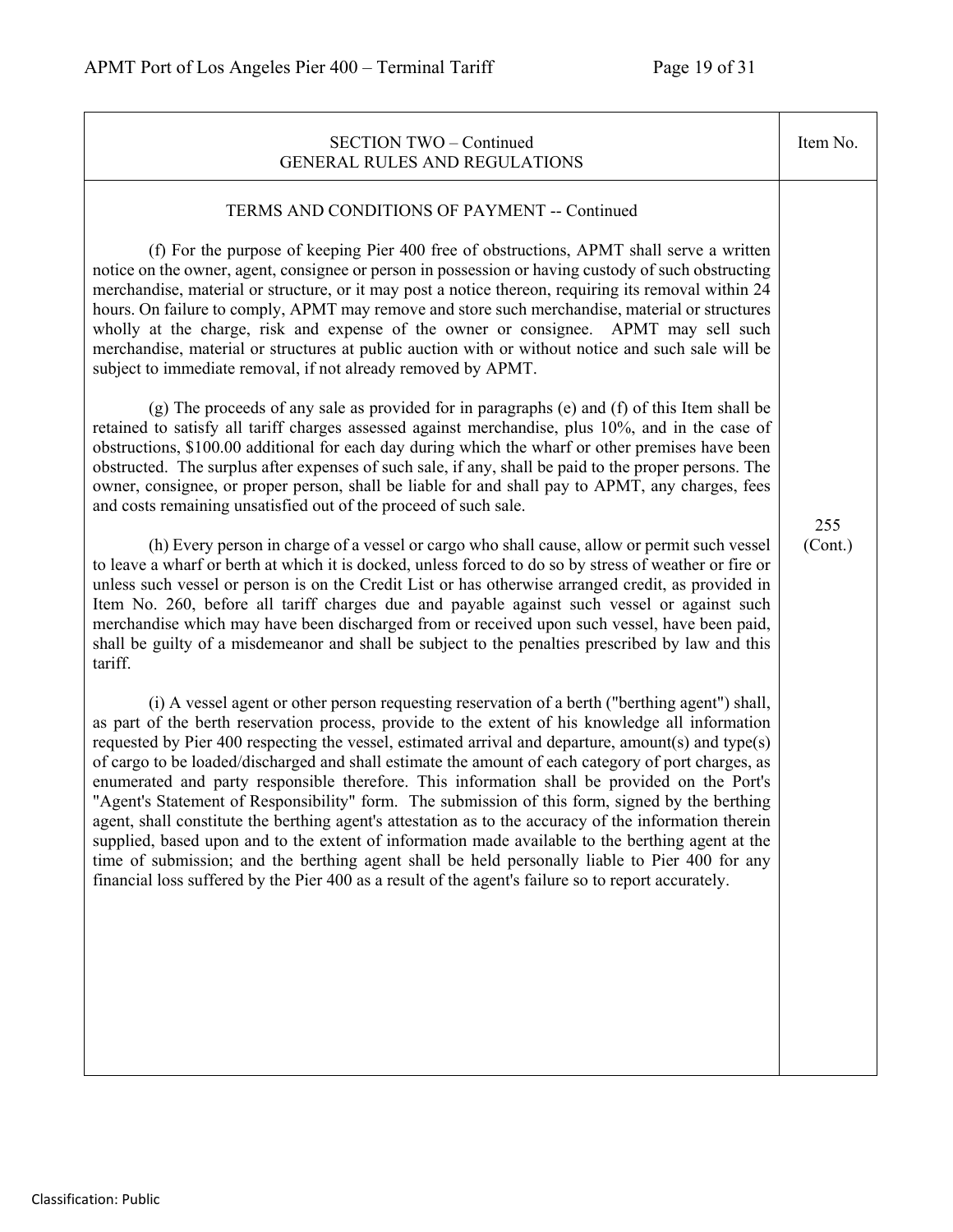| SECTION TWO – Continued<br>GENERAL RULES AND REGULATIONS | Item No. |
|---|---|
| TERMS AND CONDITIONS OF PAYMENT -- Continued<br><br>(f) For the purpose of keeping Pier 400 free of obstructions, APMT shall serve a written notice on the owner, agent, consignee or person in possession or having custody of such obstructing merchandise, material or structure, or it may post a notice thereon, requiring its removal within 24 hours. On failure to comply, APMT may remove and store such merchandise, material or structures wholly at the charge, risk and expense of the owner or consignee. APMT may sell such merchandise, material or structures at public auction with or without notice and such sale will be subject to immediate removal, if not already removed by APMT.<br><br>(g) The proceeds of any sale as provided for in paragraphs (e) and (f) of this Item shall be retained to satisfy all tariff charges assessed against merchandise, plus 10%, and in the case of obstructions, $100.00 additional for each day during which the wharf or other premises have been obstructed. The surplus after expenses of such sale, if any, shall be paid to the proper persons. The owner, consignee, or proper person, shall be liable for and shall pay to APMT, any charges, fees and costs remaining unsatisfied out of the proceed of such sale.<br><br>(h) Every person in charge of a vessel or cargo who shall cause, allow or permit such vessel to leave a wharf or berth at which it is docked, unless forced to do so by stress of weather or fire or unless such vessel or person is on the Credit List or has otherwise arranged credit, as provided in Item No. 260, before all tariff charges due and payable against such vessel or against such merchandise which may have been discharged from or received upon such vessel, have been paid, shall be guilty of a misdemeanor and shall be subject to the penalties prescribed by law and this tariff.<br><br>(i) A vessel agent or other person requesting reservation of a berth ("berthing agent") shall, as part of the berth reservation process, provide to the extent of his knowledge all information requested by Pier 400 respecting the vessel, estimated arrival and departure, amount(s) and type(s) of cargo to be loaded/discharged and shall estimate the amount of each category of port charges, as enumerated and party responsible therefore. This information shall be provided on the Port's "Agent's Statement of Responsibility" form. The submission of this form, signed by the berthing agent, shall constitute the berthing agent's attestation as to the accuracy of the information therein supplied, based upon and to the extent of information made available to the berthing agent at the time of submission; and the berthing agent shall be held personally liable to Pier 400 for any financial loss suffered by the Pier 400 as a result of the agent's failure so to report accurately. | 255<br>(Cont.) |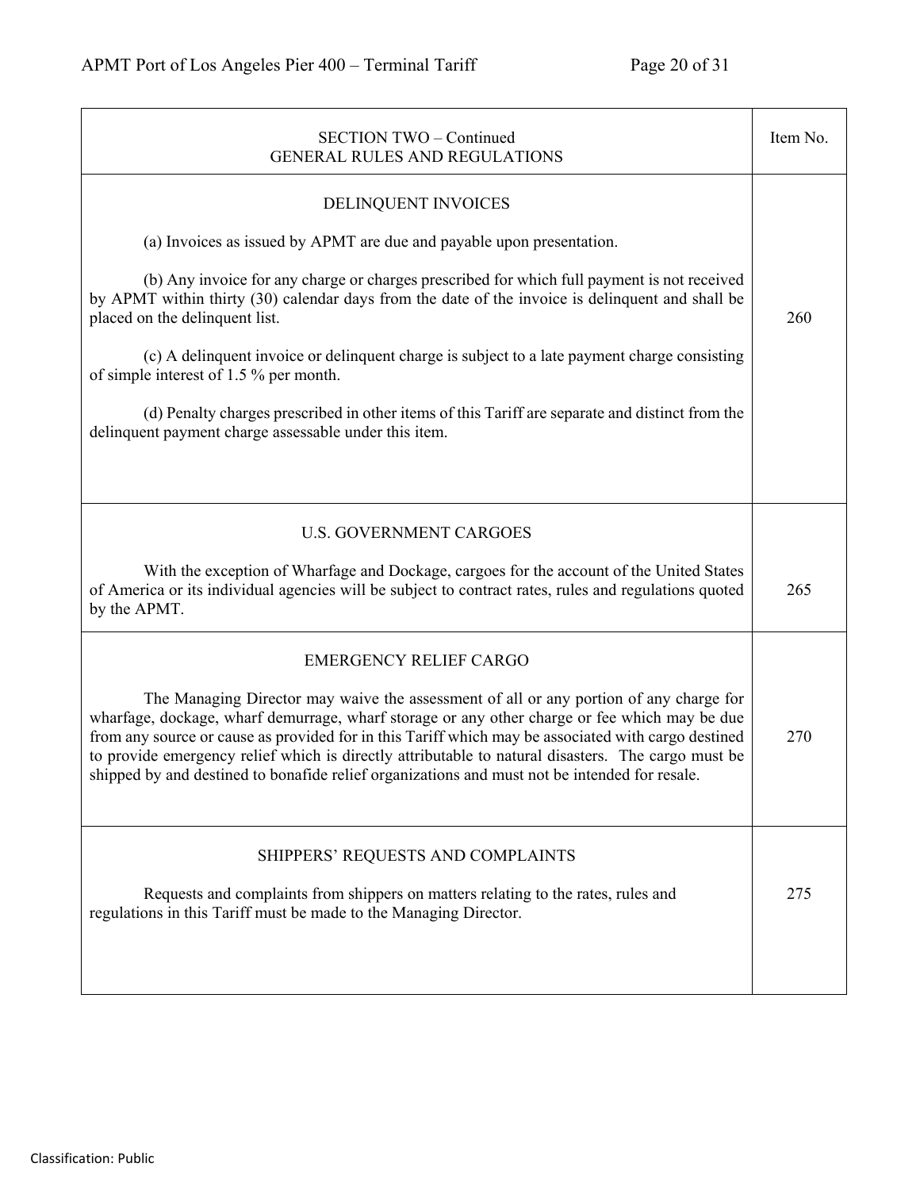| SECTION TWO – Continued<br>GENERAL RULES AND REGULATIONS | Item No. |
|---|---|
| DELINQUENT INVOICES<br><br>(a) Invoices as issued by APMT are due and payable upon presentation.<br><br>(b) Any invoice for any charge or charges prescribed for which full payment is not received by APMT within thirty (30) calendar days from the date of the invoice is delinquent and shall be placed on the delinquent list.<br><br>(c) A delinquent invoice or delinquent charge is subject to a late payment charge consisting of simple interest of 1.5 % per month.<br><br>(d) Penalty charges prescribed in other items of this Tariff are separate and distinct from the delinquent payment charge assessable under this item. | 260 |
| U.S. GOVERNMENT CARGOES<br><br>With the exception of Wharfage and Dockage, cargoes for the account of the United States of America or its individual agencies will be subject to contract rates, rules and regulations quoted by the APMT. | 265 |
| EMERGENCY RELIEF CARGO<br><br>The Managing Director may waive the assessment of all or any portion of any charge for wharfage, dockage, wharf demurrage, wharf storage or any other charge or fee which may be due from any source or cause as provided for in this Tariff which may be associated with cargo destined to provide emergency relief which is directly attributable to natural disasters. The cargo must be shipped by and destined to bonafide relief organizations and must not be intended for resale. | 270 |
| SHIPPERS' REQUESTS AND COMPLAINTS<br><br>Requests and complaints from shippers on matters relating to the rates, rules and regulations in this Tariff must be made to the Managing Director. | 275 |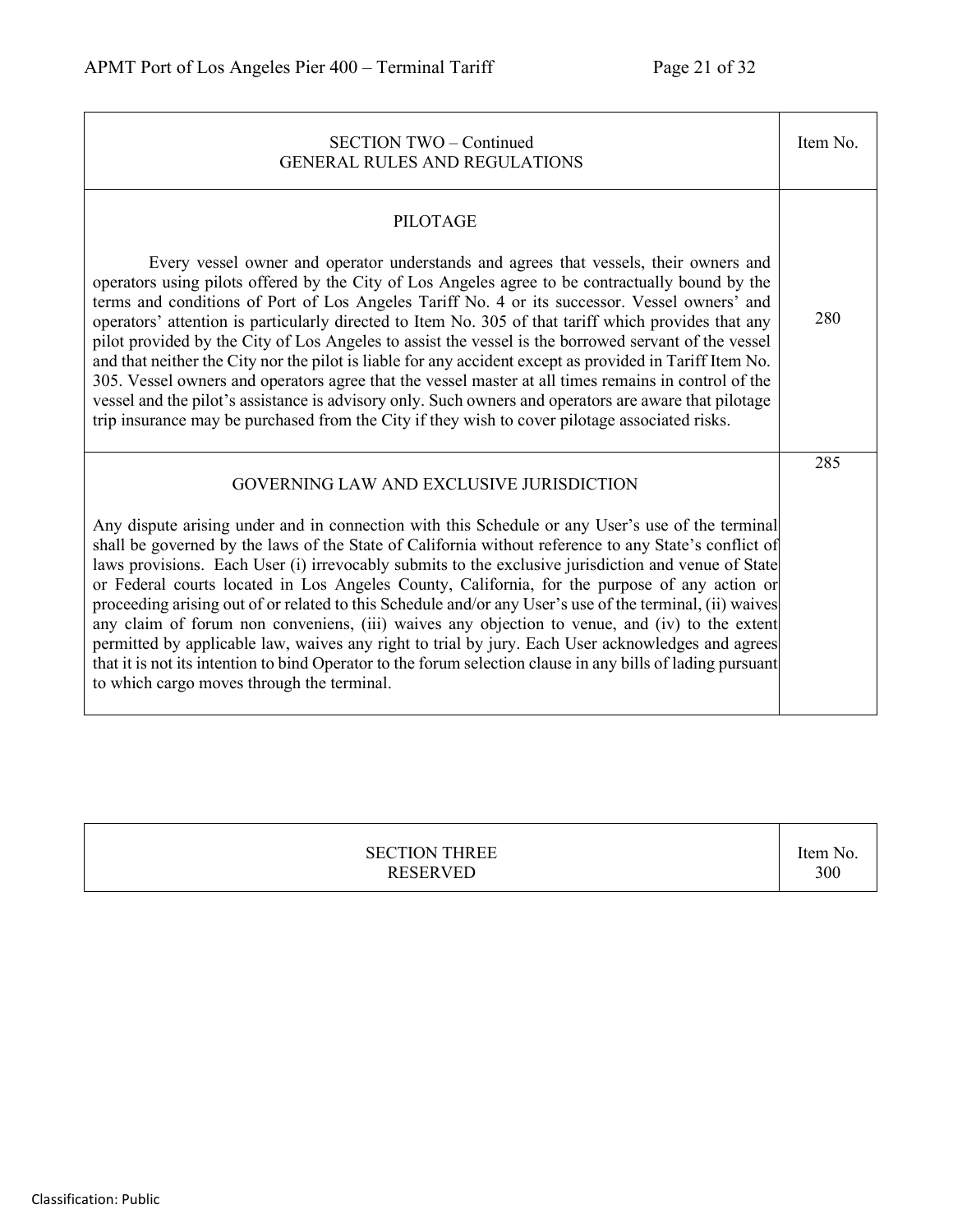| SECTION TWO – Continued<br>GENERAL RULES AND REGULATIONS | Item No. |
|---|---|
| **PILOTAGE**<br><br>Every vessel owner and operator understands and agrees that vessels, their owners and operators using pilots offered by the City of Los Angeles agree to be contractually bound by the terms and conditions of Port of Los Angeles Tariff No. 4 or its successor. Vessel owners' and operators' attention is particularly directed to Item No. 305 of that tariff which provides that any pilot provided by the City of Los Angeles to assist the vessel is the borrowed servant of the vessel and that neither the City nor the pilot is liable for any accident except as provided in Tariff Item No. 305. Vessel owners and operators agree that the vessel master at all times remains in control of the vessel and the pilot's assistance is advisory only. Such owners and operators are aware that pilotage trip insurance may be purchased from the City if they wish to cover pilotage associated risks. | 280 |
| **GOVERNING LAW AND EXCLUSIVE JURISDICTION**<br><br>Any dispute arising under and in connection with this Schedule or any User's use of the terminal shall be governed by the laws of the State of California without reference to any State's conflict of laws provisions. Each User (i) irrevocably submits to the exclusive jurisdiction and venue of State or Federal courts located in Los Angeles County, California, for the purpose of any action or proceeding arising out of or related to this Schedule and/or any User's use of the terminal, (ii) waives any claim of forum non conveniens, (iii) waives any objection to venue, and (iv) to the extent permitted by applicable law, waives any right to trial by jury. Each User acknowledges and agrees that it is not its intention to bind Operator to the forum selection clause in any bills of lading pursuant to which cargo moves through the terminal. | 285 |

| SECTION THREE<br>RESERVED | Item No.<br>300 |
|---|---|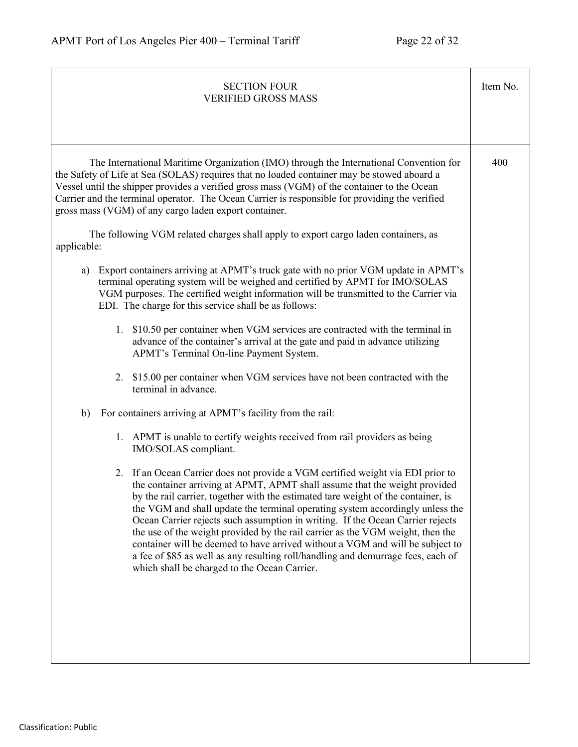## SECTION FOUR
## VERIFIED GROSS MASS

Item No. 400

The International Maritime Organization (IMO) through the International Convention for the Safety of Life at Sea (SOLAS) requires that no loaded container may be stowed aboard a Vessel until the shipper provides a verified gross mass (VGM) of the container to the Ocean Carrier and the terminal operator. The Ocean Carrier is responsible for providing the verified gross mass (VGM) of any cargo laden export container.

The following VGM related charges shall apply to export cargo laden containers, as applicable:

a) Export containers arriving at APMT's truck gate with no prior VGM update in APMT's terminal operating system will be weighed and certified by APMT for IMO/SOLAS VGM purposes. The certified weight information will be transmitted to the Carrier via EDI. The charge for this service shall be as follows:

   1. $10.50 per container when VGM services are contracted with the terminal in advance of the container's arrival at the gate and paid in advance utilizing APMT's Terminal On-line Payment System.

   2. $15.00 per container when VGM services have not been contracted with the terminal in advance.

b) For containers arriving at APMT's facility from the rail:

   1. APMT is unable to certify weights received from rail providers as being IMO/SOLAS compliant.

   2. If an Ocean Carrier does not provide a VGM certified weight via EDI prior to the container arriving at APMT, APMT shall assume that the weight provided by the rail carrier, together with the estimated tare weight of the container, is the VGM and shall update the terminal operating system accordingly unless the Ocean Carrier rejects such assumption in writing. If the Ocean Carrier rejects the use of the weight provided by the rail carrier as the VGM weight, then the container will be deemed to have arrived without a VGM and will be subject to a fee of $85 as well as any resulting roll/handling and demurrage fees, each of which shall be charged to the Ocean Carrier.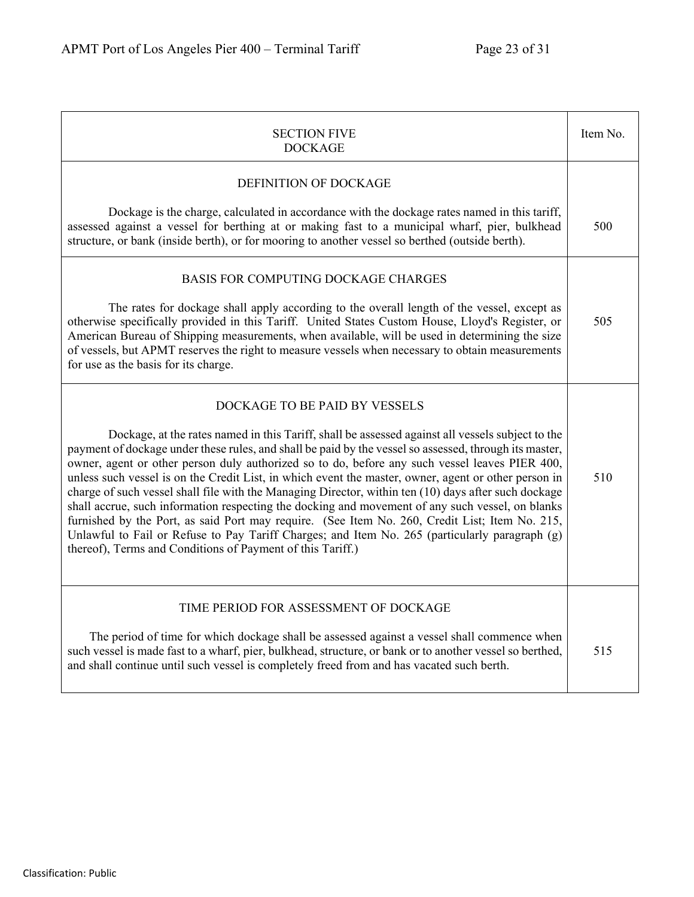| SECTION FIVE<br>DOCKAGE | Item No. |
|---|---|
| DEFINITION OF DOCKAGE<br><br>Dockage is the charge, calculated in accordance with the dockage rates named in this tariff, assessed against a vessel for berthing at or making fast to a municipal wharf, pier, bulkhead structure, or bank (inside berth), or for mooring to another vessel so berthed (outside berth). | 500 |
| BASIS FOR COMPUTING DOCKAGE CHARGES<br><br>The rates for dockage shall apply according to the overall length of the vessel, except as otherwise specifically provided in this Tariff. United States Custom House, Lloyd's Register, or American Bureau of Shipping measurements, when available, will be used in determining the size of vessels, but APMT reserves the right to measure vessels when necessary to obtain measurements for use as the basis for its charge. | 505 |
| DOCKAGE TO BE PAID BY VESSELS<br><br>Dockage, at the rates named in this Tariff, shall be assessed against all vessels subject to the payment of dockage under these rules, and shall be paid by the vessel so assessed, through its master, owner, agent or other person duly authorized so to do, before any such vessel leaves PIER 400, unless such vessel is on the Credit List, in which event the master, owner, agent or other person in charge of such vessel shall file with the Managing Director, within ten (10) days after such dockage shall accrue, such information respecting the docking and movement of any such vessel, on blanks furnished by the Port, as said Port may require. (See Item No. 260, Credit List; Item No. 215, Unlawful to Fail or Refuse to Pay Tariff Charges; and Item No. 265 (particularly paragraph (g) thereof), Terms and Conditions of Payment of this Tariff.) | 510 |
| TIME PERIOD FOR ASSESSMENT OF DOCKAGE<br><br>The period of time for which dockage shall be assessed against a vessel shall commence when such vessel is made fast to a wharf, pier, bulkhead, structure, or bank or to another vessel so berthed, and shall continue until such vessel is completely freed from and has vacated such berth. | 515 |

Classification: Public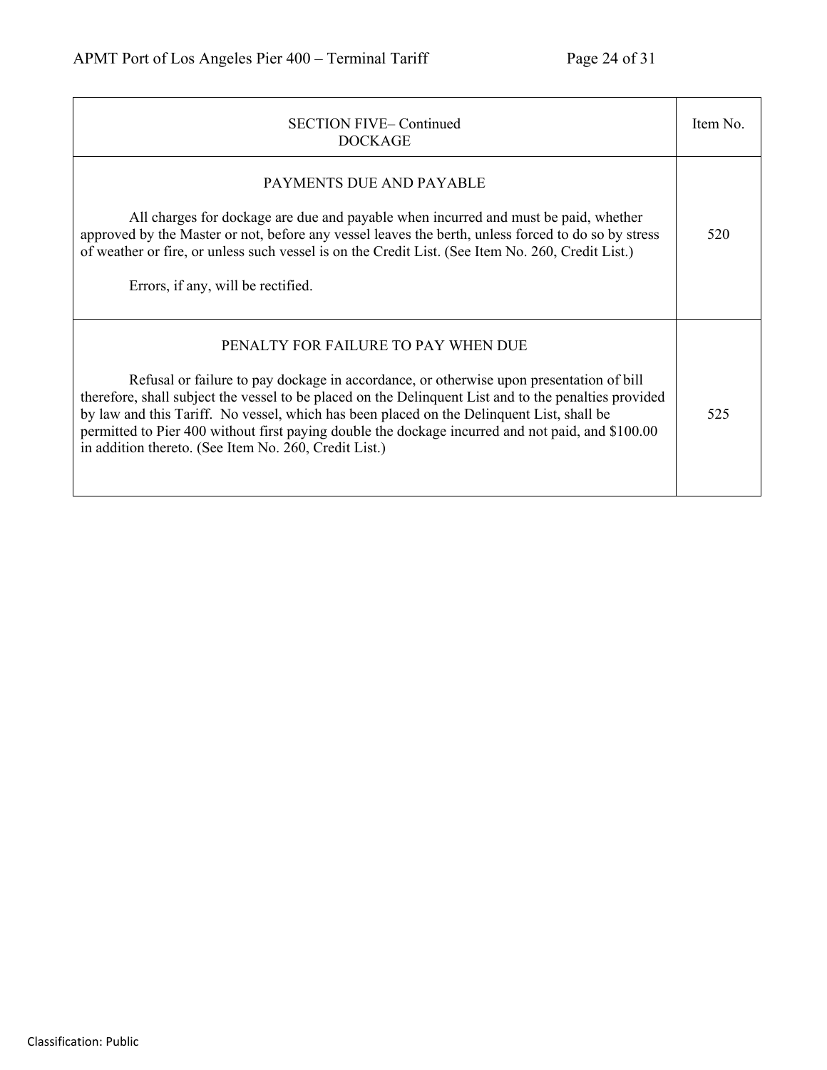| SECTION FIVE– Continued<br>DOCKAGE | Item No. |
|---|---|
| PAYMENTS DUE AND PAYABLE<br><br>All charges for dockage are due and payable when incurred and must be paid, whether approved by the Master or not, before any vessel leaves the berth, unless forced to do so by stress of weather or fire, or unless such vessel is on the Credit List. (See Item No. 260, Credit List.)<br><br>Errors, if any, will be rectified. | 520 |
| PENALTY FOR FAILURE TO PAY WHEN DUE<br><br>Refusal or failure to pay dockage in accordance, or otherwise upon presentation of bill therefore, shall subject the vessel to be placed on the Delinquent List and to the penalties provided by law and this Tariff. No vessel, which has been placed on the Delinquent List, shall be permitted to Pier 400 without first paying double the dockage incurred and not paid, and $100.00 in addition thereto. (See Item No. 260, Credit List.) | 525 |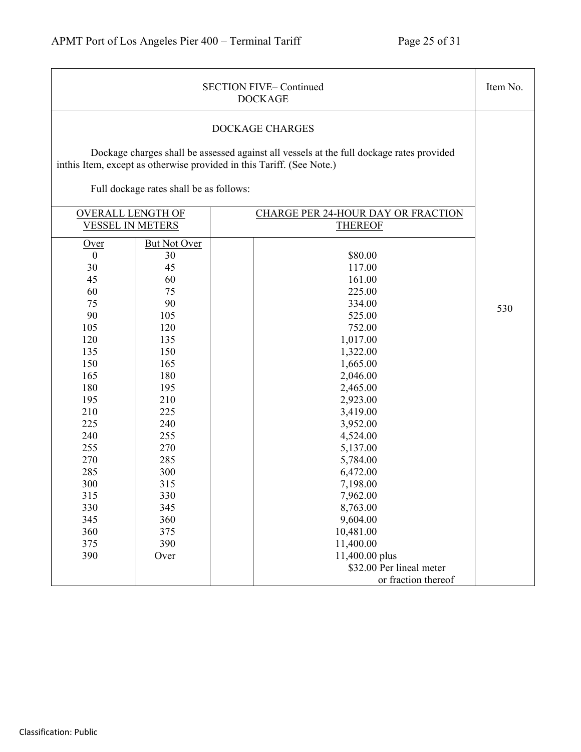SECTION FIVE– Continued
DOCKAGE

Item No. 530

## DOCKAGE CHARGES

Dockage charges shall be assessed against all vessels at the full dockage rates provided inthis Item, except as otherwise provided in this Tariff. (See Note.)

Full dockage rates shall be as follows:

| OVERALL LENGTH OF VESSEL IN METERS | | CHARGE PER 24-HOUR DAY OR FRACTION THEREOF |
|---|---|---|
| Over | But Not Over | |
| 0 | 30 | $80.00 |
| 30 | 45 | 117.00 |
| 45 | 60 | 161.00 |
| 60 | 75 | 225.00 |
| 75 | 90 | 334.00 |
| 90 | 105 | 525.00 |
| 105 | 120 | 752.00 |
| 120 | 135 | 1,017.00 |
| 135 | 150 | 1,322.00 |
| 150 | 165 | 1,665.00 |
| 165 | 180 | 2,046.00 |
| 180 | 195 | 2,465.00 |
| 195 | 210 | 2,923.00 |
| 210 | 225 | 3,419.00 |
| 225 | 240 | 3,952.00 |
| 240 | 255 | 4,524.00 |
| 255 | 270 | 5,137.00 |
| 270 | 285 | 5,784.00 |
| 285 | 300 | 6,472.00 |
| 300 | 315 | 7,198.00 |
| 315 | 330 | 7,962.00 |
| 330 | 345 | 8,763.00 |
| 345 | 360 | 9,604.00 |
| 360 | 375 | 10,481.00 |
| 375 | 390 | 11,400.00 |
| 390 | Over | 11,400.00 plus $32.00 Per lineal meter or fraction thereof |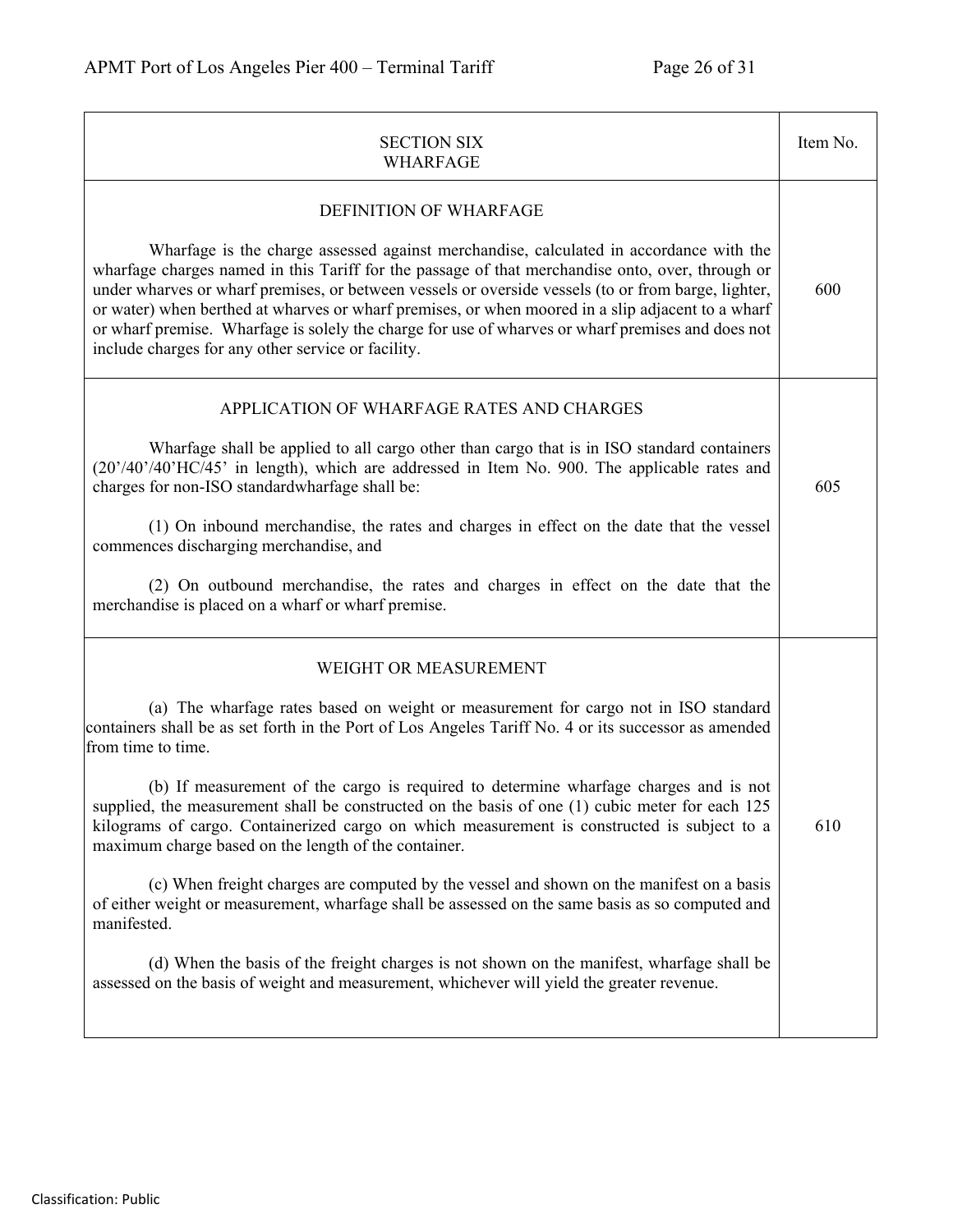| SECTION SIX<br>WHARFAGE | Item No. |
|---|---|
| DEFINITION OF WHARFAGE<br><br>Wharfage is the charge assessed against merchandise, calculated in accordance with the wharfage charges named in this Tariff for the passage of that merchandise onto, over, through or under wharves or wharf premises, or between vessels or overside vessels (to or from barge, lighter, or water) when berthed at wharves or wharf premises, or when moored in a slip adjacent to a wharf or wharf premise. Wharfage is solely the charge for use of wharves or wharf premises and does not include charges for any other service or facility. | 600 |
| APPLICATION OF WHARFAGE RATES AND CHARGES<br><br>Wharfage shall be applied to all cargo other than cargo that is in ISO standard containers (20'/40'/40'HC/45' in length), which are addressed in Item No. 900. The applicable rates and charges for non-ISO standardwharfage shall be:<br><br>(1) On inbound merchandise, the rates and charges in effect on the date that the vessel commences discharging merchandise, and<br><br>(2) On outbound merchandise, the rates and charges in effect on the date that the merchandise is placed on a wharf or wharf premise. | 605 |
| WEIGHT OR MEASUREMENT<br><br>(a) The wharfage rates based on weight or measurement for cargo not in ISO standard containers shall be as set forth in the Port of Los Angeles Tariff No. 4 or its successor as amended from time to time.<br><br>(b) If measurement of the cargo is required to determine wharfage charges and is not supplied, the measurement shall be constructed on the basis of one (1) cubic meter for each 125 kilograms of cargo. Containerized cargo on which measurement is constructed is subject to a maximum charge based on the length of the container.<br><br>(c) When freight charges are computed by the vessel and shown on the manifest on a basis of either weight or measurement, wharfage shall be assessed on the same basis as so computed and manifested.<br><br>(d) When the basis of the freight charges is not shown on the manifest, wharfage shall be assessed on the basis of weight and measurement, whichever will yield the greater revenue. | 610 |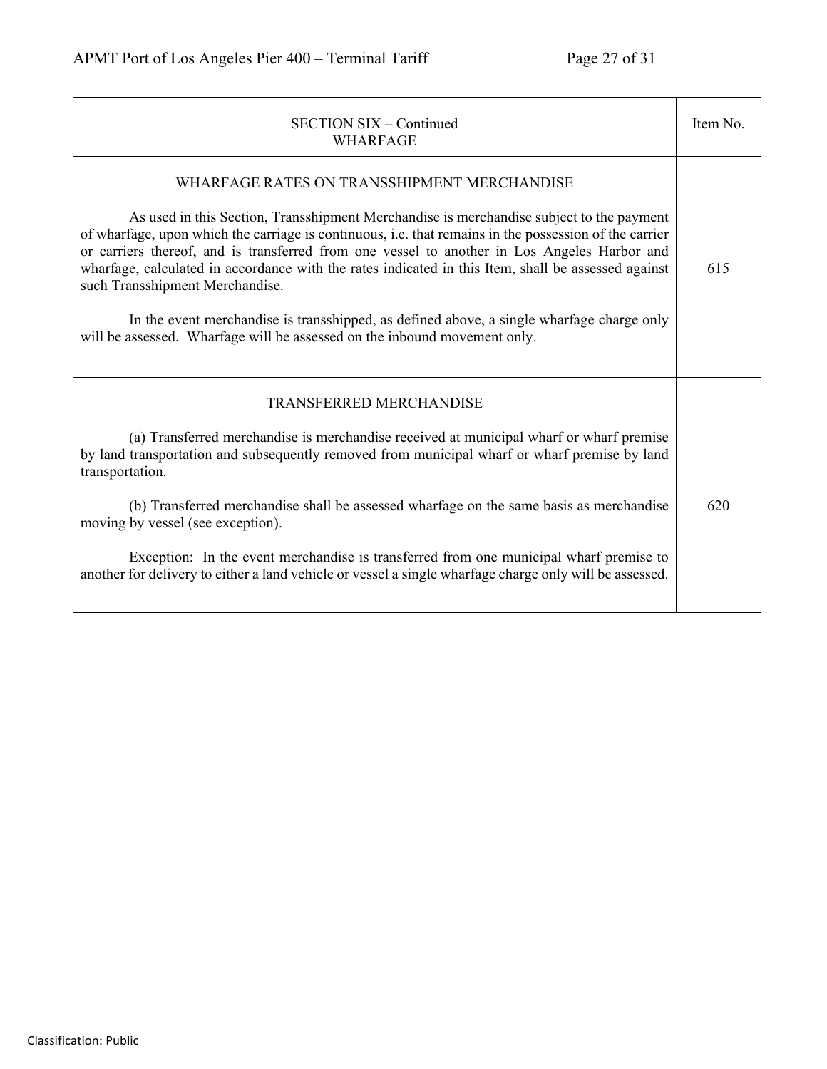| SECTION SIX – Continued<br>WHARFAGE | Item No. |
|---|---|
| WHARFAGE RATES ON TRANSSHIPMENT MERCHANDISE<br><br>As used in this Section, Transshipment Merchandise is merchandise subject to the payment of wharfage, upon which the carriage is continuous, i.e. that remains in the possession of the carrier or carriers thereof, and is transferred from one vessel to another in Los Angeles Harbor and wharfage, calculated in accordance with the rates indicated in this Item, shall be assessed against such Transshipment Merchandise.<br><br>In the event merchandise is transshipped, as defined above, a single wharfage charge only will be assessed. Wharfage will be assessed on the inbound movement only. | 615 |
| TRANSFERRED MERCHANDISE<br><br>(a) Transferred merchandise is merchandise received at municipal wharf or wharf premise by land transportation and subsequently removed from municipal wharf or wharf premise by land transportation.<br><br>(b) Transferred merchandise shall be assessed wharfage on the same basis as merchandise moving by vessel (see exception).<br><br>Exception: In the event merchandise is transferred from one municipal wharf premise to another for delivery to either a land vehicle or vessel a single wharfage charge only will be assessed. | 620 |

Classification: Public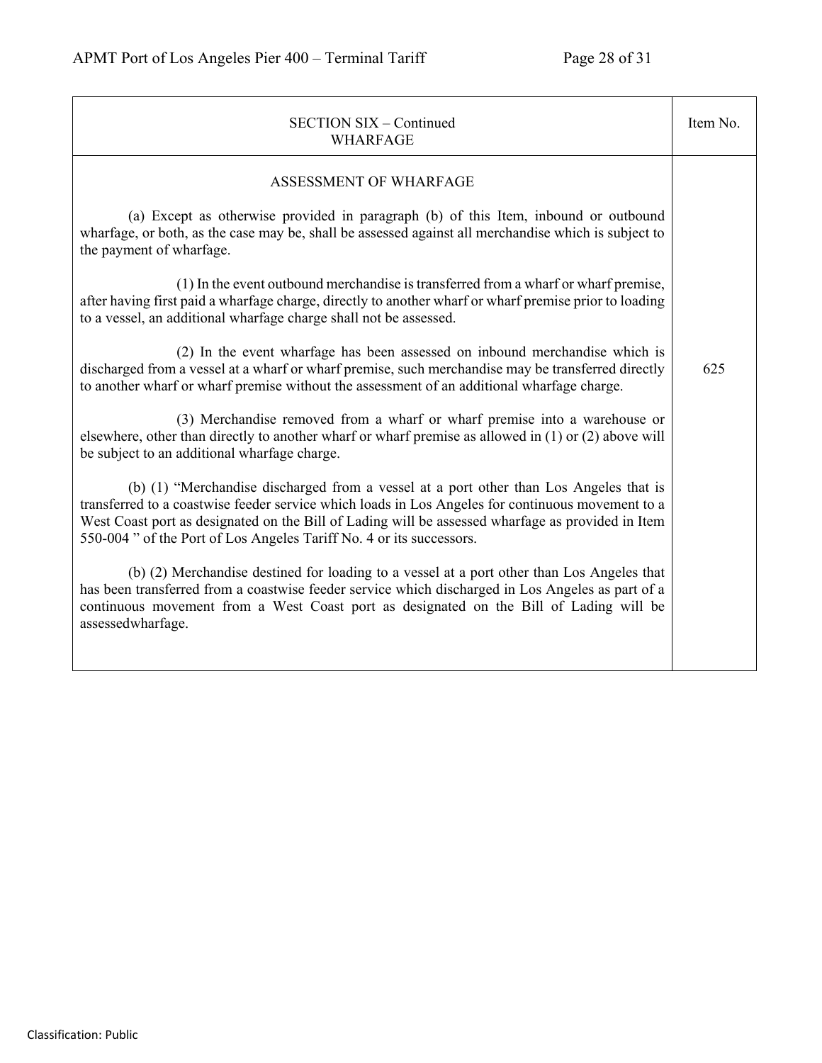| SECTION SIX – Continued<br>WHARFAGE | Item No. |
|---|---|
| ASSESSMENT OF WHARFAGE<br><br>(a) Except as otherwise provided in paragraph (b) of this Item, inbound or outbound wharfage, or both, as the case may be, shall be assessed against all merchandise which is subject to the payment of wharfage.<br><br>(1) In the event outbound merchandise is transferred from a wharf or wharf premise, after having first paid a wharfage charge, directly to another wharf or wharf premise prior to loading to a vessel, an additional wharfage charge shall not be assessed.<br><br>(2) In the event wharfage has been assessed on inbound merchandise which is discharged from a vessel at a wharf or wharf premise, such merchandise may be transferred directly to another wharf or wharf premise without the assessment of an additional wharfage charge.<br><br>(3) Merchandise removed from a wharf or wharf premise into a warehouse or elsewhere, other than directly to another wharf or wharf premise as allowed in (1) or (2) above will be subject to an additional wharfage charge.<br><br>(b) (1) "Merchandise discharged from a vessel at a port other than Los Angeles that is transferred to a coastwise feeder service which loads in Los Angeles for continuous movement to a West Coast port as designated on the Bill of Lading will be assessed wharfage as provided in Item 550-004 " of the Port of Los Angeles Tariff No. 4 or its successors.<br><br>(b) (2) Merchandise destined for loading to a vessel at a port other than Los Angeles that has been transferred from a coastwise feeder service which discharged in Los Angeles as part of a continuous movement from a West Coast port as designated on the Bill of Lading will be assessedwharfage. | 625 |

Classification: Public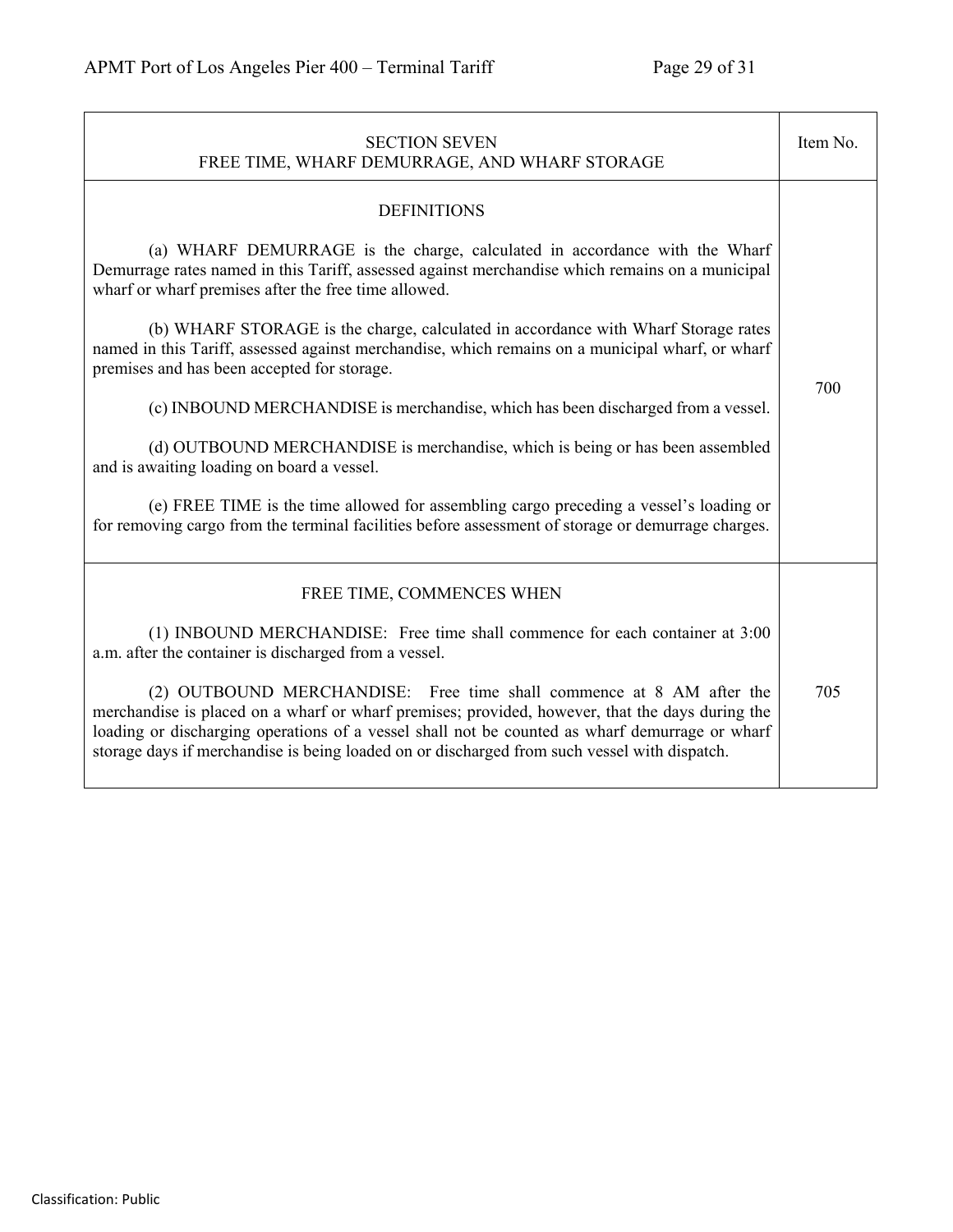| SECTION SEVEN<br>FREE TIME, WHARF DEMURRAGE, AND WHARF STORAGE | Item No. |
|---|---|
| DEFINITIONS<br><br>(a) WHARF DEMURRAGE is the charge, calculated in accordance with the Wharf Demurrage rates named in this Tariff, assessed against merchandise which remains on a municipal wharf or wharf premises after the free time allowed.<br><br>(b) WHARF STORAGE is the charge, calculated in accordance with Wharf Storage rates named in this Tariff, assessed against merchandise, which remains on a municipal wharf, or wharf premises and has been accepted for storage.<br><br>(c) INBOUND MERCHANDISE is merchandise, which has been discharged from a vessel.<br><br>(d) OUTBOUND MERCHANDISE is merchandise, which is being or has been assembled and is awaiting loading on board a vessel.<br><br>(e) FREE TIME is the time allowed for assembling cargo preceding a vessel's loading or for removing cargo from the terminal facilities before assessment of storage or demurrage charges. | 700 |
| FREE TIME, COMMENCES WHEN<br><br>(1) INBOUND MERCHANDISE: Free time shall commence for each container at 3:00 a.m. after the container is discharged from a vessel.<br><br>(2) OUTBOUND MERCHANDISE: Free time shall commence at 8 AM after the merchandise is placed on a wharf or wharf premises; provided, however, that the days during the loading or discharging operations of a vessel shall not be counted as wharf demurrage or wharf storage days if merchandise is being loaded on or discharged from such vessel with dispatch. | 705 |

Classification: Public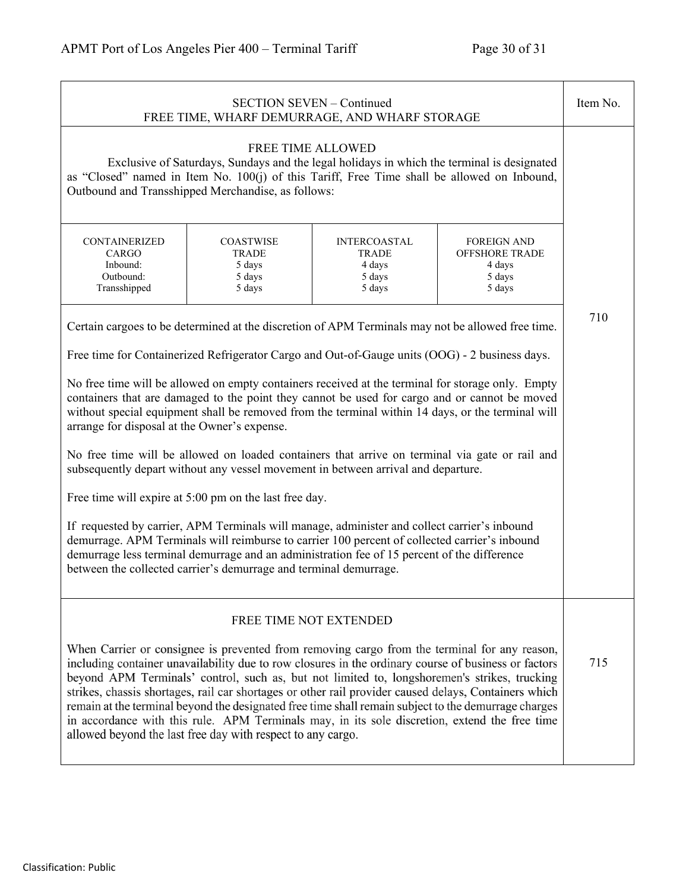## SECTION SEVEN – Continued
## FREE TIME, WHARF DEMURRAGE, AND WHARF STORAGE

Item No.

### FREE TIME ALLOWED

Exclusive of Saturdays, Sundays and the legal holidays in which the terminal is designated as "Closed" named in Item No. 100(j) of this Tariff, Free Time shall be allowed on Inbound, Outbound and Transshipped Merchandise, as follows:

| CONTAINERIZED CARGO | COASTWISE TRADE | INTERCOASTAL TRADE | FOREIGN AND OFFSHORE TRADE |
|---|---|---|---|
| Inbound: | 5 days | 4 days | 4 days |
| Outbound: | 5 days | 5 days | 5 days |
| Transshipped | 5 days | 5 days | 5 days |

Certain cargoes to be determined at the discretion of APM Terminals may not be allowed free time.

Free time for Containerized Refrigerator Cargo and Out-of-Gauge units (OOG) - 2 business days.

No free time will be allowed on empty containers received at the terminal for storage only. Empty containers that are damaged to the point they cannot be used for cargo and or cannot be moved without special equipment shall be removed from the terminal within 14 days, or the terminal will arrange for disposal at the Owner's expense.

No free time will be allowed on loaded containers that arrive on terminal via gate or rail and subsequently depart without any vessel movement in between arrival and departure.

Free time will expire at 5:00 pm on the last free day.

If requested by carrier, APM Terminals will manage, administer and collect carrier's inbound demurrage. APM Terminals will reimburse to carrier 100 percent of collected carrier's inbound demurrage less terminal demurrage and an administration fee of 15 percent of the difference between the collected carrier's demurrage and terminal demurrage.

Item No. 710

### FREE TIME NOT EXTENDED

When Carrier or consignee is prevented from removing cargo from the terminal for any reason, including container unavailability due to row closures in the ordinary course of business or factors beyond APM Terminals' control, such as, but not limited to, longshoremen's strikes, trucking strikes, chassis shortages, rail car shortages or other rail provider caused delays, Containers which remain at the terminal beyond the designated free time shall remain subject to the demurrage charges in accordance with this rule. APM Terminals may, in its sole discretion, extend the free time allowed beyond the last free day with respect to any cargo.

Item No. 715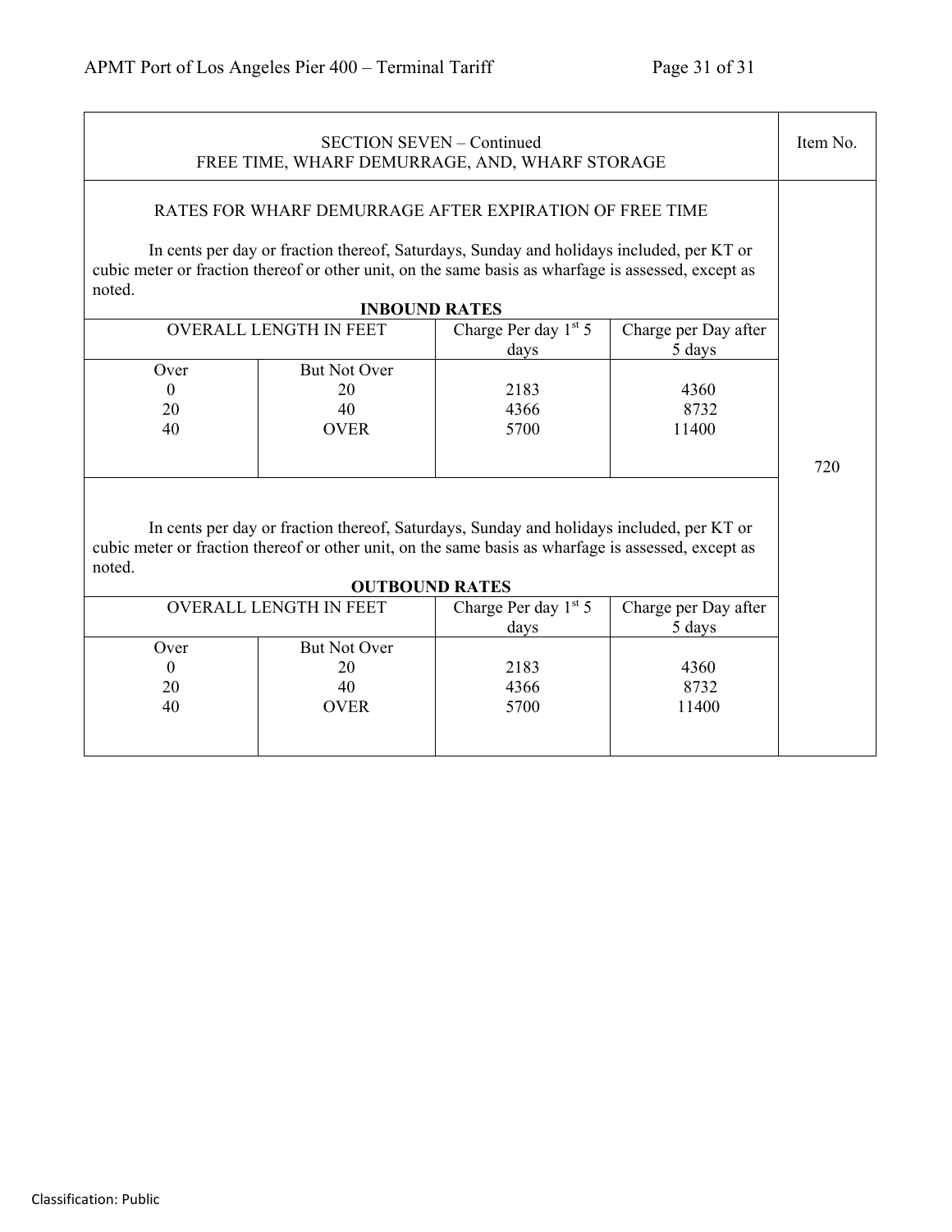| SECTION SEVEN – Continued<br>FREE TIME, WHARF DEMURRAGE, AND, WHARF STORAGE | Item No. |
|---|---|

## RATES FOR WHARF DEMURRAGE AFTER EXPIRATION OF FREE TIME

Item No. 720

In cents per day or fraction thereof, Saturdays, Sunday and holidays included, per KT or cubic meter or fraction thereof or other unit, on the same basis as wharfage is assessed, except as noted.

**INBOUND RATES**

| OVERALL LENGTH IN FEET | | Charge Per day 1st 5 days | Charge per Day after 5 days |
|---|---|---|---|
| Over | But Not Over | | |
| 0 | 20 | 2183 | 4360 |
| 20 | 40 | 4366 | 8732 |
| 40 | OVER | 5700 | 11400 |

In cents per day or fraction thereof, Saturdays, Sunday and holidays included, per KT or cubic meter or fraction thereof or other unit, on the same basis as wharfage is assessed, except as noted.

**OUTBOUND RATES**

| OVERALL LENGTH IN FEET | | Charge Per day 1st 5 days | Charge per Day after 5 days |
|---|---|---|---|
| Over | But Not Over | | |
| 0 | 20 | 2183 | 4360 |
| 20 | 40 | 4366 | 8732 |
| 40 | OVER | 5700 | 11400 |

Classification: Public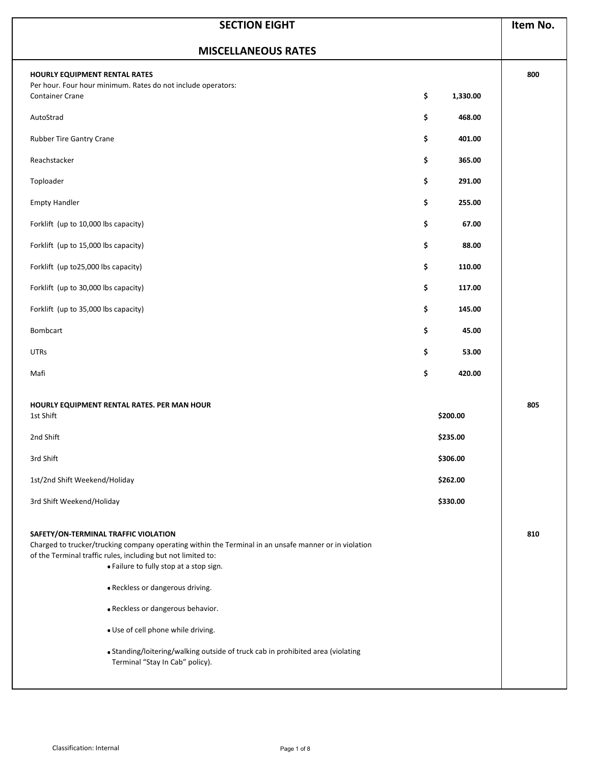# SECTION EIGHT

## MISCELLANEOUS RATES

| Description | Rate | Item No. |
|---|---|---|
| **HOURLY EQUIPMENT RENTAL RATES** | | 800 |
| Per hour. Four hour minimum. Rates do not include operators: | | |
| Container Crane | $ 1,330.00 | |
| AutoStrad | $ 468.00 | |
| Rubber Tire Gantry Crane | $ 401.00 | |
| Reachstacker | $ 365.00 | |
| Toploader | $ 291.00 | |
| Empty Handler | $ 255.00 | |
| Forklift (up to 10,000 lbs capacity) | $ 67.00 | |
| Forklift (up to 15,000 lbs capacity) | $ 88.00 | |
| Forklift (up to25,000 lbs capacity) | $ 110.00 | |
| Forklift (up to 30,000 lbs capacity) | $ 117.00 | |
| Forklift (up to 35,000 lbs capacity) | $ 145.00 | |
| Bombcart | $ 45.00 | |
| UTRs | $ 53.00 | |
| Mafi | $ 420.00 | |
| **HOURLY EQUIPMENT RENTAL RATES. PER MAN HOUR** | | 805 |
| 1st Shift | $200.00 | |
| 2nd Shift | $235.00 | |
| 3rd Shift | $306.00 | |
| 1st/2nd Shift Weekend/Holiday | $262.00 | |
| 3rd Shift Weekend/Holiday | $330.00 | |

**SAFETY/ON-TERMINAL TRAFFIC VIOLATION** — Item No. 810

Charged to trucker/trucking company operating within the Terminal in an unsafe manner or in violation of the Terminal traffic rules, including but not limited to:

- Failure to fully stop at a stop sign.
- Reckless or dangerous driving.
- Reckless or dangerous behavior.
- Use of cell phone while driving.
- Standing/loitering/walking outside of truck cab in prohibited area (violating Terminal "Stay In Cab" policy).

Classification: Internal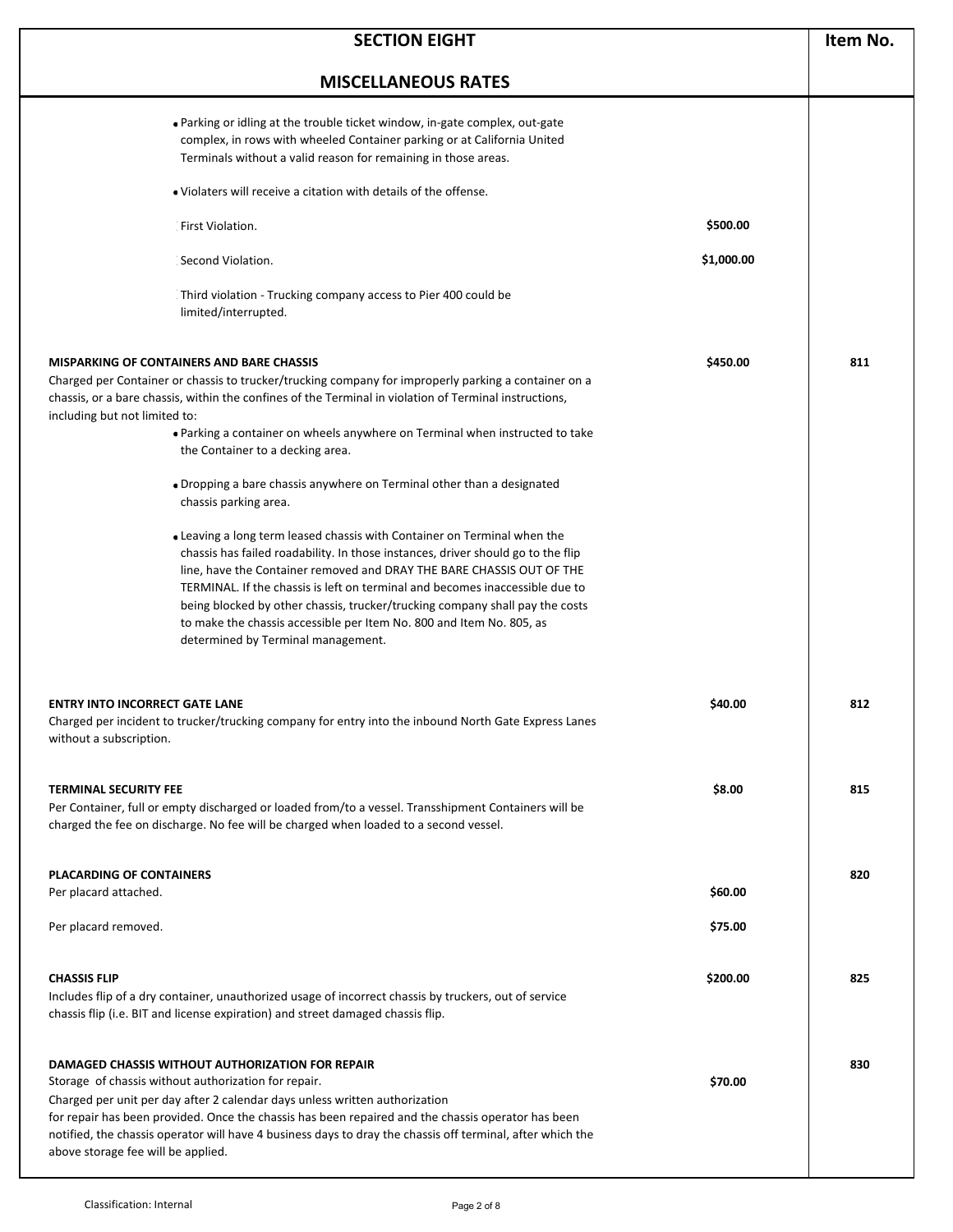| SECTION EIGHT<br><br>MISCELLANEOUS RATES | | Item No. |
|---|---|---|
| • Parking or idling at the trouble ticket window, in-gate complex, out-gate complex, in rows with wheeled Container parking or at California United Terminals without a valid reason for remaining in those areas.<br><br>• Violaters will receive a citation with details of the offense. | | |
| First Violation. | $500.00 | |
| Second Violation. | $1,000.00 | |
| Third violation - Trucking company access to Pier 400 could be limited/interrupted. | | |
| **MISPARKING OF CONTAINERS AND BARE CHASSIS**<br>Charged per Container or chassis to trucker/trucking company for improperly parking a container on a chassis, or a bare chassis, within the confines of the Terminal in violation of Terminal instructions, including but not limited to:<br>• Parking a container on wheels anywhere on Terminal when instructed to take the Container to a decking area.<br><br>• Dropping a bare chassis anywhere on Terminal other than a designated chassis parking area.<br><br>• Leaving a long term leased chassis with Container on Terminal when the chassis has failed roadability. In those instances, driver should go to the flip line, have the Container removed and DRAY THE BARE CHASSIS OUT OF THE TERMINAL. If the chassis is left on terminal and becomes inaccessible due to being blocked by other chassis, trucker/trucking company shall pay the costs to make the chassis accessible per Item No. 800 and Item No. 805, as determined by Terminal management. | $450.00 | 811 |
| **ENTRY INTO INCORRECT GATE LANE**<br>Charged per incident to trucker/trucking company for entry into the inbound North Gate Express Lanes without a subscription. | $40.00 | 812 |
| **TERMINAL SECURITY FEE**<br>Per Container, full or empty discharged or loaded from/to a vessel. Transshipment Containers will be charged the fee on discharge. No fee will be charged when loaded to a second vessel. | $8.00 | 815 |
| **PLACARDING OF CONTAINERS** | | 820 |
| Per placard attached. | $60.00 | |
| Per placard removed. | $75.00 | |
| **CHASSIS FLIP**<br>Includes flip of a dry container, unauthorized usage of incorrect chassis by truckers, out of service chassis flip (i.e. BIT and license expiration) and street damaged chassis flip. | $200.00 | 825 |
| **DAMAGED CHASSIS WITHOUT AUTHORIZATION FOR REPAIR** | | 830 |
| Storage of chassis without authorization for repair.<br>Charged per unit per day after 2 calendar days unless written authorization for repair has been provided. Once the chassis has been repaired and the chassis operator has been notified, the chassis operator will have 4 business days to dray the chassis off terminal, after which the above storage fee will be applied. | $70.00 | |

Classification: Internal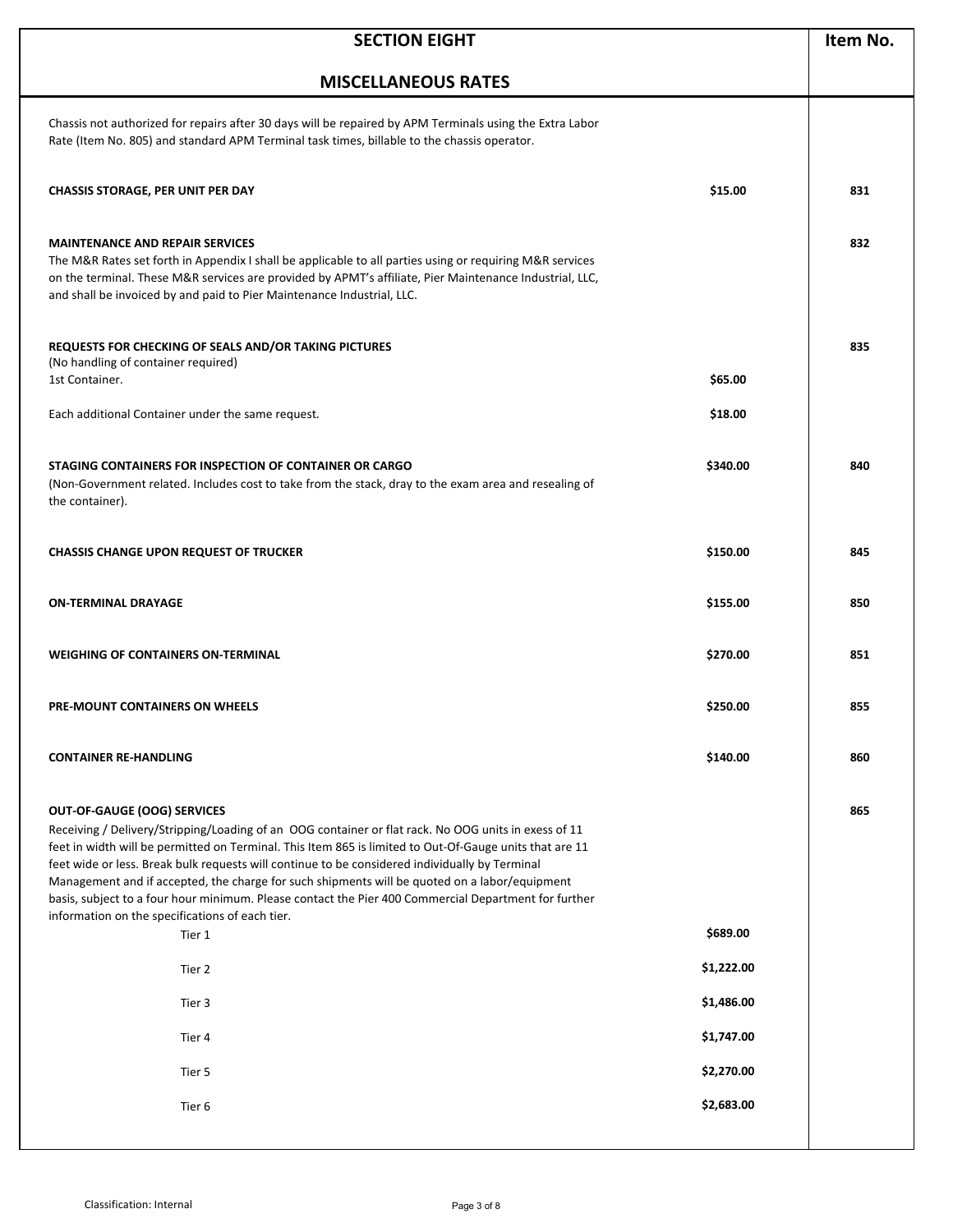| SECTION EIGHT<br><br>MISCELLANEOUS RATES | | Item No. |
|---|---|---|
| Chassis not authorized for repairs after 30 days will be repaired by APM Terminals using the Extra Labor Rate (Item No. 805) and standard APM Terminal task times, billable to the chassis operator. | | |
| **CHASSIS STORAGE, PER UNIT PER DAY** | **$15.00** | **831** |
| **MAINTENANCE AND REPAIR SERVICES**<br>The M&R Rates set forth in Appendix I shall be applicable to all parties using or requiring M&R services on the terminal. These M&R services are provided by APMT's affiliate, Pier Maintenance Industrial, LLC, and shall be invoiced by and paid to Pier Maintenance Industrial, LLC. | | **832** |
| **REQUESTS FOR CHECKING OF SEALS AND/OR TAKING PICTURES**<br>(No handling of container required) | | **835** |
| 1st Container. | **$65.00** | |
| Each additional Container under the same request. | **$18.00** | |
| **STAGING CONTAINERS FOR INSPECTION OF CONTAINER OR CARGO**<br>(Non-Government related. Includes cost to take from the stack, dray to the exam area and resealing of the container). | **$340.00** | **840** |
| **CHASSIS CHANGE UPON REQUEST OF TRUCKER** | **$150.00** | **845** |
| **ON-TERMINAL DRAYAGE** | **$155.00** | **850** |
| **WEIGHING OF CONTAINERS ON-TERMINAL** | **$270.00** | **851** |
| **PRE-MOUNT CONTAINERS ON WHEELS** | **$250.00** | **855** |
| **CONTAINER RE-HANDLING** | **$140.00** | **860** |
| **OUT-OF-GAUGE (OOG) SERVICES**<br>Receiving / Delivery/Stripping/Loading of an OOG container or flat rack. No OOG units in exess of 11 feet in width will be permitted on Terminal. This Item 865 is limited to Out-Of-Gauge units that are 11 feet wide or less. Break bulk requests will continue to be considered individually by Terminal Management and if accepted, the charge for such shipments will be quoted on a labor/equipment basis, subject to a four hour minimum. Please contact the Pier 400 Commercial Department for further information on the specifications of each tier. | | **865** |
| Tier 1 | **$689.00** | |
| Tier 2 | **$1,222.00** | |
| Tier 3 | **$1,486.00** | |
| Tier 4 | **$1,747.00** | |
| Tier 5 | **$2,270.00** | |
| Tier 6 | **$2,683.00** | |

Classification: Internal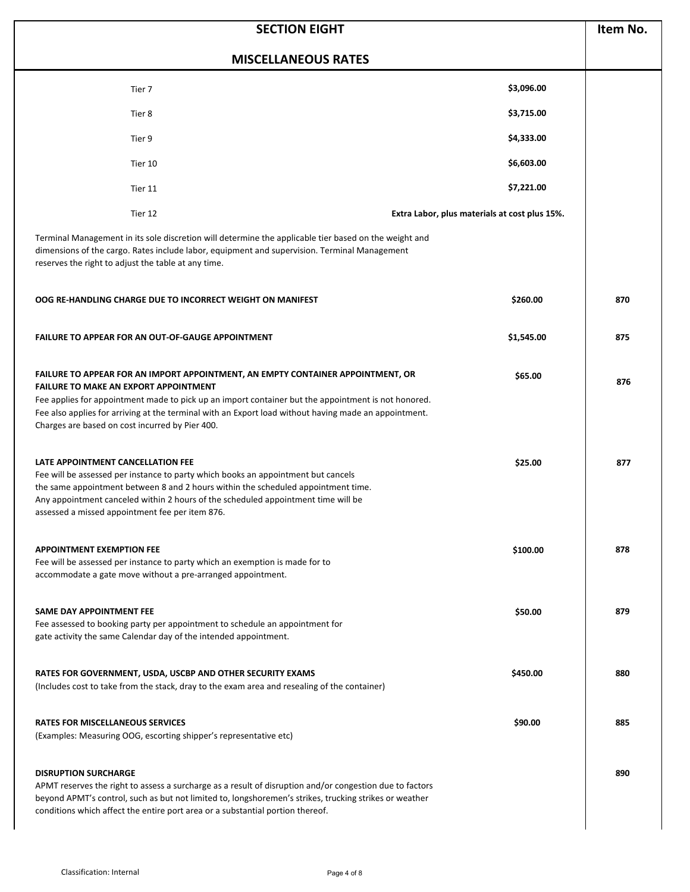## SECTION EIGHT

## MISCELLANEOUS RATES

| Description | Rate | Item No. |
|---|---|---|
| Tier 7 | $3,096.00 | |
| Tier 8 | $3,715.00 | |
| Tier 9 | $4,333.00 | |
| Tier 10 | $6,603.00 | |
| Tier 11 | $7,221.00 | |
| Tier 12 | Extra Labor, plus materials at cost plus 15%. | |

Terminal Management in its sole discretion will determine the applicable tier based on the weight and dimensions of the cargo. Rates include labor, equipment and supervision. Terminal Management reserves the right to adjust the table at any time.

**OOG RE-HANDLING CHARGE DUE TO INCORRECT WEIGHT ON MANIFEST** — **$260.00** — Item No. **870**

**FAILURE TO APPEAR FOR AN OUT-OF-GAUGE APPOINTMENT** — **$1,545.00** — Item No. **875**

**FAILURE TO APPEAR FOR AN IMPORT APPOINTMENT, AN EMPTY CONTAINER APPOINTMENT, OR FAILURE TO MAKE AN EXPORT APPOINTMENT** — **$65.00** — Item No. **876**

Fee applies for appointment made to pick up an import container but the appointment is not honored. Fee also applies for arriving at the terminal with an Export load without having made an appointment. Charges are based on cost incurred by Pier 400.

**LATE APPOINTMENT CANCELLATION FEE** — **$25.00** — Item No. **877**

Fee will be assessed per instance to party which books an appointment but cancels the same appointment between 8 and 2 hours within the scheduled appointment time. Any appointment canceled within 2 hours of the scheduled appointment time will be assessed a missed appointment fee per item 876.

**APPOINTMENT EXEMPTION FEE** — **$100.00** — Item No. **878**

Fee will be assessed per instance to party which an exemption is made for to accommodate a gate move without a pre-arranged appointment.

**SAME DAY APPOINTMENT FEE** — **$50.00** — Item No. **879**

Fee assessed to booking party per appointment to schedule an appointment for gate activity the same Calendar day of the intended appointment.

**RATES FOR GOVERNMENT, USDA, USCBP AND OTHER SECURITY EXAMS** — **$450.00** — Item No. **880**

(Includes cost to take from the stack, dray to the exam area and resealing of the container)

**RATES FOR MISCELLANEOUS SERVICES** — **$90.00** — Item No. **885**

(Examples: Measuring OOG, escorting shipper's representative etc)

**DISRUPTION SURCHARGE** — Item No. **890**

APMT reserves the right to assess a surcharge as a result of disruption and/or congestion due to factors beyond APMT's control, such as but not limited to, longshoremen's strikes, trucking strikes or weather conditions which affect the entire port area or a substantial portion thereof.

Classification: Internal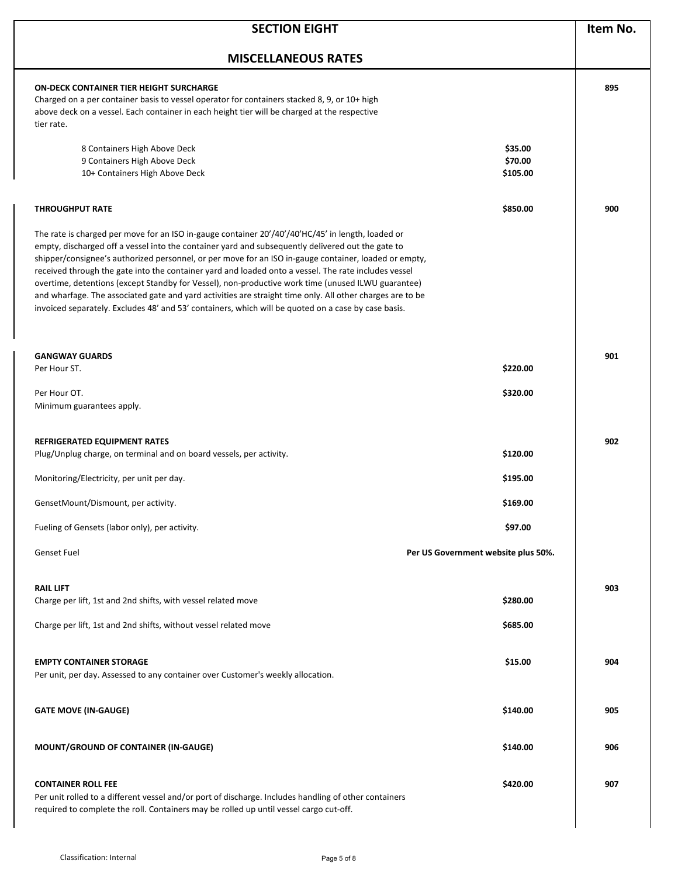# SECTION EIGHT

## MISCELLANEOUS RATES

| Description | Rate | Item No. |
|---|---|---|
| **ON-DECK CONTAINER TIER HEIGHT SURCHARGE**<br>Charged on a per container basis to vessel operator for containers stacked 8, 9, or 10+ high above deck on a vessel. Each container in each height tier will be charged at the respective tier rate. | | 895 |
| 8 Containers High Above Deck | $35.00 | |
| 9 Containers High Above Deck | $70.00 | |
| 10+ Containers High Above Deck | $105.00 | |
| **THROUGHPUT RATE**<br>The rate is charged per move for an ISO in-gauge container 20'/40'/40'HC/45' in length, loaded or empty, discharged off a vessel into the container yard and subsequently delivered out the gate to shipper/consignee's authorized personnel, or per move for an ISO in-gauge container, loaded or empty, received through the gate into the container yard and loaded onto a vessel. The rate includes vessel overtime, detentions (except Standby for Vessel), non-productive work time (unused ILWU guarantee) and wharfage. The associated gate and yard activities are straight time only. All other charges are to be invoiced separately. Excludes 48' and 53' containers, which will be quoted on a case by case basis. | $850.00 | 900 |
| **GANGWAY GUARDS** | | 901 |
| Per Hour ST. | $220.00 | |
| Per Hour OT.<br>Minimum guarantees apply. | $320.00 | |
| **REFRIGERATED EQUIPMENT RATES** | | 902 |
| Plug/Unplug charge, on terminal and on board vessels, per activity. | $120.00 | |
| Monitoring/Electricity, per unit per day. | $195.00 | |
| GensetMount/Dismount, per activity. | $169.00 | |
| Fueling of Gensets (labor only), per activity. | $97.00 | |
| Genset Fuel | **Per US Government website plus 50%.** | |
| **RAIL LIFT** | | 903 |
| Charge per lift, 1st and 2nd shifts, with vessel related move | $280.00 | |
| Charge per lift, 1st and 2nd shifts, without vessel related move | $685.00 | |
| **EMPTY CONTAINER STORAGE**<br>Per unit, per day. Assessed to any container over Customer's weekly allocation. | $15.00 | 904 |
| **GATE MOVE (IN-GAUGE)** | $140.00 | 905 |
| **MOUNT/GROUND OF CONTAINER (IN-GAUGE)** | $140.00 | 906 |
| **CONTAINER ROLL FEE**<br>Per unit rolled to a different vessel and/or port of discharge. Includes handling of other containers required to complete the roll. Containers may be rolled up until vessel cargo cut-off. | $420.00 | 907 |

Classification: Internal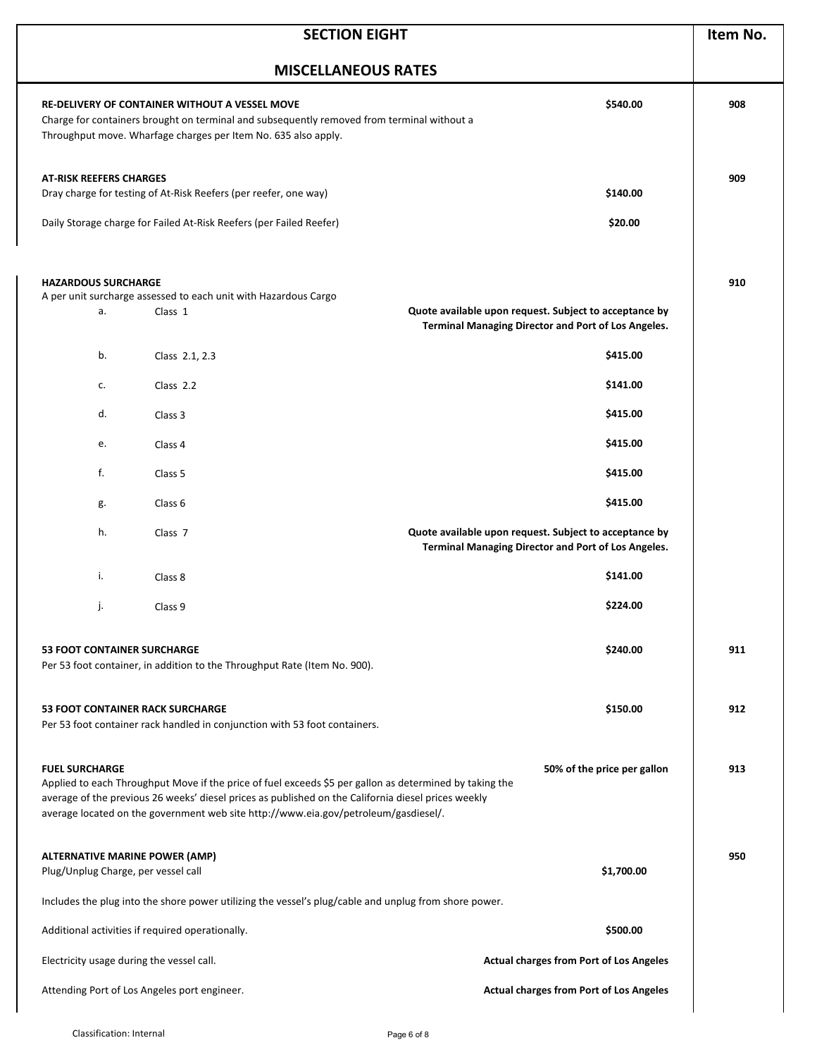# SECTION EIGHT

## MISCELLANEOUS RATES

| Description | Rate | Item No. |
|---|---|---|
| **RE-DELIVERY OF CONTAINER WITHOUT A VESSEL MOVE**<br>Charge for containers brought on terminal and subsequently removed from terminal without a Throughput move. Wharfage charges per Item No. 635 also apply. | **$540.00** | **908** |
| **AT-RISK REEFERS CHARGES** | | **909** |
| Dray charge for testing of At-Risk Reefers (per reefer, one way) | **$140.00** | |
| Daily Storage charge for Failed At-Risk Reefers (per Failed Reefer) | **$20.00** | |
| **HAZARDOUS SURCHARGE**<br>A per unit surcharge assessed to each unit with Hazardous Cargo | | **910** |
| a. Class 1 | **Quote available upon request. Subject to acceptance by Terminal Managing Director and Port of Los Angeles.** | |
| b. Class 2.1, 2.3 | **$415.00** | |
| c. Class 2.2 | **$141.00** | |
| d. Class 3 | **$415.00** | |
| e. Class 4 | **$415.00** | |
| f. Class 5 | **$415.00** | |
| g. Class 6 | **$415.00** | |
| h. Class 7 | **Quote available upon request. Subject to acceptance by Terminal Managing Director and Port of Los Angeles.** | |
| i. Class 8 | **$141.00** | |
| j. Class 9 | **$224.00** | |
| **53 FOOT CONTAINER SURCHARGE**<br>Per 53 foot container, in addition to the Throughput Rate (Item No. 900). | **$240.00** | **911** |
| **53 FOOT CONTAINER RACK SURCHARGE**<br>Per 53 foot container rack handled in conjunction with 53 foot containers. | **$150.00** | **912** |
| **FUEL SURCHARGE**<br>Applied to each Throughput Move if the price of fuel exceeds $5 per gallon as determined by taking the average of the previous 26 weeks' diesel prices as published on the California diesel prices weekly average located on the government web site http://www.eia.gov/petroleum/gasdiesel/. | **50% of the price per gallon** | **913** |
| **ALTERNATIVE MARINE POWER (AMP)** | | **950** |
| Plug/Unplug Charge, per vessel call | **$1,700.00** | |
| Includes the plug into the shore power utilizing the vessel's plug/cable and unplug from shore power. | | |
| Additional activities if required operationally. | **$500.00** | |
| Electricity usage during the vessel call. | **Actual charges from Port of Los Angeles** | |
| Attending Port of Los Angeles port engineer. | **Actual charges from Port of Los Angeles** | |

Classification: Internal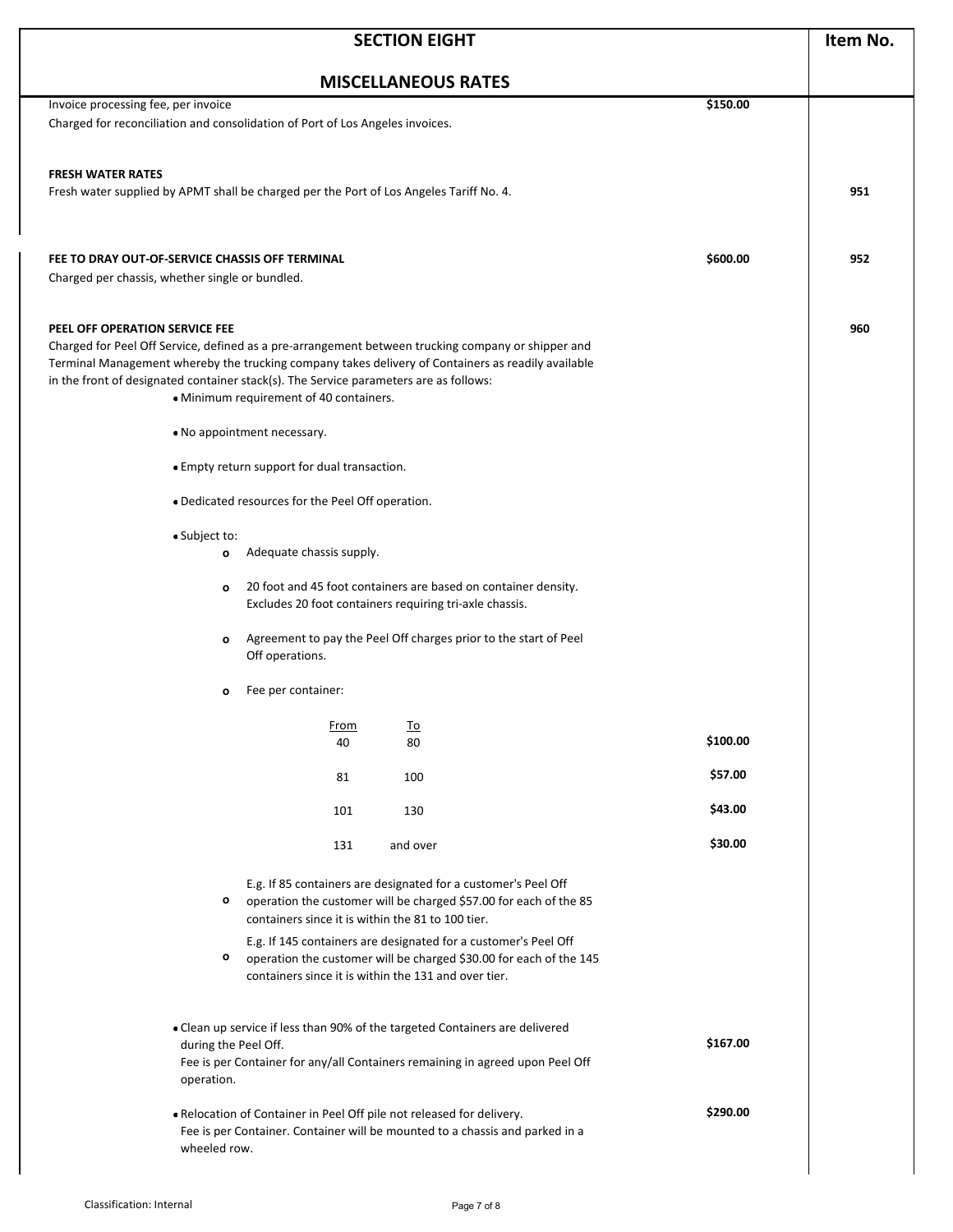# SECTION EIGHT

## MISCELLANEOUS RATES

| Description | Rate | Item No. |
|---|---|---|
| Invoice processing fee, per invoice<br>Charged for reconciliation and consolidation of Port of Los Angeles invoices. | $150.00 | |
| **FRESH WATER RATES**<br>Fresh water supplied by APMT shall be charged per the Port of Los Angeles Tariff No. 4. | | 951 |
| **FEE TO DRAY OUT-OF-SERVICE CHASSIS OFF TERMINAL**<br>Charged per chassis, whether single or bundled. | $600.00 | 952 |
| **PEEL OFF OPERATION SERVICE FEE** | | 960 |

Charged for Peel Off Service, defined as a pre-arrangement between trucking company or shipper and Terminal Management whereby the trucking company takes delivery of Containers as readily available in the front of designated container stack(s). The Service parameters are as follows:

- Minimum requirement of 40 containers.
- No appointment necessary.
- Empty return support for dual transaction.
- Dedicated resources for the Peel Off operation.
- Subject to:
  - Adequate chassis supply.
  - 20 foot and 45 foot containers are based on container density. Excludes 20 foot containers requiring tri-axle chassis.
  - Agreement to pay the Peel Off charges prior to the start of Peel Off operations.
  - Fee per container:

| From | To | Rate |
|---|---|---|
| 40 | 80 | $100.00 |
| 81 | 100 | $57.00 |
| 101 | 130 | $43.00 |
| 131 | and over | $30.00 |

  - E.g. If 85 containers are designated for a customer's Peel Off operation the customer will be charged $57.00 for each of the 85 containers since it is within the 81 to 100 tier.
  - E.g. If 145 containers are designated for a customer's Peel Off operation the customer will be charged $30.00 for each of the 145 containers since it is within the 131 and over tier.

- Clean up service if less than 90% of the targeted Containers are delivered during the Peel Off. Fee is per Container for any/all Containers remaining in agreed upon Peel Off operation. — **$167.00**
- Relocation of Container in Peel Off pile not released for delivery. Fee is per Container. Container will be mounted to a chassis and parked in a wheeled row. — **$290.00**

Classification: Internal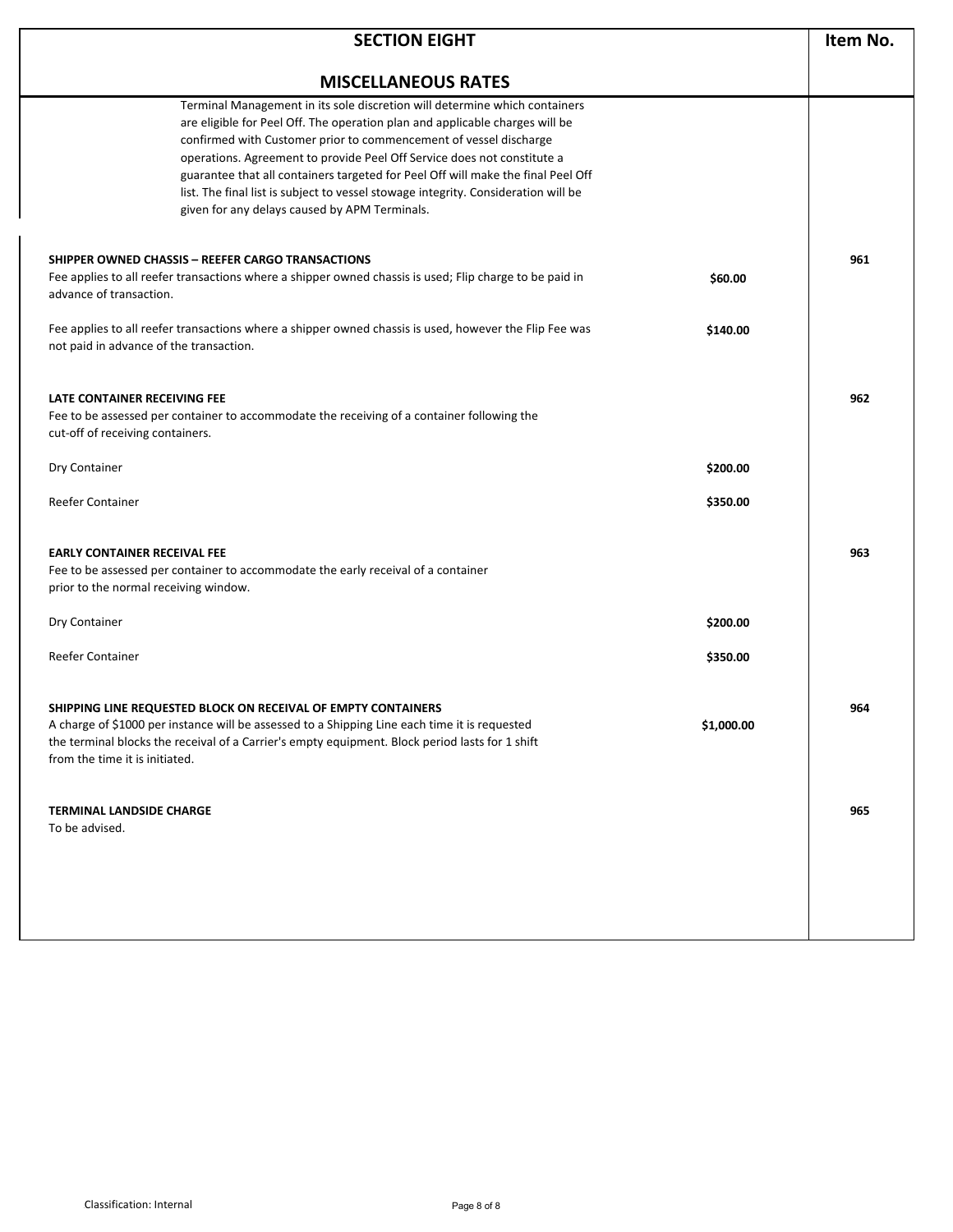## SECTION EIGHT

## MISCELLANEOUS RATES

| Description | Rate | Item No. |
|---|---|---|
| Terminal Management in its sole discretion will determine which containers are eligible for Peel Off. The operation plan and applicable charges will be confirmed with Customer prior to commencement of vessel discharge operations. Agreement to provide Peel Off Service does not constitute a guarantee that all containers targeted for Peel Off will make the final Peel Off list. The final list is subject to vessel stowage integrity. Consideration will be given for any delays caused by APM Terminals. | | |
| **SHIPPER OWNED CHASSIS – REEFER CARGO TRANSACTIONS** | | **961** |
| Fee applies to all reefer transactions where a shipper owned chassis is used; Flip charge to be paid in advance of transaction. | **$60.00** | |
| Fee applies to all reefer transactions where a shipper owned chassis is used, however the Flip Fee was not paid in advance of the transaction. | **$140.00** | |
| **LATE CONTAINER RECEIVING FEE** | | **962** |
| Fee to be assessed per container to accommodate the receiving of a container following the cut-off of receiving containers. | | |
| Dry Container | **$200.00** | |
| Reefer Container | **$350.00** | |
| **EARLY CONTAINER RECEIVAL FEE** | | **963** |
| Fee to be assessed per container to accommodate the early receival of a container prior to the normal receiving window. | | |
| Dry Container | **$200.00** | |
| Reefer Container | **$350.00** | |
| **SHIPPING LINE REQUESTED BLOCK ON RECEIVAL OF EMPTY CONTAINERS** | | **964** |
| A charge of $1000 per instance will be assessed to a Shipping Line each time it is requested the terminal blocks the receival of a Carrier's empty equipment. Block period lasts for 1 shift from the time it is initiated. | **$1,000.00** | |
| **TERMINAL LANDSIDE CHARGE** | | **965** |
| To be advised. | | |

Classification: Internal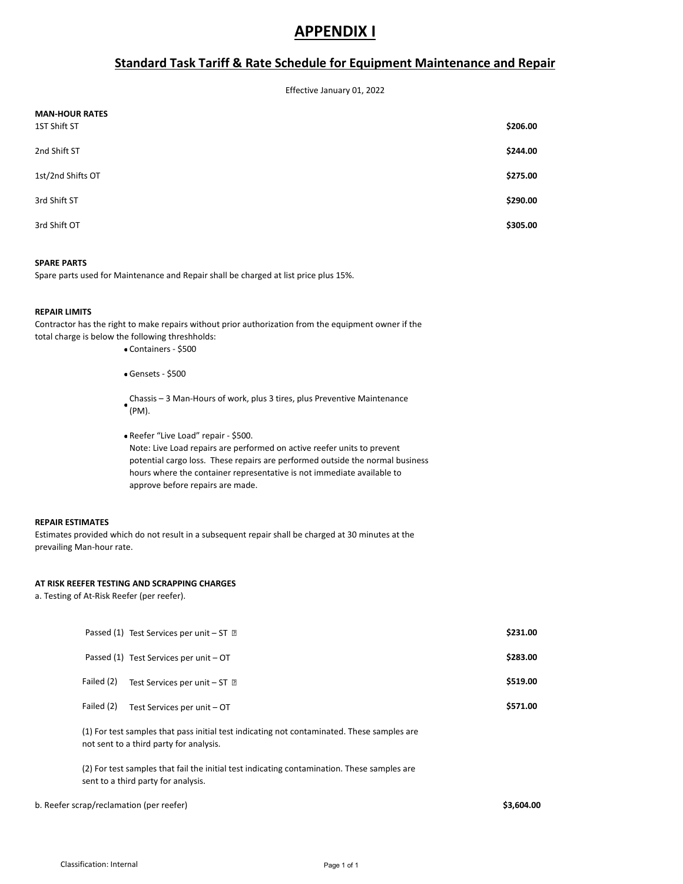# APPENDIX I

## Standard Task Tariff & Rate Schedule for Equipment Maintenance and Repair

Effective January 01, 2022

**MAN-HOUR RATES**

| | |
|---|---|
| 1ST Shift ST | **$206.00** |
| 2nd Shift ST | **$244.00** |
| 1st/2nd Shifts OT | **$275.00** |
| 3rd Shift ST | **$290.00** |
| 3rd Shift OT | **$305.00** |

**SPARE PARTS**

Spare parts used for Maintenance and Repair shall be charged at list price plus 15%.

**REPAIR LIMITS**

Contractor has the right to make repairs without prior authorization from the equipment owner if the total charge is below the following threshholds:

- Containers - $500
- Gensets - $500
- Chassis – 3 Man-Hours of work, plus 3 tires, plus Preventive Maintenance (PM).
- Reefer "Live Load" repair - $500.
  Note: Live Load repairs are performed on active reefer units to prevent potential cargo loss. These repairs are performed outside the normal business hours where the container representative is not immediate available to approve before repairs are made.

**REPAIR ESTIMATES**

Estimates provided which do not result in a subsequent repair shall be charged at 30 minutes at the prevailing Man-hour rate.

**AT RISK REEFER TESTING AND SCRAPPING CHARGES**

a. Testing of At-Risk Reefer (per reefer).

| | | |
|---|---|---|
| Passed (1) | Test Services per unit – ST | **$231.00** |
| Passed (1) | Test Services per unit – OT | **$283.00** |
| Failed (2) | Test Services per unit – ST | **$519.00** |
| Failed (2) | Test Services per unit – OT | **$571.00** |

(1) For test samples that pass initial test indicating not contaminated. These samples are not sent to a third party for analysis.

(2) For test samples that fail the initial test indicating contamination. These samples are sent to a third party for analysis.

b. Reefer scrap/reclamation (per reefer) **$3,604.00**

Classification: Internal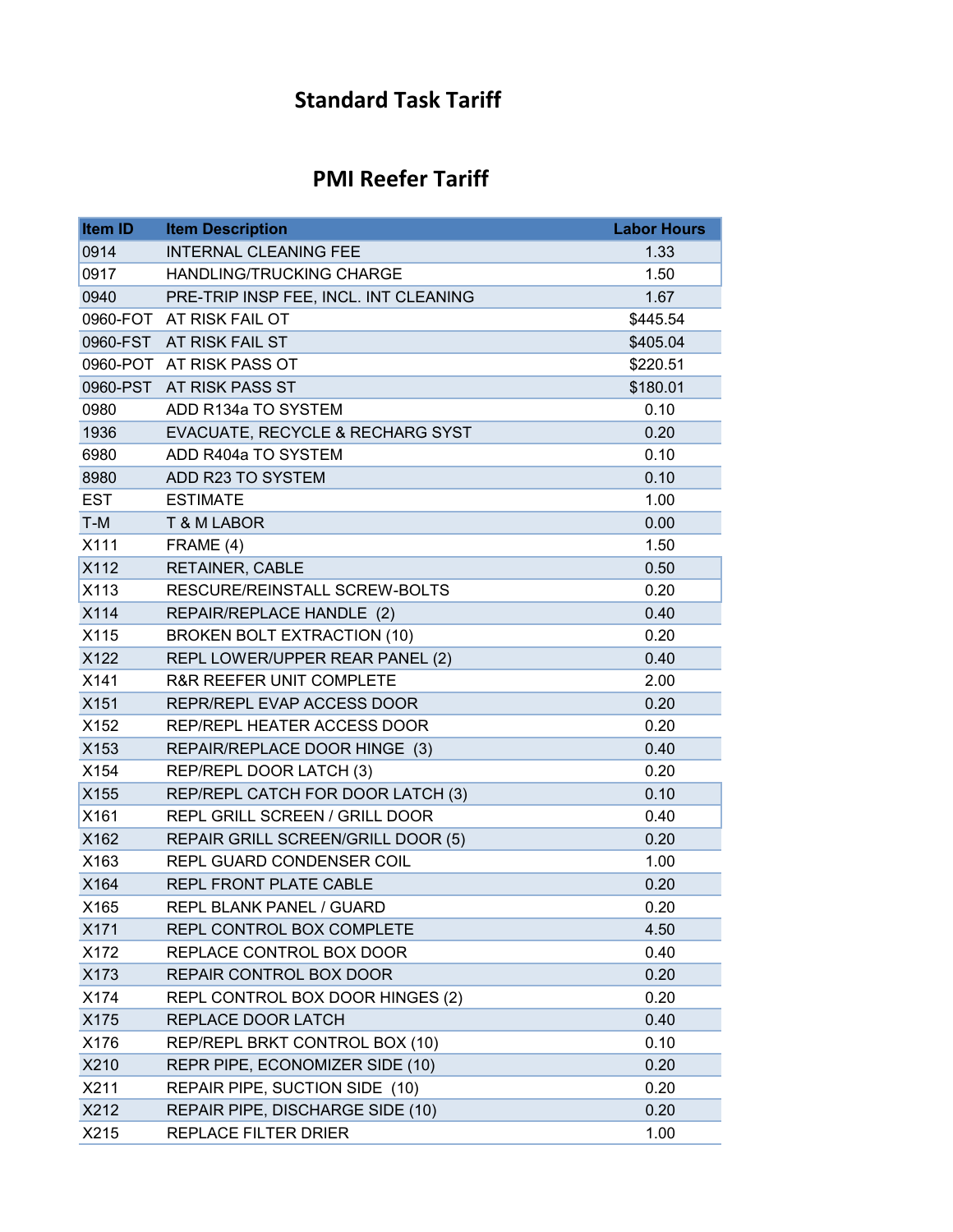## Standard Task Tariff

## PMI Reefer Tariff

| Item ID | Item Description | Labor Hours |
|---|---|---|
| 0914 | INTERNAL CLEANING FEE | 1.33 |
| 0917 | HANDLING/TRUCKING CHARGE | 1.50 |
| 0940 | PRE-TRIP INSP FEE, INCL. INT CLEANING | 1.67 |
| 0960-FOT | AT RISK FAIL OT | $445.54 |
| 0960-FST | AT RISK FAIL ST | $405.04 |
| 0960-POT | AT RISK PASS OT | $220.51 |
| 0960-PST | AT RISK PASS ST | $180.01 |
| 0980 | ADD R134a TO SYSTEM | 0.10 |
| 1936 | EVACUATE, RECYCLE & RECHARG SYST | 0.20 |
| 6980 | ADD R404a TO SYSTEM | 0.10 |
| 8980 | ADD R23 TO SYSTEM | 0.10 |
| EST | ESTIMATE | 1.00 |
| T-M | T & M LABOR | 0.00 |
| X111 | FRAME (4) | 1.50 |
| X112 | RETAINER, CABLE | 0.50 |
| X113 | RESCURE/REINSTALL SCREW-BOLTS | 0.20 |
| X114 | REPAIR/REPLACE HANDLE (2) | 0.40 |
| X115 | BROKEN BOLT EXTRACTION (10) | 0.20 |
| X122 | REPL LOWER/UPPER REAR PANEL (2) | 0.40 |
| X141 | R&R REEFER UNIT COMPLETE | 2.00 |
| X151 | REPR/REPL EVAP ACCESS DOOR | 0.20 |
| X152 | REP/REPL HEATER ACCESS DOOR | 0.20 |
| X153 | REPAIR/REPLACE DOOR HINGE (3) | 0.40 |
| X154 | REP/REPL DOOR LATCH (3) | 0.20 |
| X155 | REP/REPL CATCH FOR DOOR LATCH (3) | 0.10 |
| X161 | REPL GRILL SCREEN / GRILL DOOR | 0.40 |
| X162 | REPAIR GRILL SCREEN/GRILL DOOR (5) | 0.20 |
| X163 | REPL GUARD CONDENSER COIL | 1.00 |
| X164 | REPL FRONT PLATE CABLE | 0.20 |
| X165 | REPL BLANK PANEL / GUARD | 0.20 |
| X171 | REPL CONTROL BOX COMPLETE | 4.50 |
| X172 | REPLACE CONTROL BOX DOOR | 0.40 |
| X173 | REPAIR CONTROL BOX DOOR | 0.20 |
| X174 | REPL CONTROL BOX DOOR HINGES (2) | 0.20 |
| X175 | REPLACE DOOR LATCH | 0.40 |
| X176 | REP/REPL BRKT CONTROL BOX (10) | 0.10 |
| X210 | REPR PIPE, ECONOMIZER SIDE (10) | 0.20 |
| X211 | REPAIR PIPE, SUCTION SIDE (10) | 0.20 |
| X212 | REPAIR PIPE, DISCHARGE SIDE (10) | 0.20 |
| X215 | REPLACE FILTER DRIER | 1.00 |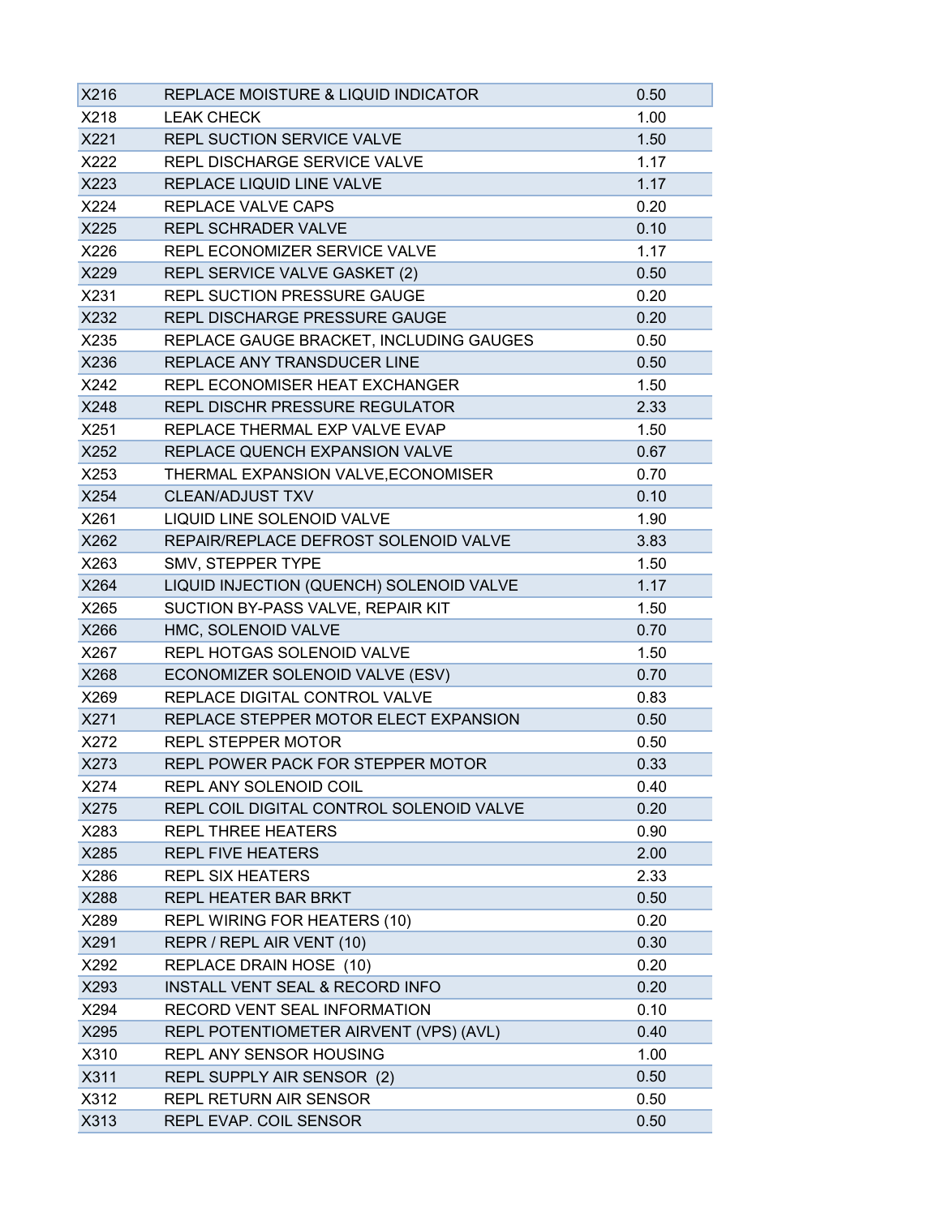| | | |
|---|---|---|
| X216 | REPLACE MOISTURE & LIQUID INDICATOR | 0.50 |
| X218 | LEAK CHECK | 1.00 |
| X221 | REPL SUCTION SERVICE VALVE | 1.50 |
| X222 | REPL DISCHARGE SERVICE VALVE | 1.17 |
| X223 | REPLACE LIQUID LINE VALVE | 1.17 |
| X224 | REPLACE VALVE CAPS | 0.20 |
| X225 | REPL SCHRADER VALVE | 0.10 |
| X226 | REPL ECONOMIZER SERVICE VALVE | 1.17 |
| X229 | REPL SERVICE VALVE GASKET (2) | 0.50 |
| X231 | REPL SUCTION PRESSURE GAUGE | 0.20 |
| X232 | REPL DISCHARGE PRESSURE GAUGE | 0.20 |
| X235 | REPLACE GAUGE BRACKET, INCLUDING GAUGES | 0.50 |
| X236 | REPLACE ANY TRANSDUCER LINE | 0.50 |
| X242 | REPL ECONOMISER HEAT EXCHANGER | 1.50 |
| X248 | REPL DISCHR PRESSURE REGULATOR | 2.33 |
| X251 | REPLACE THERMAL EXP VALVE EVAP | 1.50 |
| X252 | REPLACE QUENCH EXPANSION VALVE | 0.67 |
| X253 | THERMAL EXPANSION VALVE,ECONOMISER | 0.70 |
| X254 | CLEAN/ADJUST TXV | 0.10 |
| X261 | LIQUID LINE SOLENOID VALVE | 1.90 |
| X262 | REPAIR/REPLACE DEFROST SOLENOID VALVE | 3.83 |
| X263 | SMV, STEPPER TYPE | 1.50 |
| X264 | LIQUID INJECTION (QUENCH) SOLENOID VALVE | 1.17 |
| X265 | SUCTION BY-PASS VALVE, REPAIR KIT | 1.50 |
| X266 | HMC, SOLENOID VALVE | 0.70 |
| X267 | REPL HOTGAS SOLENOID VALVE | 1.50 |
| X268 | ECONOMIZER SOLENOID VALVE (ESV) | 0.70 |
| X269 | REPLACE DIGITAL CONTROL VALVE | 0.83 |
| X271 | REPLACE STEPPER MOTOR ELECT EXPANSION | 0.50 |
| X272 | REPL STEPPER MOTOR | 0.50 |
| X273 | REPL POWER PACK FOR STEPPER MOTOR | 0.33 |
| X274 | REPL ANY SOLENOID COIL | 0.40 |
| X275 | REPL COIL DIGITAL CONTROL SOLENOID VALVE | 0.20 |
| X283 | REPL THREE HEATERS | 0.90 |
| X285 | REPL FIVE HEATERS | 2.00 |
| X286 | REPL SIX HEATERS | 2.33 |
| X288 | REPL HEATER BAR BRKT | 0.50 |
| X289 | REPL WIRING FOR HEATERS (10) | 0.20 |
| X291 | REPR / REPL AIR VENT (10) | 0.30 |
| X292 | REPLACE DRAIN HOSE (10) | 0.20 |
| X293 | INSTALL VENT SEAL & RECORD INFO | 0.20 |
| X294 | RECORD VENT SEAL INFORMATION | 0.10 |
| X295 | REPL POTENTIOMETER AIRVENT (VPS) (AVL) | 0.40 |
| X310 | REPL ANY SENSOR HOUSING | 1.00 |
| X311 | REPL SUPPLY AIR SENSOR (2) | 0.50 |
| X312 | REPL RETURN AIR SENSOR | 0.50 |
| X313 | REPL EVAP. COIL SENSOR | 0.50 |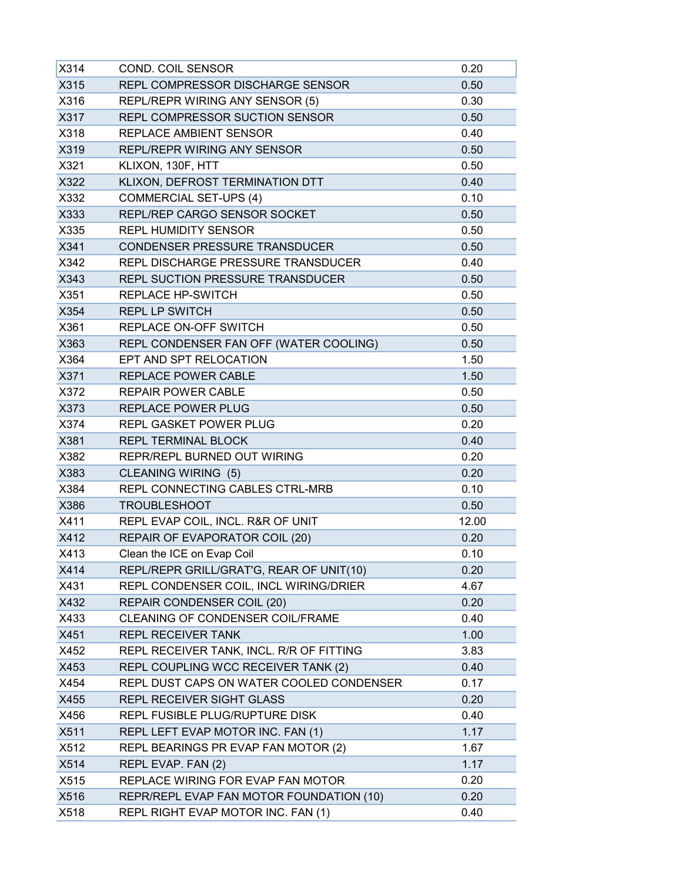| X314 | COND. COIL SENSOR | 0.20 |
|---|---|---|
| X315 | REPL COMPRESSOR DISCHARGE SENSOR | 0.50 |
| X316 | REPL/REPR WIRING ANY SENSOR (5) | 0.30 |
| X317 | REPL COMPRESSOR SUCTION SENSOR | 0.50 |
| X318 | REPLACE AMBIENT SENSOR | 0.40 |
| X319 | REPL/REPR WIRING ANY SENSOR | 0.50 |
| X321 | KLIXON, 130F, HTT | 0.50 |
| X322 | KLIXON, DEFROST TERMINATION DTT | 0.40 |
| X332 | COMMERCIAL SET-UPS (4) | 0.10 |
| X333 | REPL/REP CARGO SENSOR SOCKET | 0.50 |
| X335 | REPL HUMIDITY SENSOR | 0.50 |
| X341 | CONDENSER PRESSURE TRANSDUCER | 0.50 |
| X342 | REPL DISCHARGE PRESSURE TRANSDUCER | 0.40 |
| X343 | REPL SUCTION PRESSURE TRANSDUCER | 0.50 |
| X351 | REPLACE HP-SWITCH | 0.50 |
| X354 | REPL LP SWITCH | 0.50 |
| X361 | REPLACE ON-OFF SWITCH | 0.50 |
| X363 | REPL CONDENSER FAN OFF (WATER COOLING) | 0.50 |
| X364 | EPT AND SPT RELOCATION | 1.50 |
| X371 | REPLACE POWER CABLE | 1.50 |
| X372 | REPAIR POWER CABLE | 0.50 |
| X373 | REPLACE POWER PLUG | 0.50 |
| X374 | REPL GASKET POWER PLUG | 0.20 |
| X381 | REPL TERMINAL BLOCK | 0.40 |
| X382 | REPR/REPL BURNED OUT WIRING | 0.20 |
| X383 | CLEANING WIRING (5) | 0.20 |
| X384 | REPL CONNECTING CABLES CTRL-MRB | 0.10 |
| X386 | TROUBLESHOOT | 0.50 |
| X411 | REPL EVAP COIL, INCL. R&R OF UNIT | 12.00 |
| X412 | REPAIR OF EVAPORATOR COIL (20) | 0.20 |
| X413 | Clean the ICE on Evap Coil | 0.10 |
| X414 | REPL/REPR GRILL/GRAT'G, REAR OF UNIT(10) | 0.20 |
| X431 | REPL CONDENSER COIL, INCL WIRING/DRIER | 4.67 |
| X432 | REPAIR CONDENSER COIL (20) | 0.20 |
| X433 | CLEANING OF CONDENSER COIL/FRAME | 0.40 |
| X451 | REPL RECEIVER TANK | 1.00 |
| X452 | REPL RECEIVER TANK, INCL. R/R OF FITTING | 3.83 |
| X453 | REPL COUPLING WCC RECEIVER TANK (2) | 0.40 |
| X454 | REPL DUST CAPS ON WATER COOLED CONDENSER | 0.17 |
| X455 | REPL RECEIVER SIGHT GLASS | 0.20 |
| X456 | REPL FUSIBLE PLUG/RUPTURE DISK | 0.40 |
| X511 | REPL LEFT EVAP MOTOR INC. FAN (1) | 1.17 |
| X512 | REPL BEARINGS PR EVAP FAN MOTOR (2) | 1.67 |
| X514 | REPL EVAP. FAN (2) | 1.17 |
| X515 | REPLACE WIRING FOR EVAP FAN MOTOR | 0.20 |
| X516 | REPR/REPL EVAP FAN MOTOR FOUNDATION (10) | 0.20 |
| X518 | REPL RIGHT EVAP MOTOR INC. FAN (1) | 0.40 |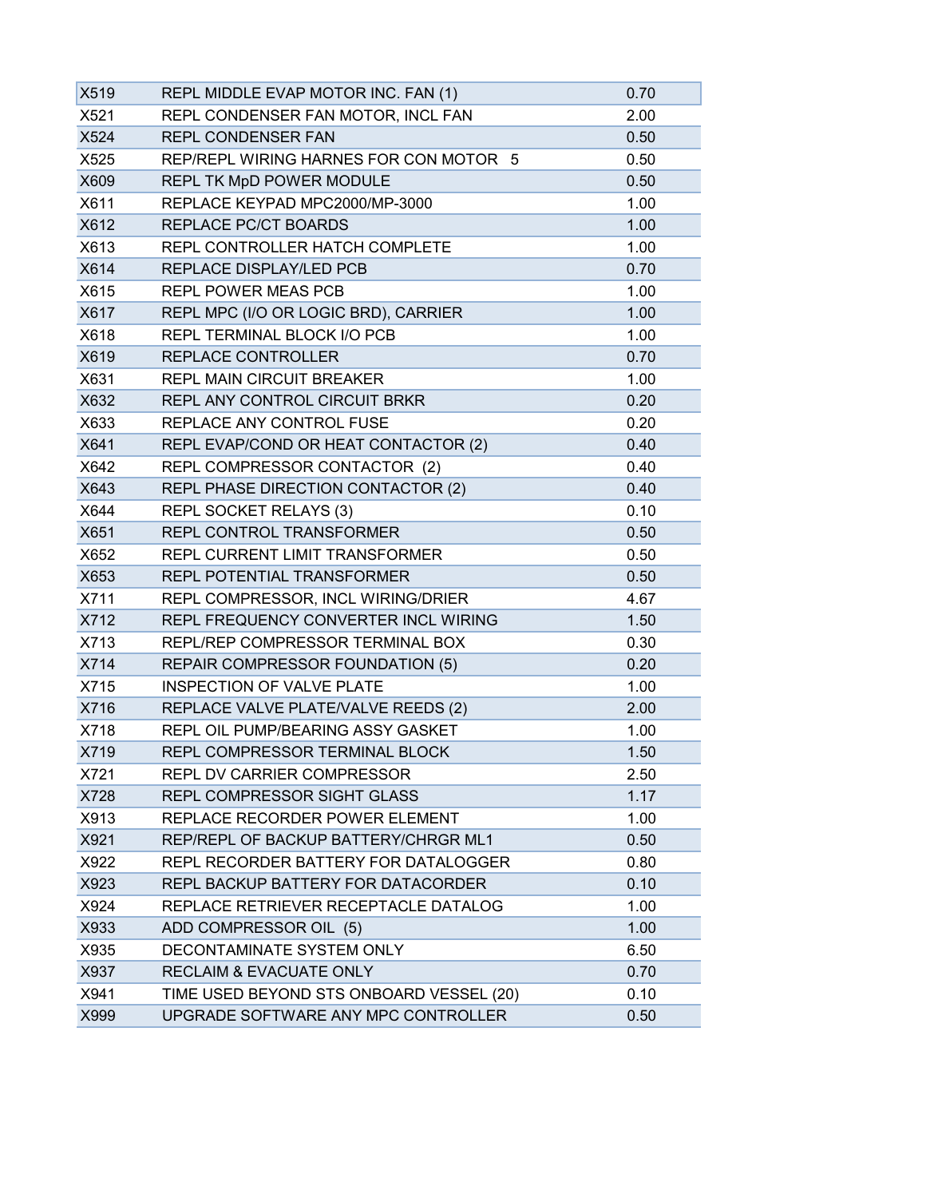| | | |
|---|---|---|
| X519 | REPL MIDDLE EVAP MOTOR INC. FAN (1) | 0.70 |
| X521 | REPL CONDENSER FAN MOTOR, INCL FAN | 2.00 |
| X524 | REPL CONDENSER FAN | 0.50 |
| X525 | REP/REPL WIRING HARNES FOR CON MOTOR 5 | 0.50 |
| X609 | REPL TK MpD POWER MODULE | 0.50 |
| X611 | REPLACE KEYPAD MPC2000/MP-3000 | 1.00 |
| X612 | REPLACE PC/CT BOARDS | 1.00 |
| X613 | REPL CONTROLLER HATCH COMPLETE | 1.00 |
| X614 | REPLACE DISPLAY/LED PCB | 0.70 |
| X615 | REPL POWER MEAS PCB | 1.00 |
| X617 | REPL MPC (I/O OR LOGIC BRD), CARRIER | 1.00 |
| X618 | REPL TERMINAL BLOCK I/O PCB | 1.00 |
| X619 | REPLACE CONTROLLER | 0.70 |
| X631 | REPL MAIN CIRCUIT BREAKER | 1.00 |
| X632 | REPL ANY CONTROL CIRCUIT BRKR | 0.20 |
| X633 | REPLACE ANY CONTROL FUSE | 0.20 |
| X641 | REPL EVAP/COND OR HEAT CONTACTOR (2) | 0.40 |
| X642 | REPL COMPRESSOR CONTACTOR (2) | 0.40 |
| X643 | REPL PHASE DIRECTION CONTACTOR (2) | 0.40 |
| X644 | REPL SOCKET RELAYS (3) | 0.10 |
| X651 | REPL CONTROL TRANSFORMER | 0.50 |
| X652 | REPL CURRENT LIMIT TRANSFORMER | 0.50 |
| X653 | REPL POTENTIAL TRANSFORMER | 0.50 |
| X711 | REPL COMPRESSOR, INCL WIRING/DRIER | 4.67 |
| X712 | REPL FREQUENCY CONVERTER INCL WIRING | 1.50 |
| X713 | REPL/REP COMPRESSOR TERMINAL BOX | 0.30 |
| X714 | REPAIR COMPRESSOR FOUNDATION (5) | 0.20 |
| X715 | INSPECTION OF VALVE PLATE | 1.00 |
| X716 | REPLACE VALVE PLATE/VALVE REEDS (2) | 2.00 |
| X718 | REPL OIL PUMP/BEARING ASSY GASKET | 1.00 |
| X719 | REPL COMPRESSOR TERMINAL BLOCK | 1.50 |
| X721 | REPL DV CARRIER COMPRESSOR | 2.50 |
| X728 | REPL COMPRESSOR SIGHT GLASS | 1.17 |
| X913 | REPLACE RECORDER POWER ELEMENT | 1.00 |
| X921 | REP/REPL OF BACKUP BATTERY/CHRGR ML1 | 0.50 |
| X922 | REPL RECORDER BATTERY FOR DATALOGGER | 0.80 |
| X923 | REPL BACKUP BATTERY FOR DATACORDER | 0.10 |
| X924 | REPLACE RETRIEVER RECEPTACLE DATALOG | 1.00 |
| X933 | ADD COMPRESSOR OIL (5) | 1.00 |
| X935 | DECONTAMINATE SYSTEM ONLY | 6.50 |
| X937 | RECLAIM & EVACUATE ONLY | 0.70 |
| X941 | TIME USED BEYOND STS ONBOARD VESSEL (20) | 0.10 |
| X999 | UPGRADE SOFTWARE ANY MPC CONTROLLER | 0.50 |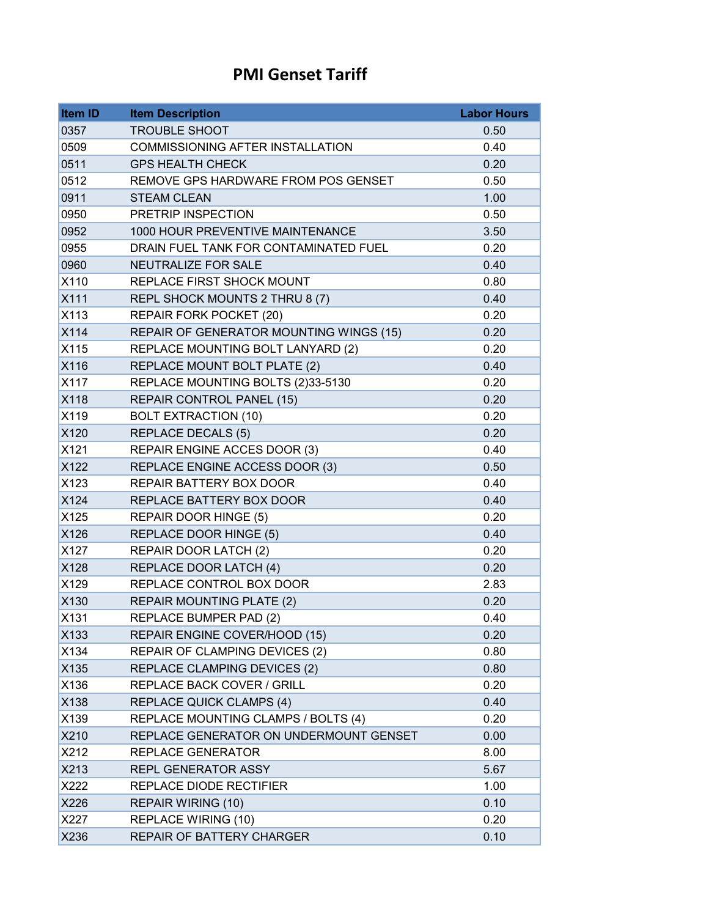# PMI Genset Tariff

| Item ID | Item Description | Labor Hours |
|---|---|---|
| 0357 | TROUBLE SHOOT | 0.50 |
| 0509 | COMMISSIONING AFTER INSTALLATION | 0.40 |
| 0511 | GPS HEALTH CHECK | 0.20 |
| 0512 | REMOVE GPS HARDWARE FROM POS GENSET | 0.50 |
| 0911 | STEAM CLEAN | 1.00 |
| 0950 | PRETRIP INSPECTION | 0.50 |
| 0952 | 1000 HOUR PREVENTIVE MAINTENANCE | 3.50 |
| 0955 | DRAIN FUEL TANK FOR CONTAMINATED FUEL | 0.20 |
| 0960 | NEUTRALIZE FOR SALE | 0.40 |
| X110 | REPLACE FIRST SHOCK MOUNT | 0.80 |
| X111 | REPL SHOCK MOUNTS 2 THRU 8 (7) | 0.40 |
| X113 | REPAIR FORK POCKET (20) | 0.20 |
| X114 | REPAIR OF GENERATOR MOUNTING WINGS (15) | 0.20 |
| X115 | REPLACE MOUNTING BOLT LANYARD (2) | 0.20 |
| X116 | REPLACE MOUNT BOLT PLATE (2) | 0.40 |
| X117 | REPLACE MOUNTING BOLTS (2)33-5130 | 0.20 |
| X118 | REPAIR CONTROL PANEL (15) | 0.20 |
| X119 | BOLT EXTRACTION (10) | 0.20 |
| X120 | REPLACE DECALS (5) | 0.20 |
| X121 | REPAIR ENGINE ACCES DOOR (3) | 0.40 |
| X122 | REPLACE ENGINE ACCESS DOOR (3) | 0.50 |
| X123 | REPAIR BATTERY BOX DOOR | 0.40 |
| X124 | REPLACE BATTERY BOX DOOR | 0.40 |
| X125 | REPAIR DOOR HINGE (5) | 0.20 |
| X126 | REPLACE DOOR HINGE (5) | 0.40 |
| X127 | REPAIR DOOR LATCH (2) | 0.20 |
| X128 | REPLACE DOOR LATCH (4) | 0.20 |
| X129 | REPLACE CONTROL BOX DOOR | 2.83 |
| X130 | REPAIR MOUNTING PLATE (2) | 0.20 |
| X131 | REPLACE BUMPER PAD (2) | 0.40 |
| X133 | REPAIR ENGINE COVER/HOOD (15) | 0.20 |
| X134 | REPAIR OF CLAMPING DEVICES (2) | 0.80 |
| X135 | REPLACE CLAMPING DEVICES (2) | 0.80 |
| X136 | REPLACE BACK COVER / GRILL | 0.20 |
| X138 | REPLACE QUICK CLAMPS (4) | 0.40 |
| X139 | REPLACE MOUNTING CLAMPS / BOLTS (4) | 0.20 |
| X210 | REPLACE GENERATOR ON UNDERMOUNT GENSET | 0.00 |
| X212 | REPLACE GENERATOR | 8.00 |
| X213 | REPL GENERATOR ASSY | 5.67 |
| X222 | REPLACE DIODE RECTIFIER | 1.00 |
| X226 | REPAIR WIRING (10) | 0.10 |
| X227 | REPLACE WIRING (10) | 0.20 |
| X236 | REPAIR OF BATTERY CHARGER | 0.10 |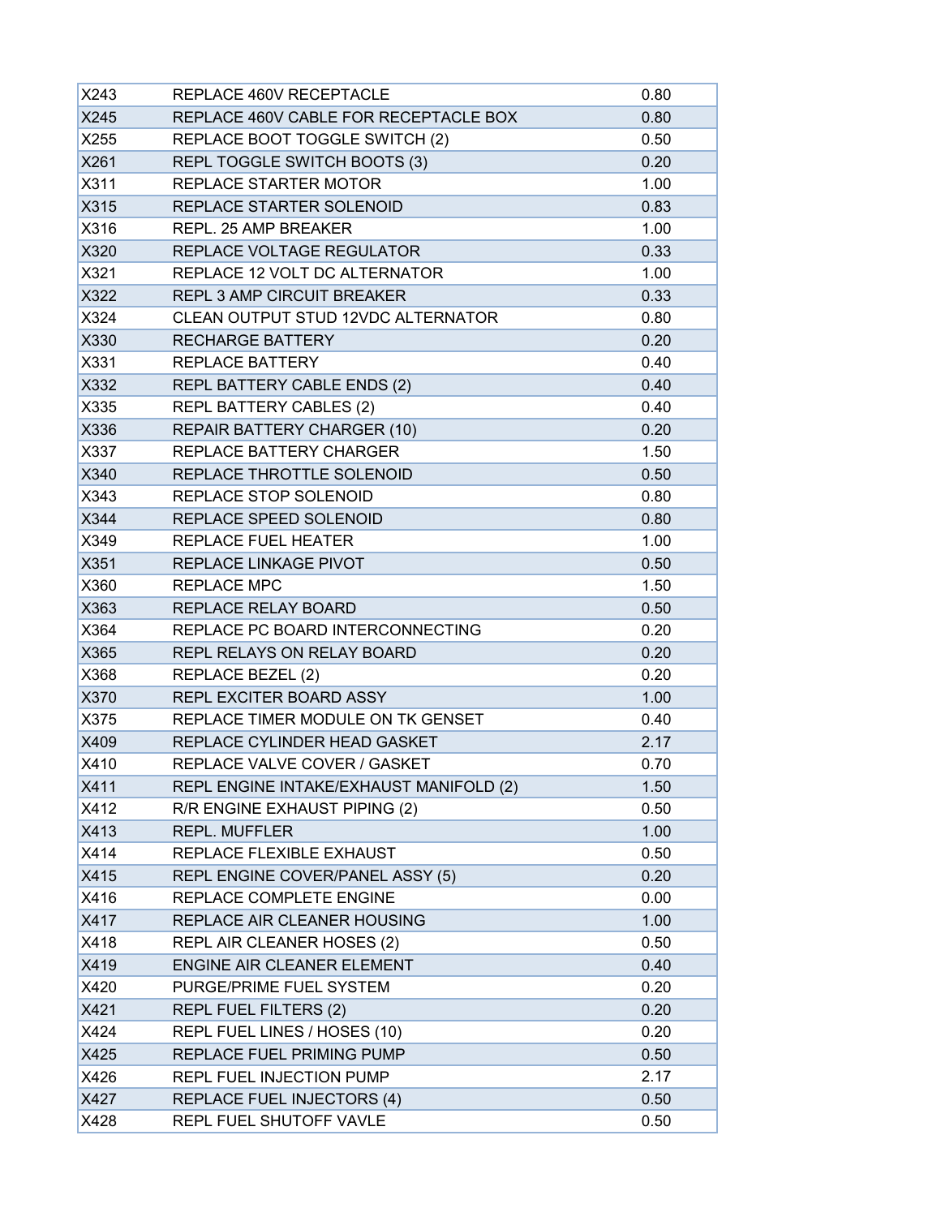| | | |
|---|---|---|
| X243 | REPLACE 460V RECEPTACLE | 0.80 |
| X245 | REPLACE 460V CABLE FOR RECEPTACLE BOX | 0.80 |
| X255 | REPLACE BOOT TOGGLE SWITCH (2) | 0.50 |
| X261 | REPL TOGGLE SWITCH BOOTS (3) | 0.20 |
| X311 | REPLACE STARTER MOTOR | 1.00 |
| X315 | REPLACE STARTER SOLENOID | 0.83 |
| X316 | REPL. 25 AMP BREAKER | 1.00 |
| X320 | REPLACE VOLTAGE REGULATOR | 0.33 |
| X321 | REPLACE 12 VOLT DC ALTERNATOR | 1.00 |
| X322 | REPL 3 AMP CIRCUIT BREAKER | 0.33 |
| X324 | CLEAN OUTPUT STUD 12VDC ALTERNATOR | 0.80 |
| X330 | RECHARGE BATTERY | 0.20 |
| X331 | REPLACE BATTERY | 0.40 |
| X332 | REPL BATTERY CABLE ENDS (2) | 0.40 |
| X335 | REPL BATTERY CABLES (2) | 0.40 |
| X336 | REPAIR BATTERY CHARGER (10) | 0.20 |
| X337 | REPLACE BATTERY CHARGER | 1.50 |
| X340 | REPLACE THROTTLE SOLENOID | 0.50 |
| X343 | REPLACE STOP SOLENOID | 0.80 |
| X344 | REPLACE SPEED SOLENOID | 0.80 |
| X349 | REPLACE FUEL HEATER | 1.00 |
| X351 | REPLACE LINKAGE PIVOT | 0.50 |
| X360 | REPLACE MPC | 1.50 |
| X363 | REPLACE RELAY BOARD | 0.50 |
| X364 | REPLACE PC BOARD INTERCONNECTING | 0.20 |
| X365 | REPL RELAYS ON RELAY BOARD | 0.20 |
| X368 | REPLACE BEZEL (2) | 0.20 |
| X370 | REPL EXCITER BOARD ASSY | 1.00 |
| X375 | REPLACE TIMER MODULE ON TK GENSET | 0.40 |
| X409 | REPLACE CYLINDER HEAD GASKET | 2.17 |
| X410 | REPLACE VALVE COVER / GASKET | 0.70 |
| X411 | REPL ENGINE INTAKE/EXHAUST MANIFOLD (2) | 1.50 |
| X412 | R/R ENGINE EXHAUST PIPING (2) | 0.50 |
| X413 | REPL. MUFFLER | 1.00 |
| X414 | REPLACE FLEXIBLE EXHAUST | 0.50 |
| X415 | REPL ENGINE COVER/PANEL ASSY (5) | 0.20 |
| X416 | REPLACE COMPLETE ENGINE | 0.00 |
| X417 | REPLACE AIR CLEANER HOUSING | 1.00 |
| X418 | REPL AIR CLEANER HOSES (2) | 0.50 |
| X419 | ENGINE AIR CLEANER ELEMENT | 0.40 |
| X420 | PURGE/PRIME FUEL SYSTEM | 0.20 |
| X421 | REPL FUEL FILTERS (2) | 0.20 |
| X424 | REPL FUEL LINES / HOSES (10) | 0.20 |
| X425 | REPLACE FUEL PRIMING PUMP | 0.50 |
| X426 | REPL FUEL INJECTION PUMP | 2.17 |
| X427 | REPLACE FUEL INJECTORS (4) | 0.50 |
| X428 | REPL FUEL SHUTOFF VAVLE | 0.50 |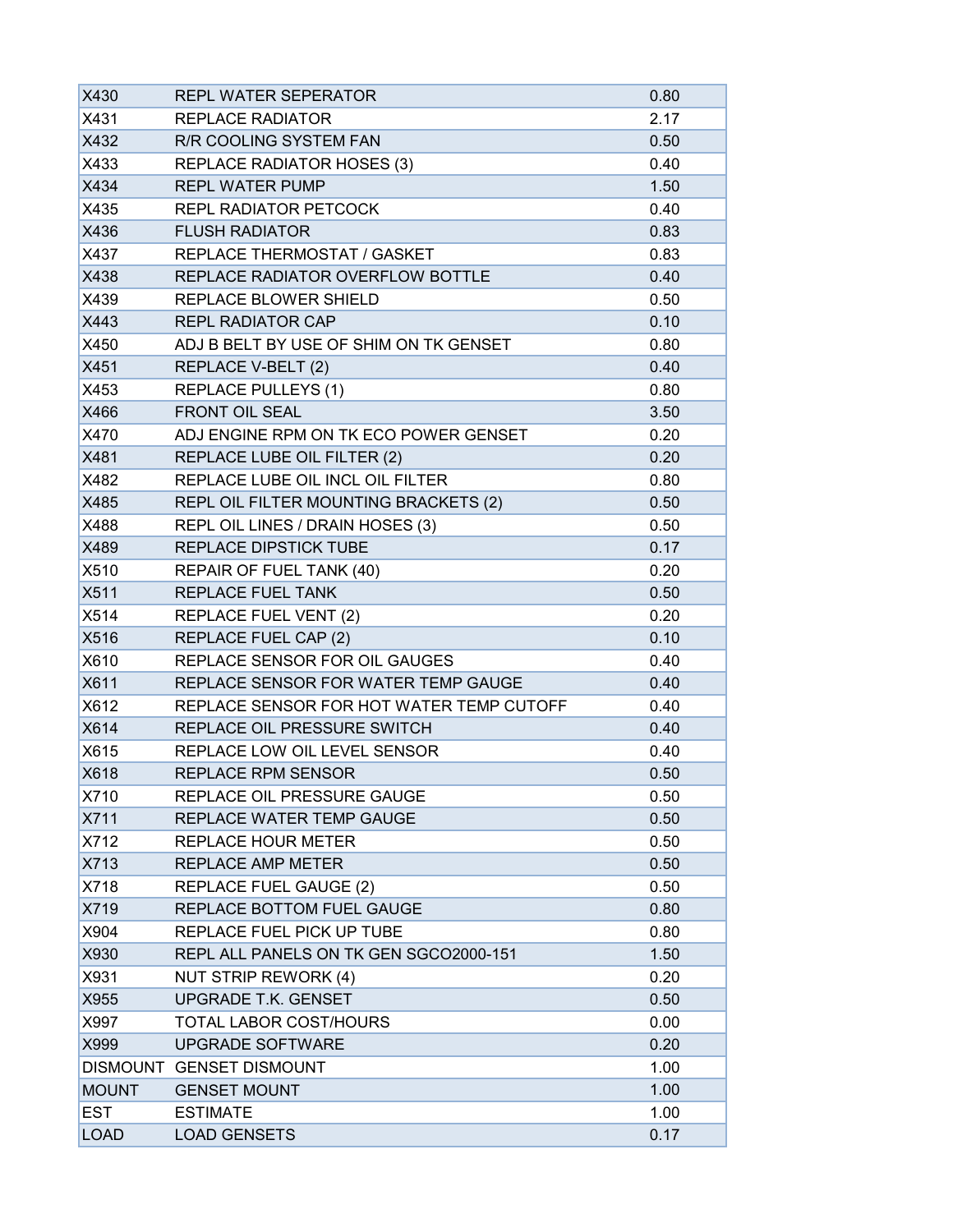| | | |
|---|---|---|
| X430 | REPL WATER SEPERATOR | 0.80 |
| X431 | REPLACE RADIATOR | 2.17 |
| X432 | R/R COOLING SYSTEM FAN | 0.50 |
| X433 | REPLACE RADIATOR HOSES (3) | 0.40 |
| X434 | REPL WATER PUMP | 1.50 |
| X435 | REPL RADIATOR PETCOCK | 0.40 |
| X436 | FLUSH RADIATOR | 0.83 |
| X437 | REPLACE THERMOSTAT / GASKET | 0.83 |
| X438 | REPLACE RADIATOR OVERFLOW BOTTLE | 0.40 |
| X439 | REPLACE BLOWER SHIELD | 0.50 |
| X443 | REPL RADIATOR CAP | 0.10 |
| X450 | ADJ B BELT BY USE OF SHIM ON TK GENSET | 0.80 |
| X451 | REPLACE V-BELT (2) | 0.40 |
| X453 | REPLACE PULLEYS (1) | 0.80 |
| X466 | FRONT OIL SEAL | 3.50 |
| X470 | ADJ ENGINE RPM ON TK ECO POWER GENSET | 0.20 |
| X481 | REPLACE LUBE OIL FILTER (2) | 0.20 |
| X482 | REPLACE LUBE OIL INCL OIL FILTER | 0.80 |
| X485 | REPL OIL FILTER MOUNTING BRACKETS (2) | 0.50 |
| X488 | REPL OIL LINES / DRAIN HOSES (3) | 0.50 |
| X489 | REPLACE DIPSTICK TUBE | 0.17 |
| X510 | REPAIR OF FUEL TANK (40) | 0.20 |
| X511 | REPLACE FUEL TANK | 0.50 |
| X514 | REPLACE FUEL VENT (2) | 0.20 |
| X516 | REPLACE FUEL CAP (2) | 0.10 |
| X610 | REPLACE SENSOR FOR OIL GAUGES | 0.40 |
| X611 | REPLACE SENSOR FOR WATER TEMP GAUGE | 0.40 |
| X612 | REPLACE SENSOR FOR HOT WATER TEMP CUTOFF | 0.40 |
| X614 | REPLACE OIL PRESSURE SWITCH | 0.40 |
| X615 | REPLACE LOW OIL LEVEL SENSOR | 0.40 |
| X618 | REPLACE RPM SENSOR | 0.50 |
| X710 | REPLACE OIL PRESSURE GAUGE | 0.50 |
| X711 | REPLACE WATER TEMP GAUGE | 0.50 |
| X712 | REPLACE HOUR METER | 0.50 |
| X713 | REPLACE AMP METER | 0.50 |
| X718 | REPLACE FUEL GAUGE (2) | 0.50 |
| X719 | REPLACE BOTTOM FUEL GAUGE | 0.80 |
| X904 | REPLACE FUEL PICK UP TUBE | 0.80 |
| X930 | REPL ALL PANELS ON TK GEN SGCO2000-151 | 1.50 |
| X931 | NUT STRIP REWORK (4) | 0.20 |
| X955 | UPGRADE T.K. GENSET | 0.50 |
| X997 | TOTAL LABOR COST/HOURS | 0.00 |
| X999 | UPGRADE SOFTWARE | 0.20 |
| DISMOUNT | GENSET DISMOUNT | 1.00 |
| MOUNT | GENSET MOUNT | 1.00 |
| EST | ESTIMATE | 1.00 |
| LOAD | LOAD GENSETS | 0.17 |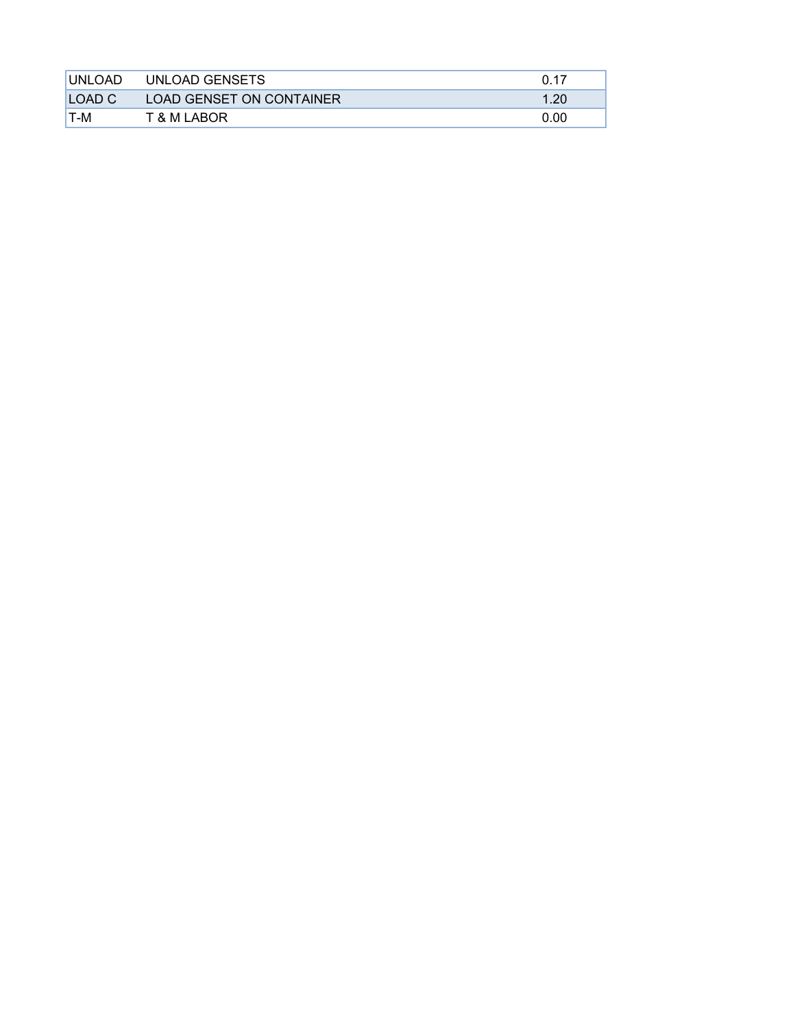| | | |
|---|---|---|
| UNLOAD | UNLOAD GENSETS | 0.17 |
| LOAD C | LOAD GENSET ON CONTAINER | 1.20 |
| T-M | T & M LABOR | 0.00 |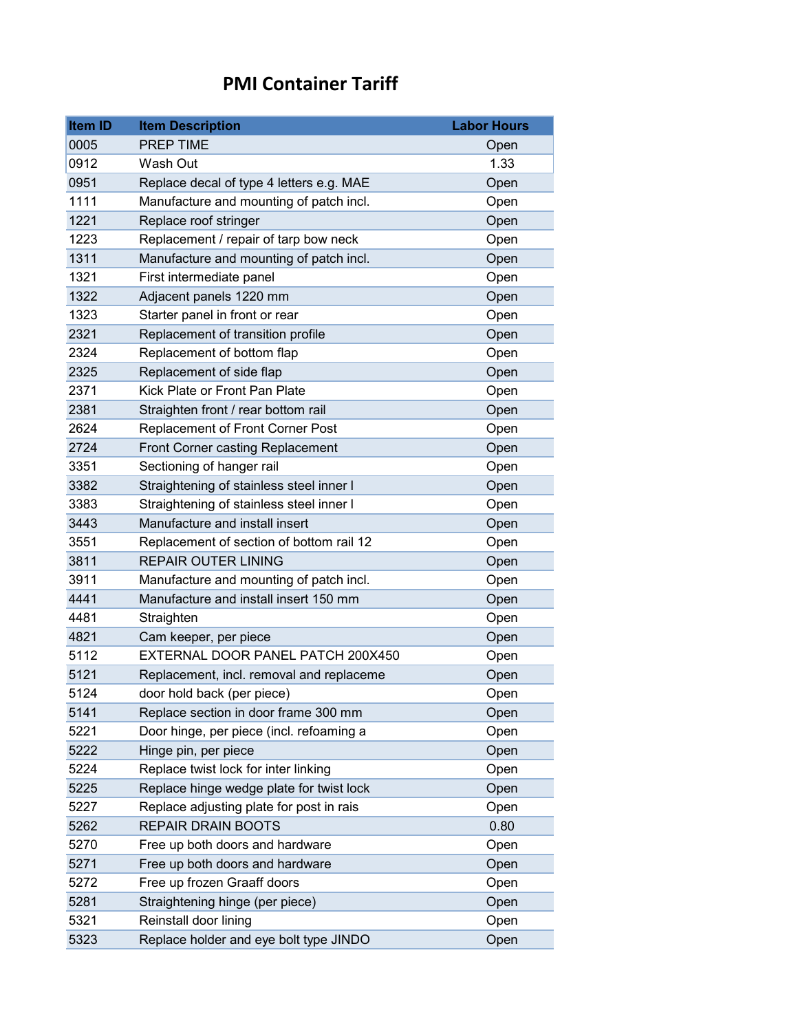# PMI Container Tariff

| Item ID | Item Description | Labor Hours |
|---|---|---|
| 0005 | PREP TIME | Open |
| 0912 | Wash Out | 1.33 |
| 0951 | Replace decal of type 4 letters e.g. MAE | Open |
| 1111 | Manufacture and mounting of patch incl. | Open |
| 1221 | Replace roof stringer | Open |
| 1223 | Replacement / repair of tarp bow neck | Open |
| 1311 | Manufacture and mounting of patch incl. | Open |
| 1321 | First intermediate panel | Open |
| 1322 | Adjacent panels 1220 mm | Open |
| 1323 | Starter panel in front or rear | Open |
| 2321 | Replacement of transition profile | Open |
| 2324 | Replacement of bottom flap | Open |
| 2325 | Replacement of side flap | Open |
| 2371 | Kick Plate or Front Pan Plate | Open |
| 2381 | Straighten front / rear bottom rail | Open |
| 2624 | Replacement of Front Corner Post | Open |
| 2724 | Front Corner casting Replacement | Open |
| 3351 | Sectioning of hanger rail | Open |
| 3382 | Straightening of stainless steel inner l | Open |
| 3383 | Straightening of stainless steel inner l | Open |
| 3443 | Manufacture and install insert | Open |
| 3551 | Replacement of section of bottom rail 12 | Open |
| 3811 | REPAIR OUTER LINING | Open |
| 3911 | Manufacture and mounting of patch incl. | Open |
| 4441 | Manufacture and install insert 150 mm | Open |
| 4481 | Straighten | Open |
| 4821 | Cam keeper, per piece | Open |
| 5112 | EXTERNAL DOOR PANEL PATCH 200X450 | Open |
| 5121 | Replacement, incl. removal and replaceme | Open |
| 5124 | door hold back (per piece) | Open |
| 5141 | Replace section in door frame 300 mm | Open |
| 5221 | Door hinge, per piece (incl. refoaming a | Open |
| 5222 | Hinge pin, per piece | Open |
| 5224 | Replace twist lock for inter linking | Open |
| 5225 | Replace hinge wedge plate for twist lock | Open |
| 5227 | Replace adjusting plate for post in rais | Open |
| 5262 | REPAIR DRAIN BOOTS | 0.80 |
| 5270 | Free up both doors and hardware | Open |
| 5271 | Free up both doors and hardware | Open |
| 5272 | Free up frozen Graaff doors | Open |
| 5281 | Straightening hinge (per piece) | Open |
| 5321 | Reinstall door lining | Open |
| 5323 | Replace holder and eye bolt type JINDO | Open |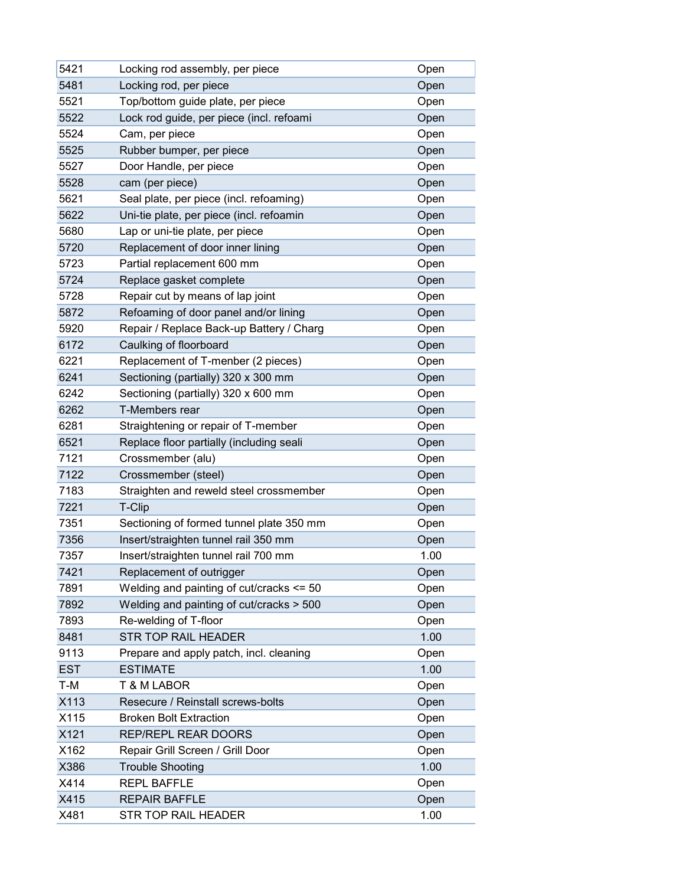| | | |
|---|---|---|
| 5421 | Locking rod assembly, per piece | Open |
| 5481 | Locking rod, per piece | Open |
| 5521 | Top/bottom guide plate, per piece | Open |
| 5522 | Lock rod guide, per piece (incl. refoami | Open |
| 5524 | Cam, per piece | Open |
| 5525 | Rubber bumper, per piece | Open |
| 5527 | Door Handle, per piece | Open |
| 5528 | cam (per piece) | Open |
| 5621 | Seal plate, per piece (incl. refoaming) | Open |
| 5622 | Uni-tie plate, per piece (incl. refoamin | Open |
| 5680 | Lap or uni-tie plate, per piece | Open |
| 5720 | Replacement of door inner lining | Open |
| 5723 | Partial replacement 600 mm | Open |
| 5724 | Replace gasket complete | Open |
| 5728 | Repair cut by means of lap joint | Open |
| 5872 | Refoaming of door panel and/or lining | Open |
| 5920 | Repair / Replace Back-up Battery / Charg | Open |
| 6172 | Caulking of floorboard | Open |
| 6221 | Replacement of T-menber (2 pieces) | Open |
| 6241 | Sectioning (partially) 320 x 300 mm | Open |
| 6242 | Sectioning (partially) 320 x 600 mm | Open |
| 6262 | T-Members rear | Open |
| 6281 | Straightening or repair of T-member | Open |
| 6521 | Replace floor partially (including seali | Open |
| 7121 | Crossmember (alu) | Open |
| 7122 | Crossmember (steel) | Open |
| 7183 | Straighten and reweld steel crossmember | Open |
| 7221 | T-Clip | Open |
| 7351 | Sectioning of formed tunnel plate 350 mm | Open |
| 7356 | Insert/straighten tunnel rail 350 mm | Open |
| 7357 | Insert/straighten tunnel rail 700 mm | 1.00 |
| 7421 | Replacement of outrigger | Open |
| 7891 | Welding and painting of cut/cracks <= 50 | Open |
| 7892 | Welding and painting of cut/cracks > 500 | Open |
| 7893 | Re-welding of T-floor | Open |
| 8481 | STR TOP RAIL HEADER | 1.00 |
| 9113 | Prepare and apply patch, incl. cleaning | Open |
| EST | ESTIMATE | 1.00 |
| T-M | T & M LABOR | Open |
| X113 | Resecure / Reinstall screws-bolts | Open |
| X115 | Broken Bolt Extraction | Open |
| X121 | REP/REPL REAR DOORS | Open |
| X162 | Repair Grill Screen / Grill Door | Open |
| X386 | Trouble Shooting | 1.00 |
| X414 | REPL BAFFLE | Open |
| X415 | REPAIR BAFFLE | Open |
| X481 | STR TOP RAIL HEADER | 1.00 |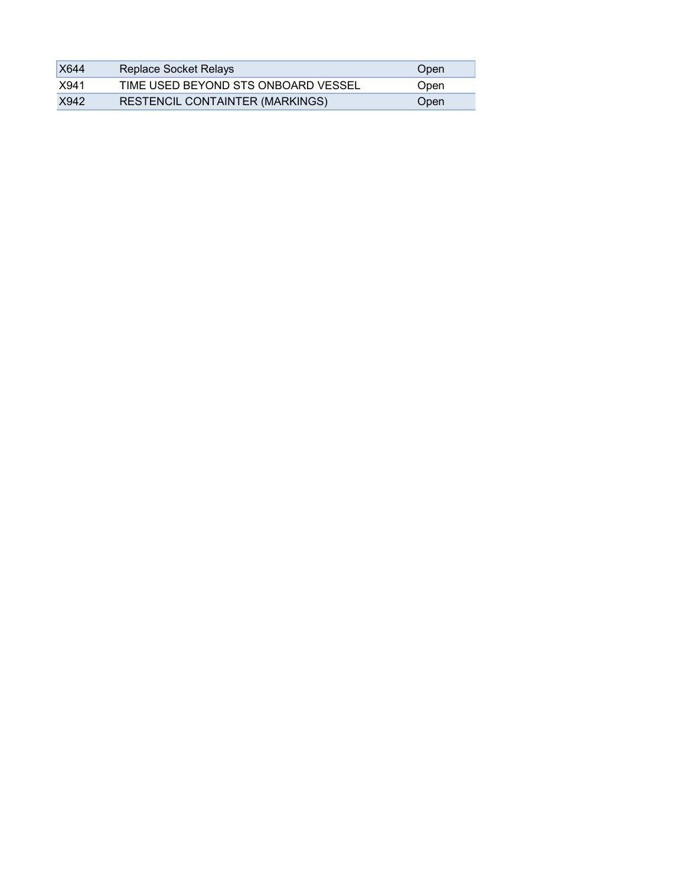| | | |
|---|---|---|
| X644 | Replace Socket Relays | Open |
| X941 | TIME USED BEYOND STS ONBOARD VESSEL | Open |
| X942 | RESTENCIL CONTAINTER (MARKINGS) | Open |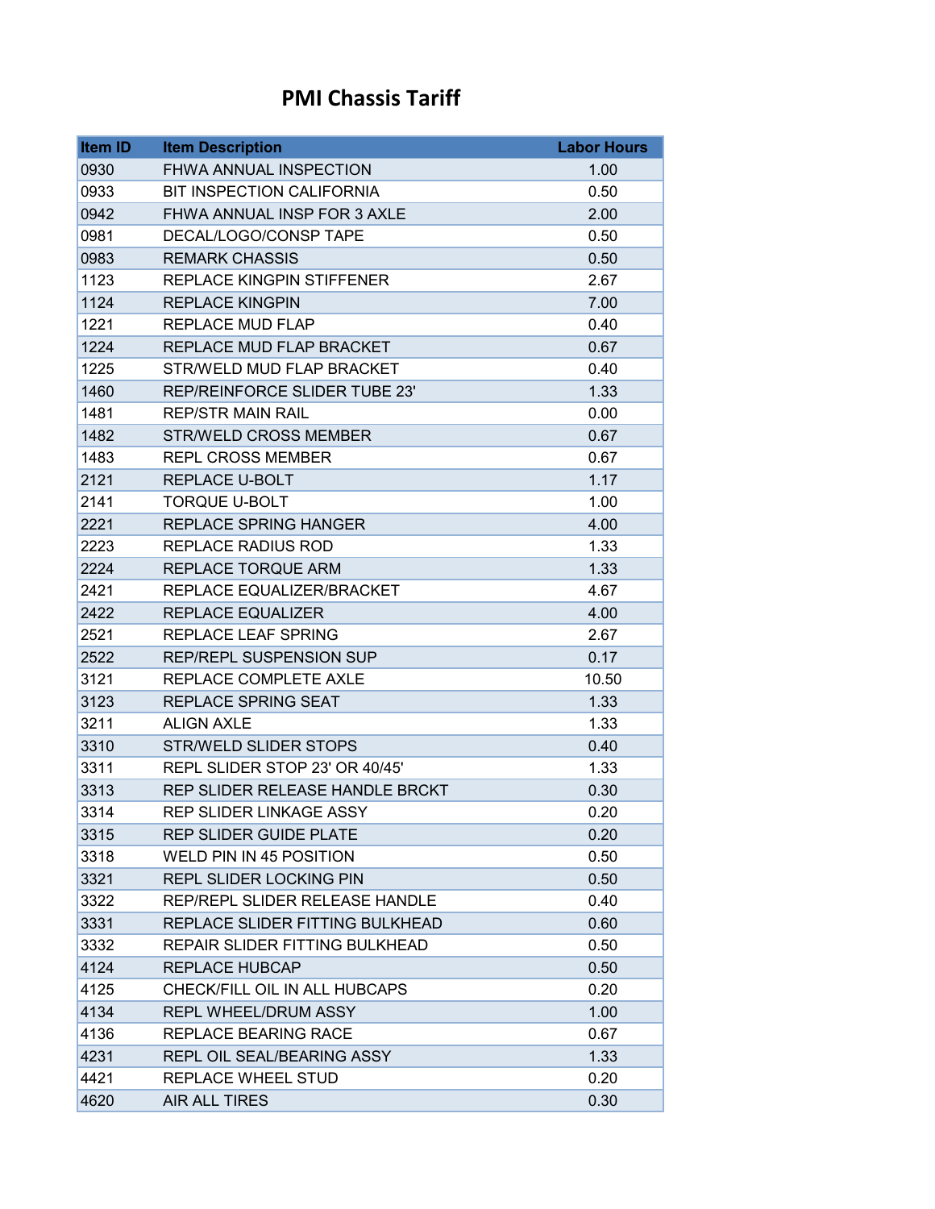# PMI Chassis Tariff

| Item ID | Item Description | Labor Hours |
|---|---|---|
| 0930 | FHWA ANNUAL INSPECTION | 1.00 |
| 0933 | BIT INSPECTION CALIFORNIA | 0.50 |
| 0942 | FHWA ANNUAL INSP FOR 3 AXLE | 2.00 |
| 0981 | DECAL/LOGO/CONSP TAPE | 0.50 |
| 0983 | REMARK CHASSIS | 0.50 |
| 1123 | REPLACE KINGPIN STIFFENER | 2.67 |
| 1124 | REPLACE KINGPIN | 7.00 |
| 1221 | REPLACE MUD FLAP | 0.40 |
| 1224 | REPLACE MUD FLAP BRACKET | 0.67 |
| 1225 | STR/WELD MUD FLAP BRACKET | 0.40 |
| 1460 | REP/REINFORCE SLIDER TUBE 23' | 1.33 |
| 1481 | REP/STR MAIN RAIL | 0.00 |
| 1482 | STR/WELD CROSS MEMBER | 0.67 |
| 1483 | REPL CROSS MEMBER | 0.67 |
| 2121 | REPLACE U-BOLT | 1.17 |
| 2141 | TORQUE U-BOLT | 1.00 |
| 2221 | REPLACE SPRING HANGER | 4.00 |
| 2223 | REPLACE RADIUS ROD | 1.33 |
| 2224 | REPLACE TORQUE ARM | 1.33 |
| 2421 | REPLACE EQUALIZER/BRACKET | 4.67 |
| 2422 | REPLACE EQUALIZER | 4.00 |
| 2521 | REPLACE LEAF SPRING | 2.67 |
| 2522 | REP/REPL SUSPENSION SUP | 0.17 |
| 3121 | REPLACE COMPLETE AXLE | 10.50 |
| 3123 | REPLACE SPRING SEAT | 1.33 |
| 3211 | ALIGN AXLE | 1.33 |
| 3310 | STR/WELD SLIDER STOPS | 0.40 |
| 3311 | REPL SLIDER STOP 23' OR 40/45' | 1.33 |
| 3313 | REP SLIDER RELEASE HANDLE BRCKT | 0.30 |
| 3314 | REP SLIDER LINKAGE ASSY | 0.20 |
| 3315 | REP SLIDER GUIDE PLATE | 0.20 |
| 3318 | WELD PIN IN 45 POSITION | 0.50 |
| 3321 | REPL SLIDER LOCKING PIN | 0.50 |
| 3322 | REP/REPL SLIDER RELEASE HANDLE | 0.40 |
| 3331 | REPLACE SLIDER FITTING BULKHEAD | 0.60 |
| 3332 | REPAIR SLIDER FITTING BULKHEAD | 0.50 |
| 4124 | REPLACE HUBCAP | 0.50 |
| 4125 | CHECK/FILL OIL IN ALL HUBCAPS | 0.20 |
| 4134 | REPL WHEEL/DRUM ASSY | 1.00 |
| 4136 | REPLACE BEARING RACE | 0.67 |
| 4231 | REPL OIL SEAL/BEARING ASSY | 1.33 |
| 4421 | REPLACE WHEEL STUD | 0.20 |
| 4620 | AIR ALL TIRES | 0.30 |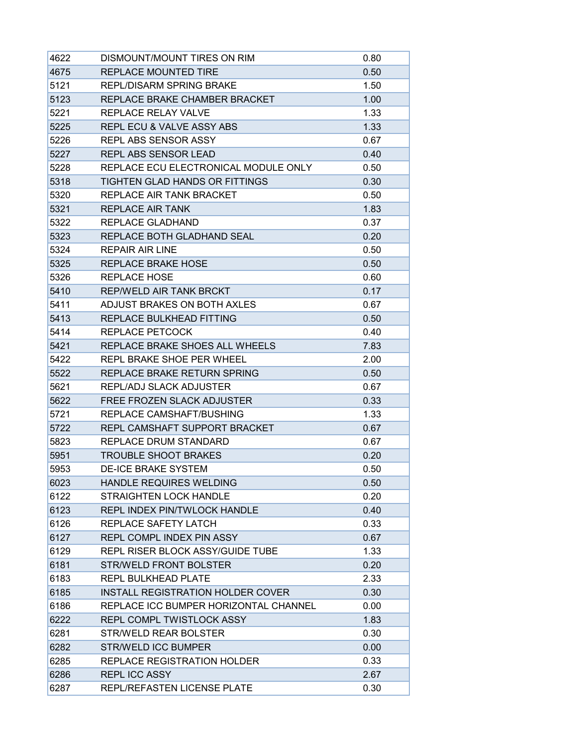| | | |
|---|---|---|
| 4622 | DISMOUNT/MOUNT TIRES ON RIM | 0.80 |
| 4675 | REPLACE MOUNTED TIRE | 0.50 |
| 5121 | REPL/DISARM SPRING BRAKE | 1.50 |
| 5123 | REPLACE BRAKE CHAMBER BRACKET | 1.00 |
| 5221 | REPLACE RELAY VALVE | 1.33 |
| 5225 | REPL ECU & VALVE ASSY ABS | 1.33 |
| 5226 | REPL ABS SENSOR ASSY | 0.67 |
| 5227 | REPL ABS SENSOR LEAD | 0.40 |
| 5228 | REPLACE ECU ELECTRONICAL MODULE ONLY | 0.50 |
| 5318 | TIGHTEN GLAD HANDS OR FITTINGS | 0.30 |
| 5320 | REPLACE AIR TANK BRACKET | 0.50 |
| 5321 | REPLACE AIR TANK | 1.83 |
| 5322 | REPLACE GLADHAND | 0.37 |
| 5323 | REPLACE BOTH GLADHAND SEAL | 0.20 |
| 5324 | REPAIR AIR LINE | 0.50 |
| 5325 | REPLACE BRAKE HOSE | 0.50 |
| 5326 | REPLACE HOSE | 0.60 |
| 5410 | REP/WELD AIR TANK BRCKT | 0.17 |
| 5411 | ADJUST BRAKES ON BOTH AXLES | 0.67 |
| 5413 | REPLACE BULKHEAD FITTING | 0.50 |
| 5414 | REPLACE PETCOCK | 0.40 |
| 5421 | REPLACE BRAKE SHOES ALL WHEELS | 7.83 |
| 5422 | REPL BRAKE SHOE PER WHEEL | 2.00 |
| 5522 | REPLACE BRAKE RETURN SPRING | 0.50 |
| 5621 | REPL/ADJ SLACK ADJUSTER | 0.67 |
| 5622 | FREE FROZEN SLACK ADJUSTER | 0.33 |
| 5721 | REPLACE CAMSHAFT/BUSHING | 1.33 |
| 5722 | REPL CAMSHAFT SUPPORT BRACKET | 0.67 |
| 5823 | REPLACE DRUM STANDARD | 0.67 |
| 5951 | TROUBLE SHOOT BRAKES | 0.20 |
| 5953 | DE-ICE BRAKE SYSTEM | 0.50 |
| 6023 | HANDLE REQUIRES WELDING | 0.50 |
| 6122 | STRAIGHTEN LOCK HANDLE | 0.20 |
| 6123 | REPL INDEX PIN/TWLOCK HANDLE | 0.40 |
| 6126 | REPLACE SAFETY LATCH | 0.33 |
| 6127 | REPL COMPL INDEX PIN ASSY | 0.67 |
| 6129 | REPL RISER BLOCK ASSY/GUIDE TUBE | 1.33 |
| 6181 | STR/WELD FRONT BOLSTER | 0.20 |
| 6183 | REPL BULKHEAD PLATE | 2.33 |
| 6185 | INSTALL REGISTRATION HOLDER COVER | 0.30 |
| 6186 | REPLACE ICC BUMPER HORIZONTAL CHANNEL | 0.00 |
| 6222 | REPL COMPL TWISTLOCK ASSY | 1.83 |
| 6281 | STR/WELD REAR BOLSTER | 0.30 |
| 6282 | STR/WELD ICC BUMPER | 0.00 |
| 6285 | REPLACE REGISTRATION HOLDER | 0.33 |
| 6286 | REPL ICC ASSY | 2.67 |
| 6287 | REPL/REFASTEN LICENSE PLATE | 0.30 |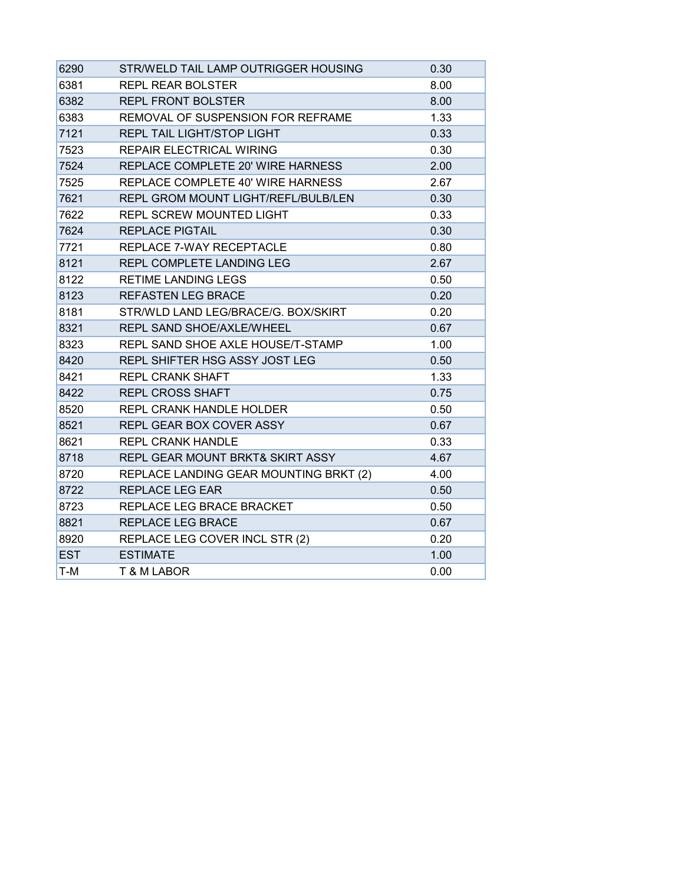| | | |
|---|---|---|
| 6290 | STR/WELD TAIL LAMP OUTRIGGER HOUSING | 0.30 |
| 6381 | REPL REAR BOLSTER | 8.00 |
| 6382 | REPL FRONT BOLSTER | 8.00 |
| 6383 | REMOVAL OF SUSPENSION FOR REFRAME | 1.33 |
| 7121 | REPL TAIL LIGHT/STOP LIGHT | 0.33 |
| 7523 | REPAIR ELECTRICAL WIRING | 0.30 |
| 7524 | REPLACE COMPLETE 20' WIRE HARNESS | 2.00 |
| 7525 | REPLACE COMPLETE 40' WIRE HARNESS | 2.67 |
| 7621 | REPL GROM MOUNT LIGHT/REFL/BULB/LEN | 0.30 |
| 7622 | REPL SCREW MOUNTED LIGHT | 0.33 |
| 7624 | REPLACE PIGTAIL | 0.30 |
| 7721 | REPLACE 7-WAY RECEPTACLE | 0.80 |
| 8121 | REPL COMPLETE LANDING LEG | 2.67 |
| 8122 | RETIME LANDING LEGS | 0.50 |
| 8123 | REFASTEN LEG BRACE | 0.20 |
| 8181 | STR/WLD LAND LEG/BRACE/G. BOX/SKIRT | 0.20 |
| 8321 | REPL SAND SHOE/AXLE/WHEEL | 0.67 |
| 8323 | REPL SAND SHOE AXLE HOUSE/T-STAMP | 1.00 |
| 8420 | REPL SHIFTER HSG ASSY JOST LEG | 0.50 |
| 8421 | REPL CRANK SHAFT | 1.33 |
| 8422 | REPL CROSS SHAFT | 0.75 |
| 8520 | REPL CRANK HANDLE HOLDER | 0.50 |
| 8521 | REPL GEAR BOX COVER ASSY | 0.67 |
| 8621 | REPL CRANK HANDLE | 0.33 |
| 8718 | REPL GEAR MOUNT BRKT& SKIRT ASSY | 4.67 |
| 8720 | REPLACE LANDING GEAR MOUNTING BRKT (2) | 4.00 |
| 8722 | REPLACE LEG EAR | 0.50 |
| 8723 | REPLACE LEG BRACE BRACKET | 0.50 |
| 8821 | REPLACE LEG BRACE | 0.67 |
| 8920 | REPLACE LEG COVER INCL STR (2) | 0.20 |
| EST | ESTIMATE | 1.00 |
| T-M | T & M LABOR | 0.00 |